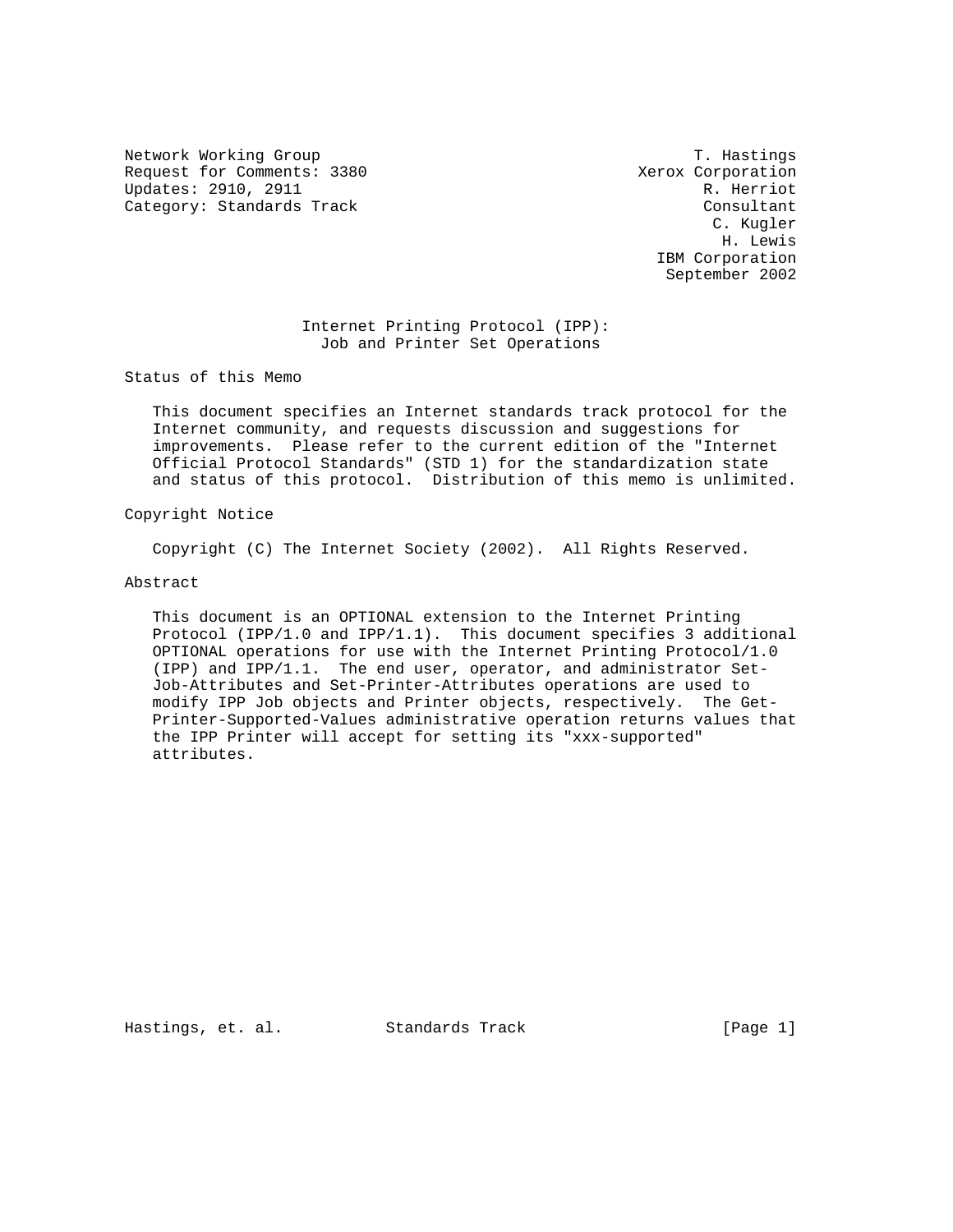Network Working Group                                        T. Hastings
Request for Comments: 3380                                Xerox Corporation
Updates: 2910, 2911                                           R. Herriot
Category: Standards Track                                     Consultant
                                                               C. Kugler
                                                                H. Lewis
                                                         IBM Corporation
                                                          September 2002

# Internet Printing Protocol (IPP): Job and Printer Set Operations

## Status of this Memo

This document specifies an Internet standards track protocol for the Internet community, and requests discussion and suggestions for improvements. Please refer to the current edition of the "Internet Official Protocol Standards" (STD 1) for the standardization state and status of this protocol. Distribution of this memo is unlimited.

## Copyright Notice

Copyright (C) The Internet Society (2002). All Rights Reserved.

## Abstract

This document is an OPTIONAL extension to the Internet Printing Protocol (IPP/1.0 and IPP/1.1). This document specifies 3 additional OPTIONAL operations for use with the Internet Printing Protocol/1.0 (IPP) and IPP/1.1. The end user, operator, and administrator Set-Job-Attributes and Set-Printer-Attributes operations are used to modify IPP Job objects and Printer objects, respectively. The Get-Printer-Supported-Values administrative operation returns values that the IPP Printer will accept for setting its "xxx-supported" attributes.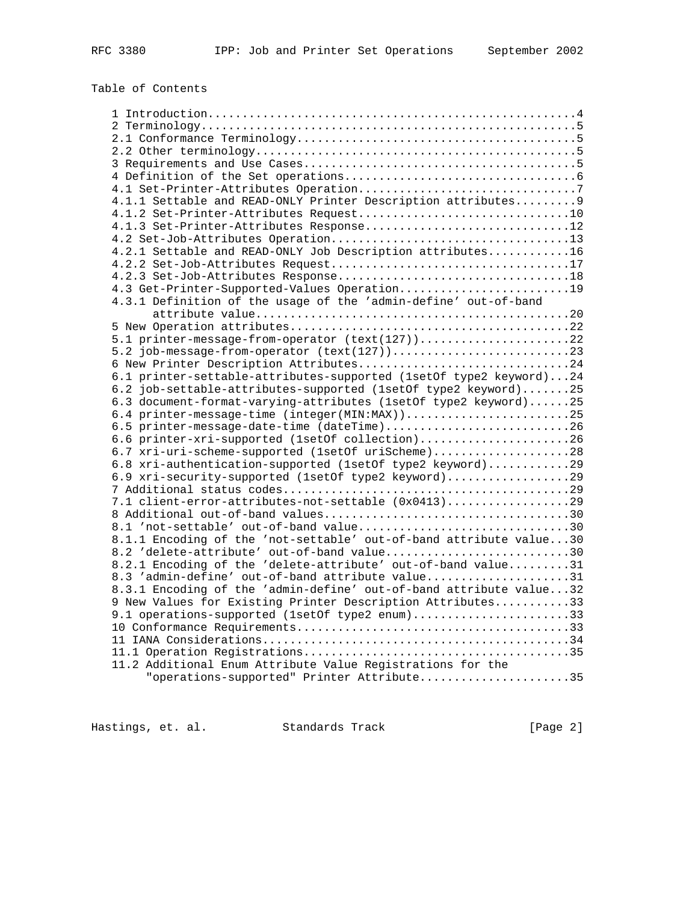Table of Contents

```
1 Introduction.....................................................4
2 Terminology......................................................5
2.1 Conformance Terminology........................................5
2.2 Other terminology..............................................5
3 Requirements and Use Cases.......................................5
4 Definition of the Set operations.................................6
4.1 Set-Printer-Attributes Operation...............................7
4.1.1 Settable and READ-ONLY Printer Description attributes.........9
4.1.2 Set-Printer-Attributes Request..............................10
4.1.3 Set-Printer-Attributes Response.............................12
4.2 Set-Job-Attributes Operation..................................13
4.2.1 Settable and READ-ONLY Job Description attributes...........16
4.2.2 Set-Job-Attributes Request..................................17
4.2.3 Set-Job-Attributes Response.................................18
4.3 Get-Printer-Supported-Values Operation........................19
4.3.1 Definition of the usage of the 'admin-define' out-of-band
      attribute value.............................................20
5 New Operation attributes........................................22
5.1 printer-message-from-operator (text(127)).....................22
5.2 job-message-from-operator (text(127)).........................23
6 New Printer Description Attributes..............................24
6.1 printer-settable-attributes-supported (1setOf type2 keyword)...24
6.2 job-settable-attributes-supported (1setOf type2 keyword).......25
6.3 document-format-varying-attributes (1setOf type2 keyword)......25
6.4 printer-message-time (integer(MIN:MAX))........................25
6.5 printer-message-date-time (dateTime)...........................26
6.6 printer-xri-supported (1setOf collection)......................26
6.7 xri-uri-scheme-supported (1setOf uriScheme)....................28
6.8 xri-authentication-supported (1setOf type2 keyword)............29
6.9 xri-security-supported (1setOf type2 keyword)..................29
7 Additional status codes.........................................29
7.1 client-error-attributes-not-settable (0x0413)..................29
8 Additional out-of-band values...................................30
8.1 'not-settable' out-of-band value..............................30
8.1.1 Encoding of the 'not-settable' out-of-band attribute value...30
8.2 'delete-attribute' out-of-band value..........................30
8.2.1 Encoding of the 'delete-attribute' out-of-band value.........31
8.3 'admin-define' out-of-band attribute value....................31
8.3.1 Encoding of the 'admin-define' out-of-band attribute value...32
9 New Values for Existing Printer Description Attributes..........33
9.1 operations-supported (1setOf type2 enum).......................33
10 Conformance Requirements.......................................33
11 IANA Considerations............................................34
11.1 Operation Registrations......................................35
11.2 Additional Enum Attribute Value Registrations for the
     "operations-supported" Printer Attribute.....................35
```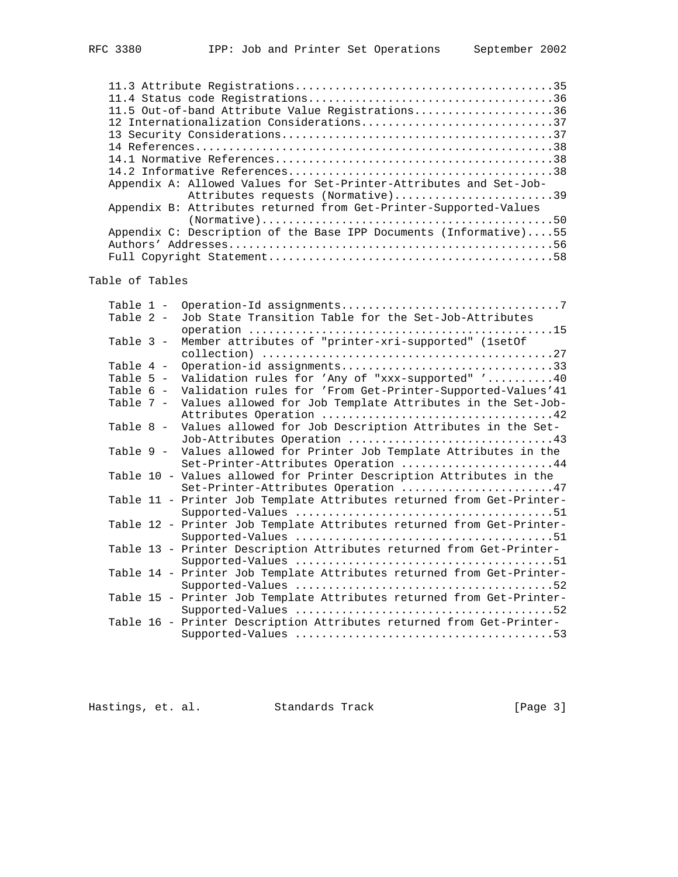```
   11.3 Attribute Registrations......................................35
   11.4 Status code Registrations....................................36
   11.5 Out-of-band Attribute Value Registrations....................36
   12 Internationalization Considerations............................37
   13 Security Considerations........................................37
   14 References.....................................................38
   14.1 Normative References.........................................38
   14.2 Informative References.......................................38
   Appendix A: Allowed Values for Set-Printer-Attributes and Set-Job-
               Attributes requests (Normative)........................39
   Appendix B: Attributes returned from Get-Printer-Supported-Values
               (Normative)............................................50
   Appendix C: Description of the Base IPP Documents (Informative)....55
   Authors' Addresses................................................56
   Full Copyright Statement..........................................58
```

Table of Tables

```
   Table 1 -  Operation-Id assignments................................7
   Table 2 -  Job State Transition Table for the Set-Job-Attributes
              operation ............................................15
   Table 3 -  Member attributes of "printer-xri-supported" (1setOf
              collection) ..........................................27
   Table 4 -  Operation-id assignments...............................33
   Table 5 -  Validation rules for 'Any of "xxx-supported" '..........40
   Table 6 -  Validation rules for 'From Get-Printer-Supported-Values'41
   Table 7 -  Values allowed for Job Template Attributes in the Set-Job-
              Attributes Operation ..................................42
   Table 8 -  Values allowed for Job Description Attributes in the Set-
              Job-Attributes Operation ..............................43
   Table 9 -  Values allowed for Printer Job Template Attributes in the
              Set-Printer-Attributes Operation ......................44
   Table 10 - Values allowed for Printer Description Attributes in the
              Set-Printer-Attributes Operation ......................47
   Table 11 - Printer Job Template Attributes returned from Get-Printer-
              Supported-Values ......................................51
   Table 12 - Printer Job Template Attributes returned from Get-Printer-
              Supported-Values ......................................51
   Table 13 - Printer Description Attributes returned from Get-Printer-
              Supported-Values ......................................51
   Table 14 - Printer Job Template Attributes returned from Get-Printer-
              Supported-Values ......................................52
   Table 15 - Printer Job Template Attributes returned from Get-Printer-
              Supported-Values ......................................52
   Table 16 - Printer Description Attributes returned from Get-Printer-
              Supported-Values ......................................53
```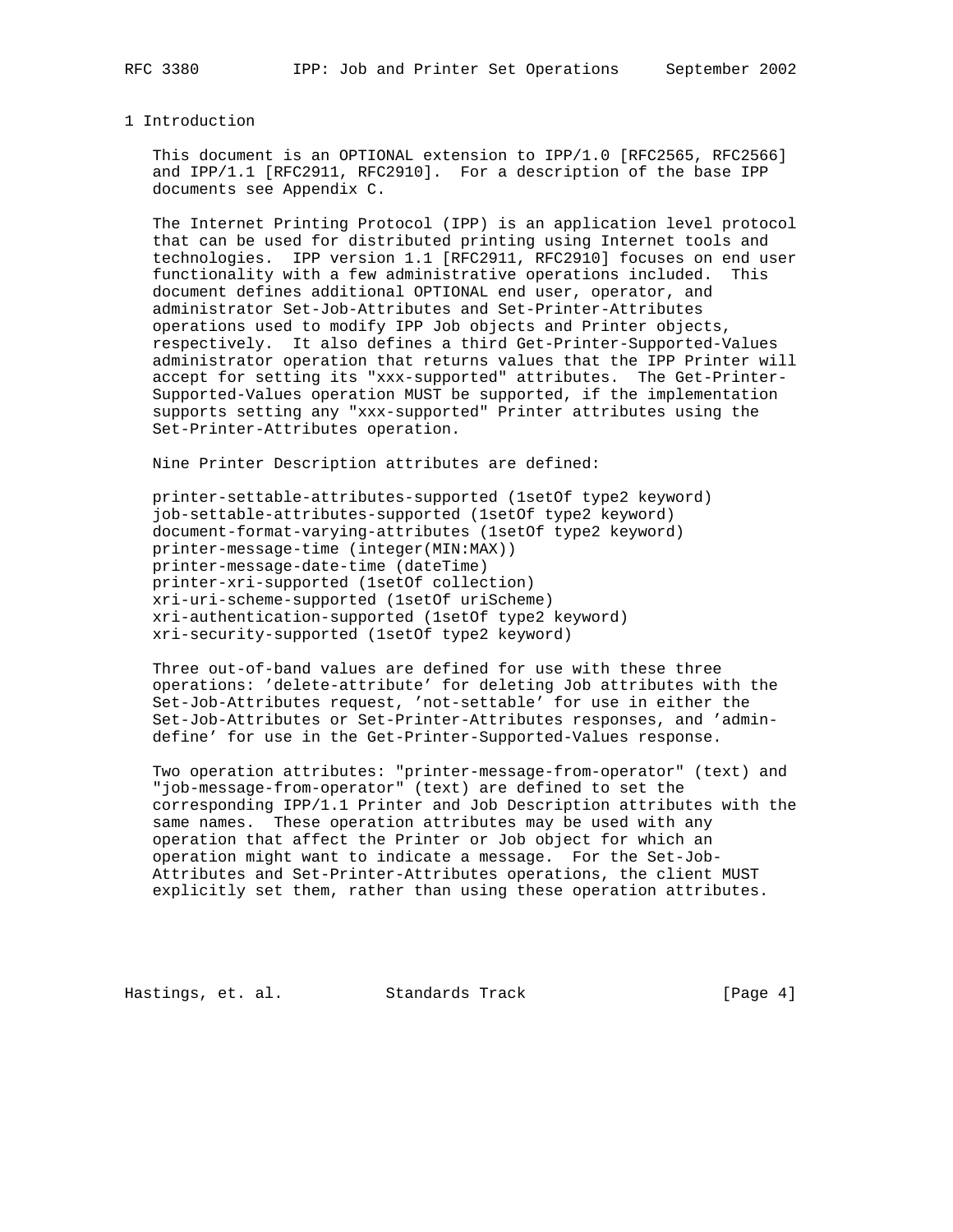# 1 Introduction

This document is an OPTIONAL extension to IPP/1.0 [RFC2565, RFC2566] and IPP/1.1 [RFC2911, RFC2910]. For a description of the base IPP documents see Appendix C.

The Internet Printing Protocol (IPP) is an application level protocol that can be used for distributed printing using Internet tools and technologies. IPP version 1.1 [RFC2911, RFC2910] focuses on end user functionality with a few administrative operations included. This document defines additional OPTIONAL end user, operator, and administrator Set-Job-Attributes and Set-Printer-Attributes operations used to modify IPP Job objects and Printer objects, respectively. It also defines a third Get-Printer-Supported-Values administrator operation that returns values that the IPP Printer will accept for setting its "xxx-supported" attributes. The Get-Printer-Supported-Values operation MUST be supported, if the implementation supports setting any "xxx-supported" Printer attributes using the Set-Printer-Attributes operation.

Nine Printer Description attributes are defined:

```
printer-settable-attributes-supported (1setOf type2 keyword)
job-settable-attributes-supported (1setOf type2 keyword)
document-format-varying-attributes (1setOf type2 keyword)
printer-message-time (integer(MIN:MAX))
printer-message-date-time (dateTime)
printer-xri-supported (1setOf collection)
xri-uri-scheme-supported (1setOf uriScheme)
xri-authentication-supported (1setOf type2 keyword)
xri-security-supported (1setOf type2 keyword)
```

Three out-of-band values are defined for use with these three operations: 'delete-attribute' for deleting Job attributes with the Set-Job-Attributes request, 'not-settable' for use in either the Set-Job-Attributes or Set-Printer-Attributes responses, and 'admin-define' for use in the Get-Printer-Supported-Values response.

Two operation attributes: "printer-message-from-operator" (text) and "job-message-from-operator" (text) are defined to set the corresponding IPP/1.1 Printer and Job Description attributes with the same names. These operation attributes may be used with any operation that affect the Printer or Job object for which an operation might want to indicate a message. For the Set-Job-Attributes and Set-Printer-Attributes operations, the client MUST explicitly set them, rather than using these operation attributes.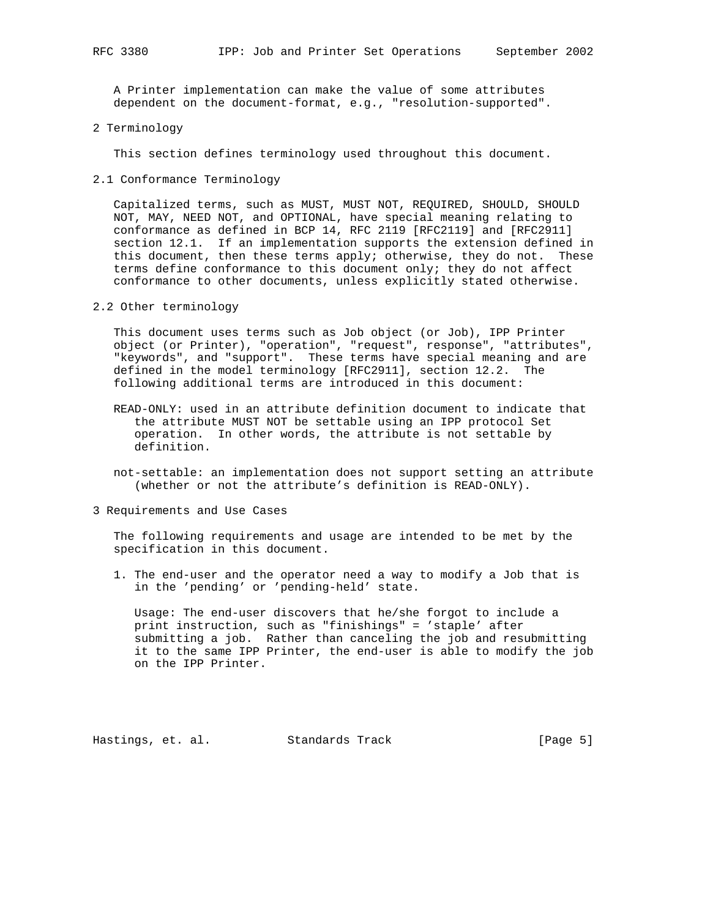A Printer implementation can make the value of some attributes dependent on the document-format, e.g., "resolution-supported".

## 2 Terminology

This section defines terminology used throughout this document.

### 2.1 Conformance Terminology

Capitalized terms, such as MUST, MUST NOT, REQUIRED, SHOULD, SHOULD NOT, MAY, NEED NOT, and OPTIONAL, have special meaning relating to conformance as defined in BCP 14, RFC 2119 [RFC2119] and [RFC2911] section 12.1. If an implementation supports the extension defined in this document, then these terms apply; otherwise, they do not. These terms define conformance to this document only; they do not affect conformance to other documents, unless explicitly stated otherwise.

### 2.2 Other terminology

This document uses terms such as Job object (or Job), IPP Printer object (or Printer), "operation", "request", response", "attributes", "keywords", and "support". These terms have special meaning and are defined in the model terminology [RFC2911], section 12.2. The following additional terms are introduced in this document:

READ-ONLY: used in an attribute definition document to indicate that the attribute MUST NOT be settable using an IPP protocol Set operation. In other words, the attribute is not settable by definition.

not-settable: an implementation does not support setting an attribute (whether or not the attribute's definition is READ-ONLY).

## 3 Requirements and Use Cases

The following requirements and usage are intended to be met by the specification in this document.

1. The end-user and the operator need a way to modify a Job that is in the 'pending' or 'pending-held' state.

   Usage: The end-user discovers that he/she forgot to include a print instruction, such as "finishings" = 'staple' after submitting a job. Rather than canceling the job and resubmitting it to the same IPP Printer, the end-user is able to modify the job on the IPP Printer.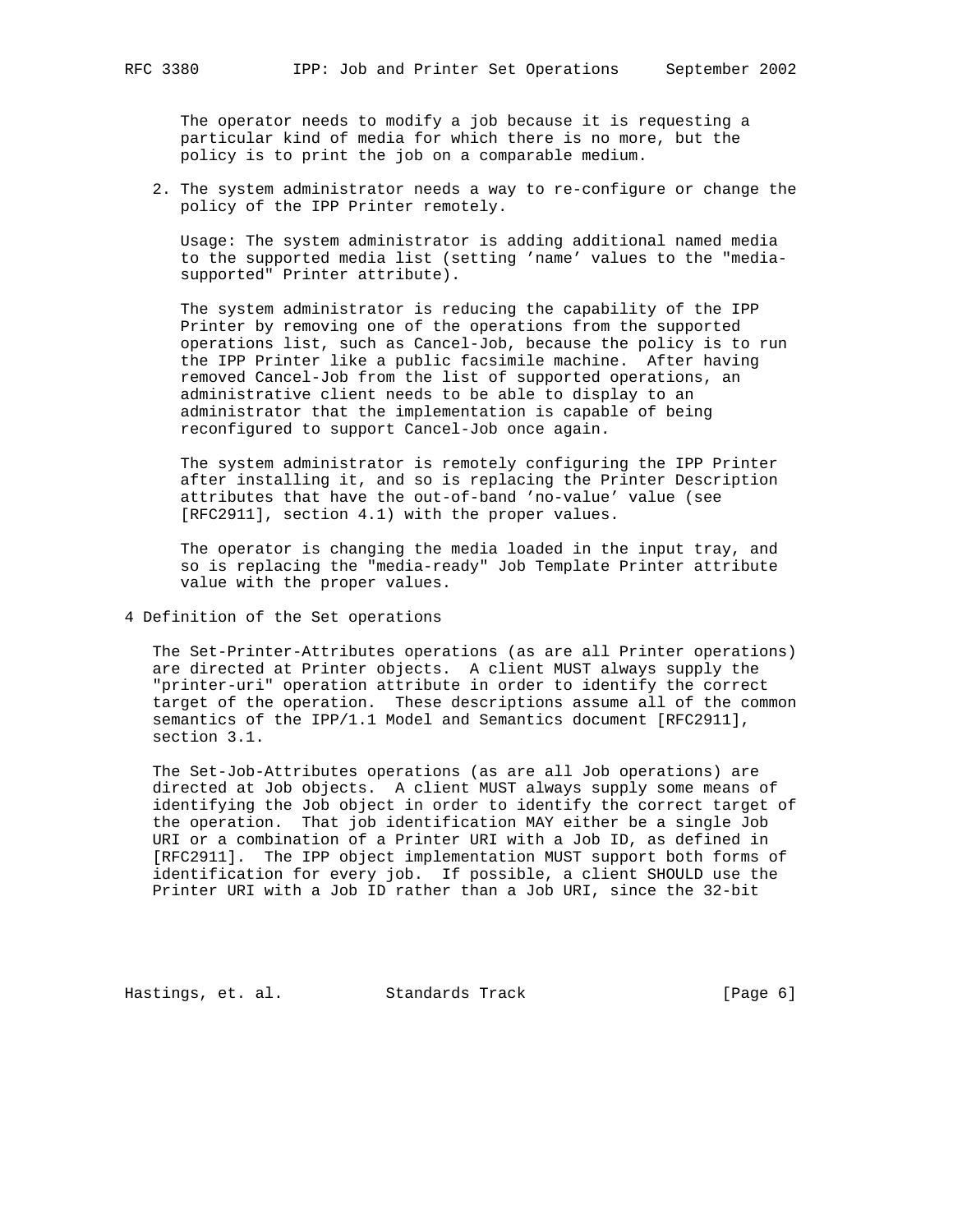The operator needs to modify a job because it is requesting a particular kind of media for which there is no more, but the policy is to print the job on a comparable medium.

2. The system administrator needs a way to re-configure or change the policy of the IPP Printer remotely.

   Usage: The system administrator is adding additional named media to the supported media list (setting 'name' values to the "media-supported" Printer attribute).

   The system administrator is reducing the capability of the IPP Printer by removing one of the operations from the supported operations list, such as Cancel-Job, because the policy is to run the IPP Printer like a public facsimile machine. After having removed Cancel-Job from the list of supported operations, an administrative client needs to be able to display to an administrator that the implementation is capable of being reconfigured to support Cancel-Job once again.

   The system administrator is remotely configuring the IPP Printer after installing it, and so is replacing the Printer Description attributes that have the out-of-band 'no-value' value (see [RFC2911], section 4.1) with the proper values.

   The operator is changing the media loaded in the input tray, and so is replacing the "media-ready" Job Template Printer attribute value with the proper values.

# 4 Definition of the Set operations

The Set-Printer-Attributes operations (as are all Printer operations) are directed at Printer objects. A client MUST always supply the "printer-uri" operation attribute in order to identify the correct target of the operation. These descriptions assume all of the common semantics of the IPP/1.1 Model and Semantics document [RFC2911], section 3.1.

The Set-Job-Attributes operations (as are all Job operations) are directed at Job objects. A client MUST always supply some means of identifying the Job object in order to identify the correct target of the operation. That job identification MAY either be a single Job URI or a combination of a Printer URI with a Job ID, as defined in [RFC2911]. The IPP object implementation MUST support both forms of identification for every job. If possible, a client SHOULD use the Printer URI with a Job ID rather than a Job URI, since the 32-bit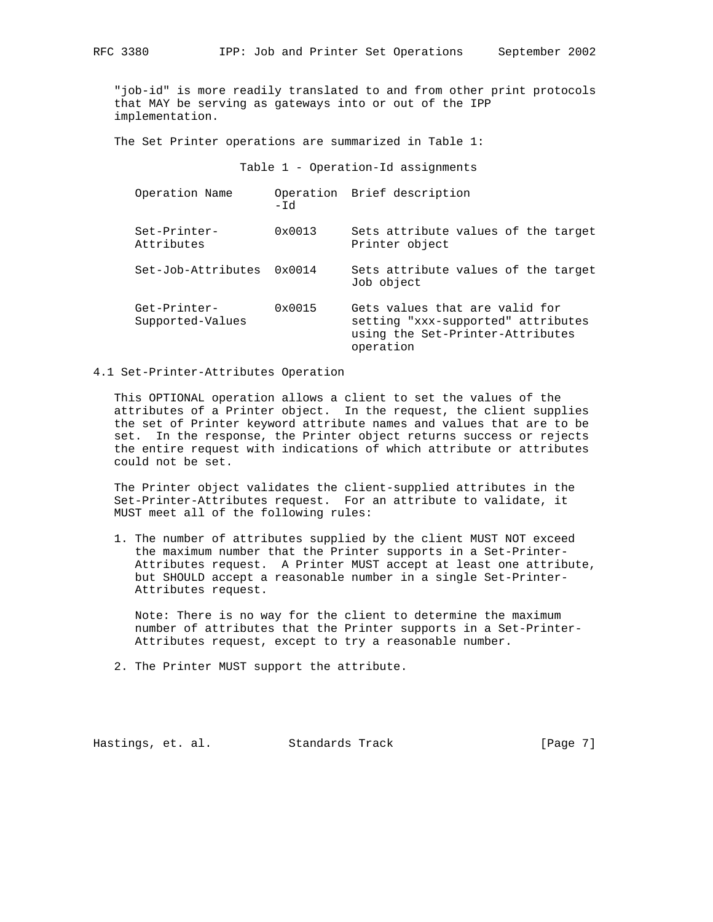"job-id" is more readily translated to and from other print protocols that MAY be serving as gateways into or out of the IPP implementation.

The Set Printer operations are summarized in Table 1:

Table 1 - Operation-Id assignments

| Operation Name | Operation-Id | Brief description |
|---|---|---|
| Set-Printer-Attributes | 0x0013 | Sets attribute values of the target Printer object |
| Set-Job-Attributes | 0x0014 | Sets attribute values of the target Job object |
| Get-Printer-Supported-Values | 0x0015 | Gets values that are valid for setting "xxx-supported" attributes using the Set-Printer-Attributes operation |

### 4.1 Set-Printer-Attributes Operation

This OPTIONAL operation allows a client to set the values of the attributes of a Printer object. In the request, the client supplies the set of Printer keyword attribute names and values that are to be set. In the response, the Printer object returns success or rejects the entire request with indications of which attribute or attributes could not be set.

The Printer object validates the client-supplied attributes in the Set-Printer-Attributes request. For an attribute to validate, it MUST meet all of the following rules:

1. The number of attributes supplied by the client MUST NOT exceed the maximum number that the Printer supports in a Set-Printer-Attributes request. A Printer MUST accept at least one attribute, but SHOULD accept a reasonable number in a single Set-Printer-Attributes request.

   Note: There is no way for the client to determine the maximum number of attributes that the Printer supports in a Set-Printer-Attributes request, except to try a reasonable number.

2. The Printer MUST support the attribute.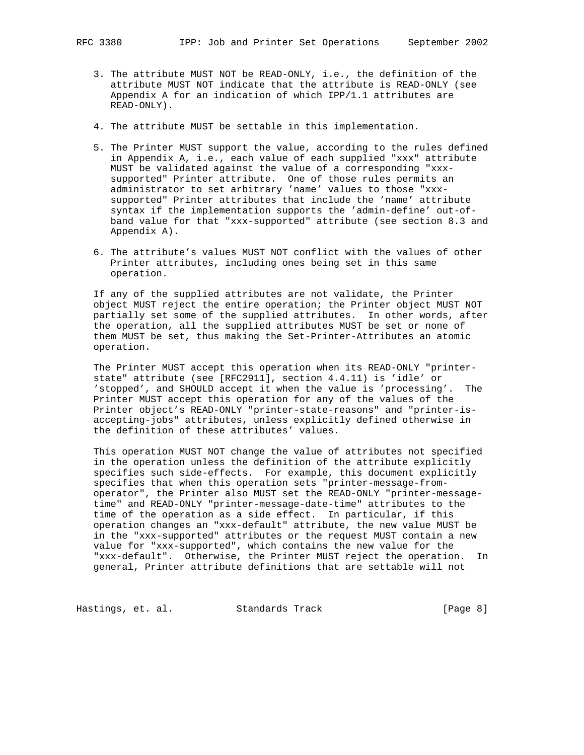3. The attribute MUST NOT be READ-ONLY, i.e., the definition of the attribute MUST NOT indicate that the attribute is READ-ONLY (see Appendix A for an indication of which IPP/1.1 attributes are READ-ONLY).

4. The attribute MUST be settable in this implementation.

5. The Printer MUST support the value, according to the rules defined in Appendix A, i.e., each value of each supplied "xxx" attribute MUST be validated against the value of a corresponding "xxx-supported" Printer attribute. One of those rules permits an administrator to set arbitrary 'name' values to those "xxx-supported" Printer attributes that include the 'name' attribute syntax if the implementation supports the 'admin-define' out-of-band value for that "xxx-supported" attribute (see section 8.3 and Appendix A).

6. The attribute's values MUST NOT conflict with the values of other Printer attributes, including ones being set in this same operation.

If any of the supplied attributes are not validate, the Printer object MUST reject the entire operation; the Printer object MUST NOT partially set some of the supplied attributes. In other words, after the operation, all the supplied attributes MUST be set or none of them MUST be set, thus making the Set-Printer-Attributes an atomic operation.

The Printer MUST accept this operation when its READ-ONLY "printer-state" attribute (see [RFC2911], section 4.4.11) is 'idle' or 'stopped', and SHOULD accept it when the value is 'processing'. The Printer MUST accept this operation for any of the values of the Printer object's READ-ONLY "printer-state-reasons" and "printer-is-accepting-jobs" attributes, unless explicitly defined otherwise in the definition of these attributes' values.

This operation MUST NOT change the value of attributes not specified in the operation unless the definition of the attribute explicitly specifies such side-effects. For example, this document explicitly specifies that when this operation sets "printer-message-from-operator", the Printer also MUST set the READ-ONLY "printer-message-time" and READ-ONLY "printer-message-date-time" attributes to the time of the operation as a side effect. In particular, if this operation changes an "xxx-default" attribute, the new value MUST be in the "xxx-supported" attributes or the request MUST contain a new value for "xxx-supported", which contains the new value for the "xxx-default". Otherwise, the Printer MUST reject the operation. In general, Printer attribute definitions that are settable will not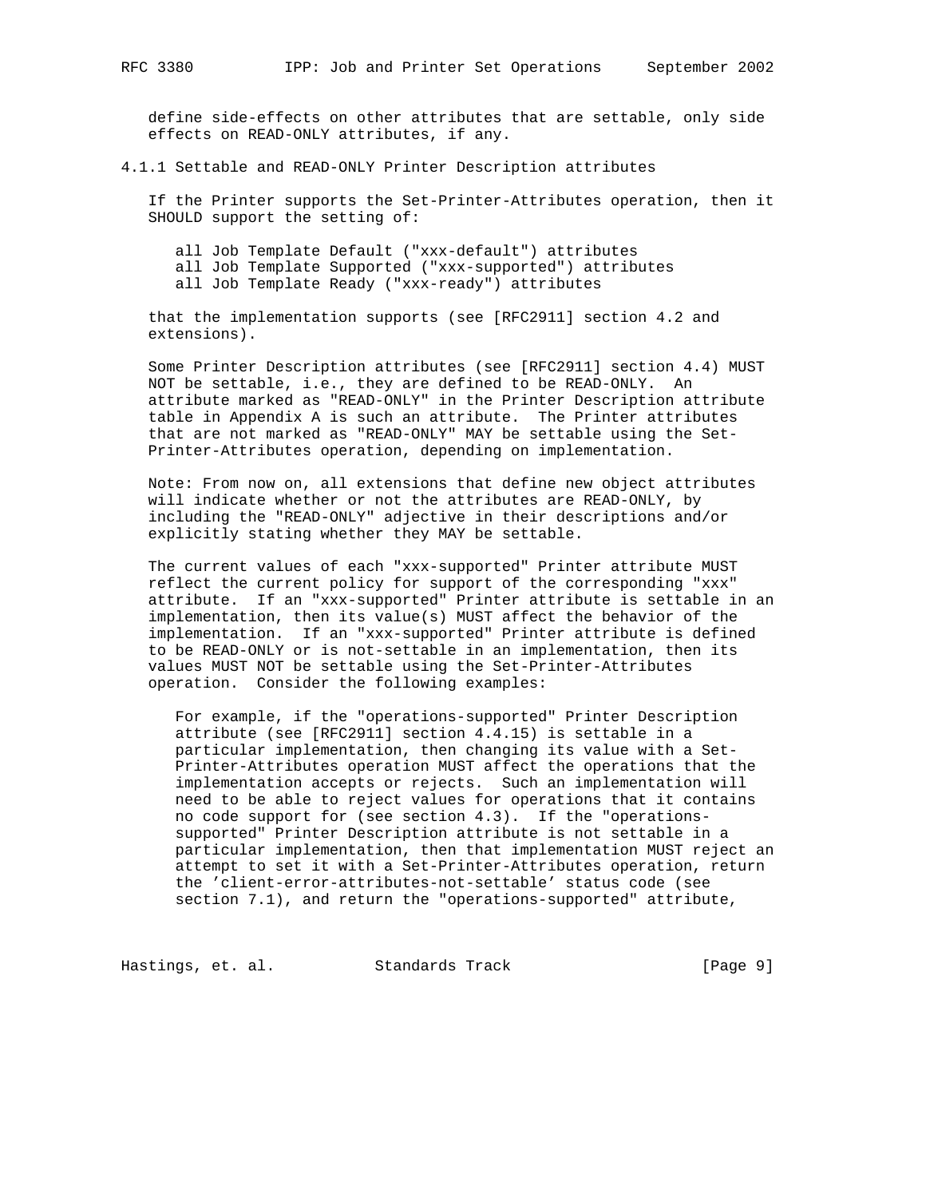define side-effects on other attributes that are settable, only side effects on READ-ONLY attributes, if any.

### 4.1.1 Settable and READ-ONLY Printer Description attributes

If the Printer supports the Set-Printer-Attributes operation, then it SHOULD support the setting of:

all Job Template Default ("xxx-default") attributes
all Job Template Supported ("xxx-supported") attributes
all Job Template Ready ("xxx-ready") attributes

that the implementation supports (see [RFC2911] section 4.2 and extensions).

Some Printer Description attributes (see [RFC2911] section 4.4) MUST NOT be settable, i.e., they are defined to be READ-ONLY. An attribute marked as "READ-ONLY" in the Printer Description attribute table in Appendix A is such an attribute. The Printer attributes that are not marked as "READ-ONLY" MAY be settable using the Set-Printer-Attributes operation, depending on implementation.

Note: From now on, all extensions that define new object attributes will indicate whether or not the attributes are READ-ONLY, by including the "READ-ONLY" adjective in their descriptions and/or explicitly stating whether they MAY be settable.

The current values of each "xxx-supported" Printer attribute MUST reflect the current policy for support of the corresponding "xxx" attribute. If an "xxx-supported" Printer attribute is settable in an implementation, then its value(s) MUST affect the behavior of the implementation. If an "xxx-supported" Printer attribute is defined to be READ-ONLY or is not-settable in an implementation, then its values MUST NOT be settable using the Set-Printer-Attributes operation. Consider the following examples:

For example, if the "operations-supported" Printer Description attribute (see [RFC2911] section 4.4.15) is settable in a particular implementation, then changing its value with a Set-Printer-Attributes operation MUST affect the operations that the implementation accepts or rejects. Such an implementation will need to be able to reject values for operations that it contains no code support for (see section 4.3). If the "operations-supported" Printer Description attribute is not settable in a particular implementation, then that implementation MUST reject an attempt to set it with a Set-Printer-Attributes operation, return the 'client-error-attributes-not-settable' status code (see section 7.1), and return the "operations-supported" attribute,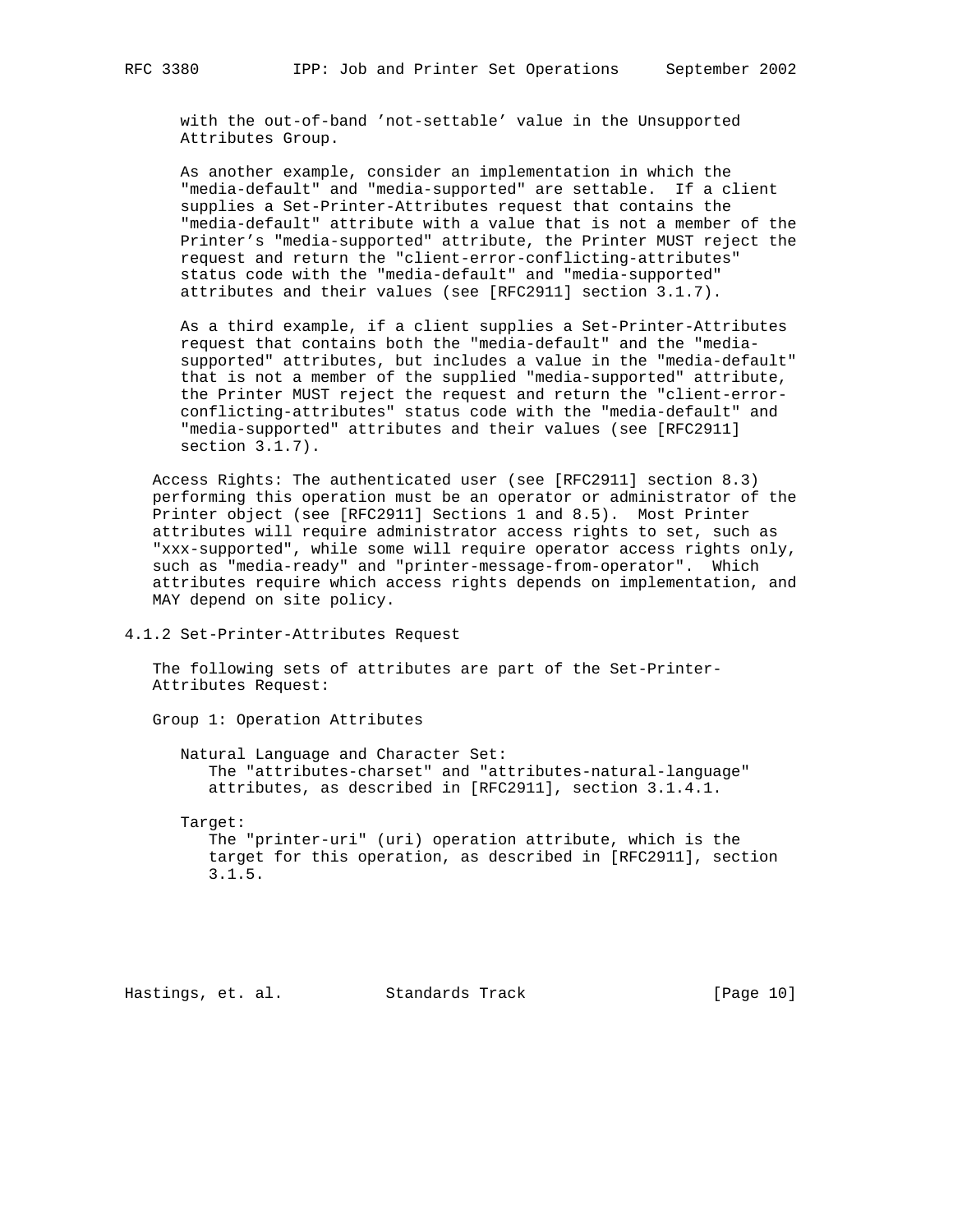with the out-of-band 'not-settable' value in the Unsupported Attributes Group.

As another example, consider an implementation in which the "media-default" and "media-supported" are settable. If a client supplies a Set-Printer-Attributes request that contains the "media-default" attribute with a value that is not a member of the Printer's "media-supported" attribute, the Printer MUST reject the request and return the "client-error-conflicting-attributes" status code with the "media-default" and "media-supported" attributes and their values (see [RFC2911] section 3.1.7).

As a third example, if a client supplies a Set-Printer-Attributes request that contains both the "media-default" and the "media-supported" attributes, but includes a value in the "media-default" that is not a member of the supplied "media-supported" attribute, the Printer MUST reject the request and return the "client-error-conflicting-attributes" status code with the "media-default" and "media-supported" attributes and their values (see [RFC2911] section 3.1.7).

Access Rights: The authenticated user (see [RFC2911] section 8.3) performing this operation must be an operator or administrator of the Printer object (see [RFC2911] Sections 1 and 8.5). Most Printer attributes will require administrator access rights to set, such as "xxx-supported", while some will require operator access rights only, such as "media-ready" and "printer-message-from-operator". Which attributes require which access rights depends on implementation, and MAY depend on site policy.

### 4.1.2 Set-Printer-Attributes Request

The following sets of attributes are part of the Set-Printer-Attributes Request:

Group 1: Operation Attributes

Natural Language and Character Set:
The "attributes-charset" and "attributes-natural-language" attributes, as described in [RFC2911], section 3.1.4.1.

Target:
The "printer-uri" (uri) operation attribute, which is the target for this operation, as described in [RFC2911], section 3.1.5.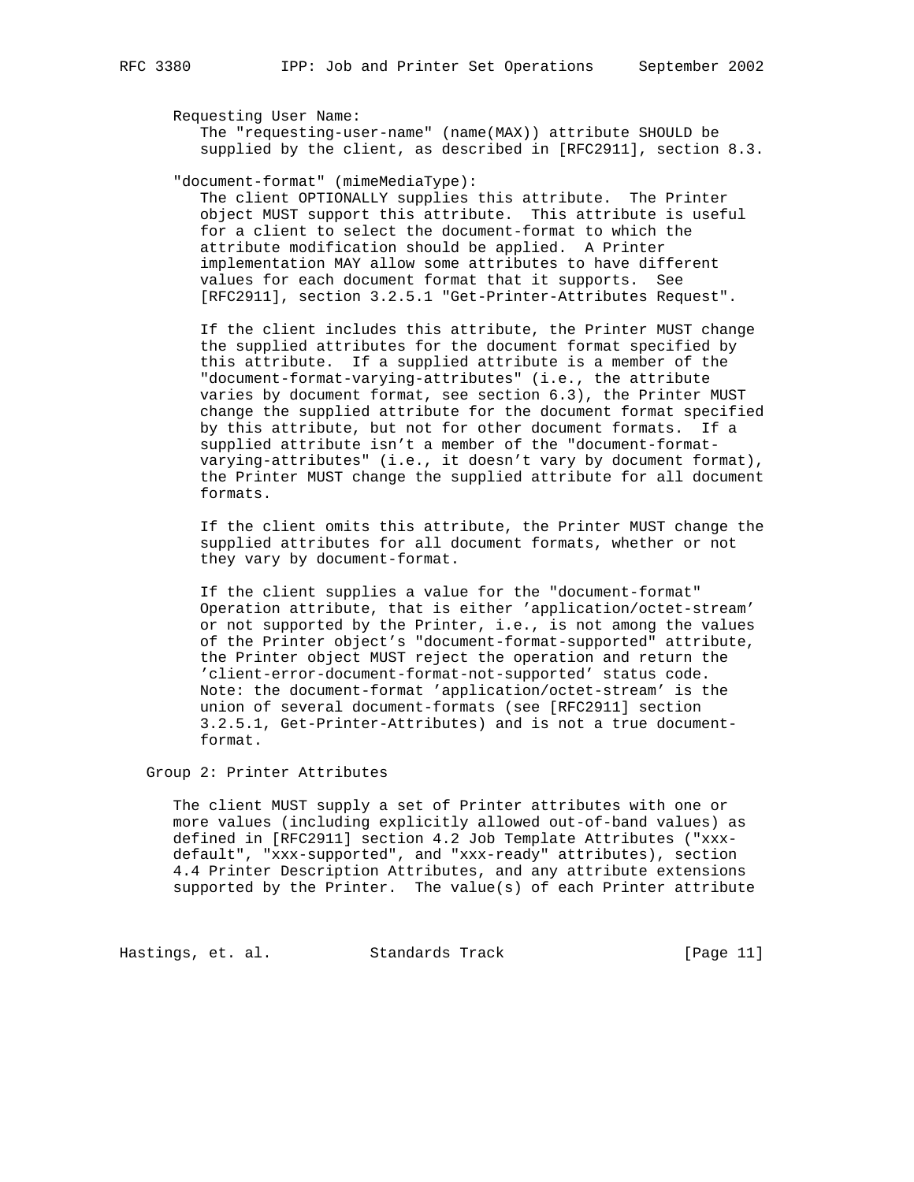Requesting User Name:
The "requesting-user-name" (name(MAX)) attribute SHOULD be supplied by the client, as described in [RFC2911], section 8.3.

"document-format" (mimeMediaType):
The client OPTIONALLY supplies this attribute. The Printer object MUST support this attribute. This attribute is useful for a client to select the document-format to which the attribute modification should be applied. A Printer implementation MAY allow some attributes to have different values for each document format that it supports. See [RFC2911], section 3.2.5.1 "Get-Printer-Attributes Request".

If the client includes this attribute, the Printer MUST change the supplied attributes for the document format specified by this attribute. If a supplied attribute is a member of the "document-format-varying-attributes" (i.e., the attribute varies by document format, see section 6.3), the Printer MUST change the supplied attribute for the document format specified by this attribute, but not for other document formats. If a supplied attribute isn't a member of the "document-format-varying-attributes" (i.e., it doesn't vary by document format), the Printer MUST change the supplied attribute for all document formats.

If the client omits this attribute, the Printer MUST change the supplied attributes for all document formats, whether or not they vary by document-format.

If the client supplies a value for the "document-format" Operation attribute, that is either 'application/octet-stream' or not supported by the Printer, i.e., is not among the values of the Printer object's "document-format-supported" attribute, the Printer object MUST reject the operation and return the 'client-error-document-format-not-supported' status code. Note: the document-format 'application/octet-stream' is the union of several document-formats (see [RFC2911] section 3.2.5.1, Get-Printer-Attributes) and is not a true document-format.

Group 2: Printer Attributes

The client MUST supply a set of Printer attributes with one or more values (including explicitly allowed out-of-band values) as defined in [RFC2911] section 4.2 Job Template Attributes ("xxx-default", "xxx-supported", and "xxx-ready" attributes), section 4.4 Printer Description Attributes, and any attribute extensions supported by the Printer. The value(s) of each Printer attribute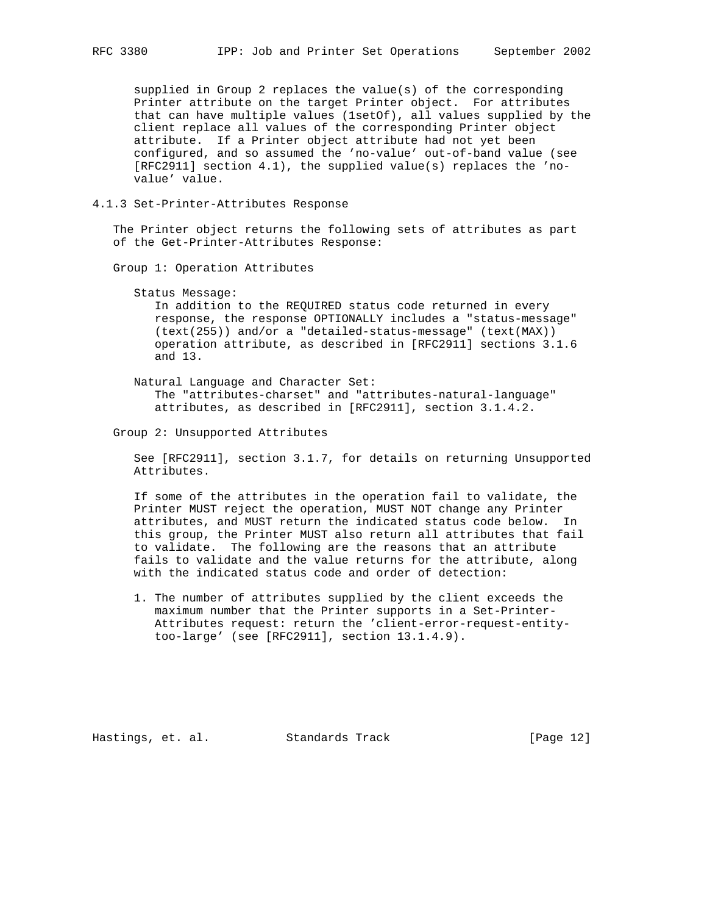supplied in Group 2 replaces the value(s) of the corresponding Printer attribute on the target Printer object. For attributes that can have multiple values (1setOf), all values supplied by the client replace all values of the corresponding Printer object attribute. If a Printer object attribute had not yet been configured, and so assumed the 'no-value' out-of-band value (see [RFC2911] section 4.1), the supplied value(s) replaces the 'no-value' value.

### 4.1.3 Set-Printer-Attributes Response

The Printer object returns the following sets of attributes as part of the Get-Printer-Attributes Response:

Group 1: Operation Attributes

Status Message:
In addition to the REQUIRED status code returned in every response, the response OPTIONALLY includes a "status-message" (text(255)) and/or a "detailed-status-message" (text(MAX)) operation attribute, as described in [RFC2911] sections 3.1.6 and 13.

Natural Language and Character Set:
The "attributes-charset" and "attributes-natural-language" attributes, as described in [RFC2911], section 3.1.4.2.

Group 2: Unsupported Attributes

See [RFC2911], section 3.1.7, for details on returning Unsupported Attributes.

If some of the attributes in the operation fail to validate, the Printer MUST reject the operation, MUST NOT change any Printer attributes, and MUST return the indicated status code below. In this group, the Printer MUST also return all attributes that fail to validate. The following are the reasons that an attribute fails to validate and the value returns for the attribute, along with the indicated status code and order of detection:

1. The number of attributes supplied by the client exceeds the maximum number that the Printer supports in a Set-Printer-Attributes request: return the 'client-error-request-entity-too-large' (see [RFC2911], section 13.1.4.9).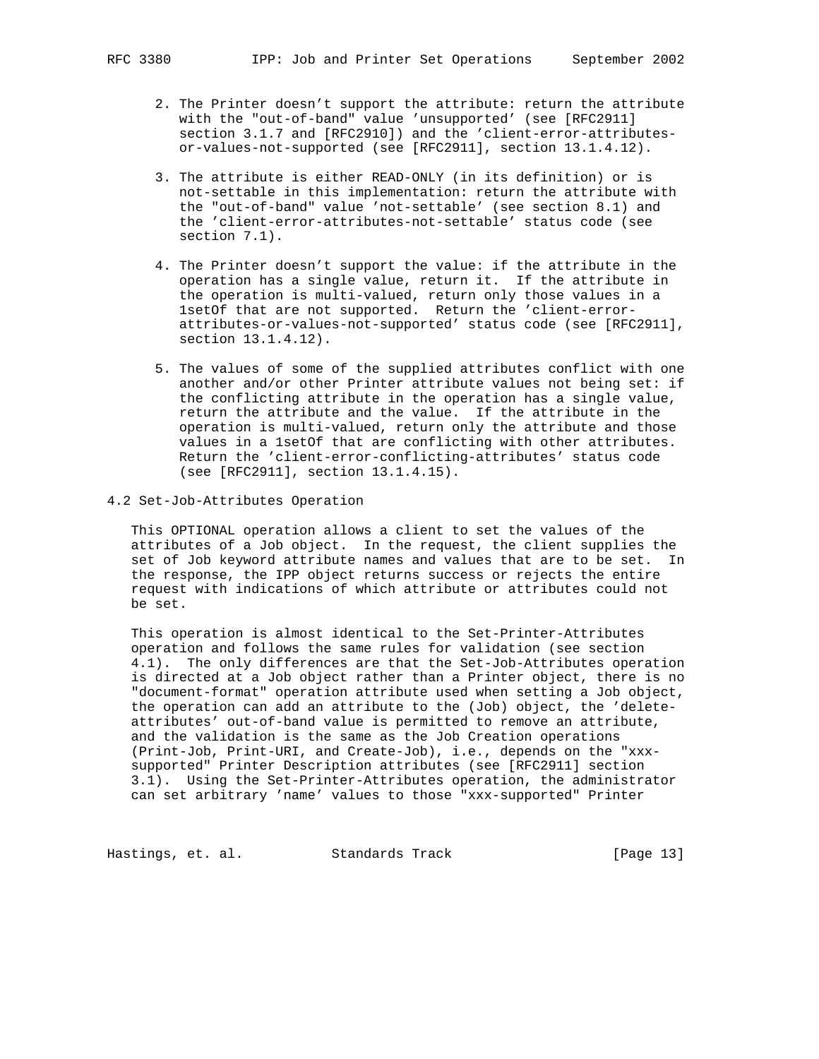2. The Printer doesn't support the attribute: return the attribute with the "out-of-band" value 'unsupported' (see [RFC2911] section 3.1.7 and [RFC2910]) and the 'client-error-attributes-or-values-not-supported (see [RFC2911], section 13.1.4.12).

3. The attribute is either READ-ONLY (in its definition) or is not-settable in this implementation: return the attribute with the "out-of-band" value 'not-settable' (see section 8.1) and the 'client-error-attributes-not-settable' status code (see section 7.1).

4. The Printer doesn't support the value: if the attribute in the operation has a single value, return it. If the attribute in the operation is multi-valued, return only those values in a 1setOf that are not supported. Return the 'client-error-attributes-or-values-not-supported' status code (see [RFC2911], section 13.1.4.12).

5. The values of some of the supplied attributes conflict with one another and/or other Printer attribute values not being set: if the conflicting attribute in the operation has a single value, return the attribute and the value. If the attribute in the operation is multi-valued, return only the attribute and those values in a 1setOf that are conflicting with other attributes. Return the 'client-error-conflicting-attributes' status code (see [RFC2911], section 13.1.4.15).

### 4.2 Set-Job-Attributes Operation

This OPTIONAL operation allows a client to set the values of the attributes of a Job object. In the request, the client supplies the set of Job keyword attribute names and values that are to be set. In the response, the IPP object returns success or rejects the entire request with indications of which attribute or attributes could not be set.

This operation is almost identical to the Set-Printer-Attributes operation and follows the same rules for validation (see section 4.1). The only differences are that the Set-Job-Attributes operation is directed at a Job object rather than a Printer object, there is no "document-format" operation attribute used when setting a Job object, the operation can add an attribute to the (Job) object, the 'delete-attributes' out-of-band value is permitted to remove an attribute, and the validation is the same as the Job Creation operations (Print-Job, Print-URI, and Create-Job), i.e., depends on the "xxx-supported" Printer Description attributes (see [RFC2911] section 3.1). Using the Set-Printer-Attributes operation, the administrator can set arbitrary 'name' values to those "xxx-supported" Printer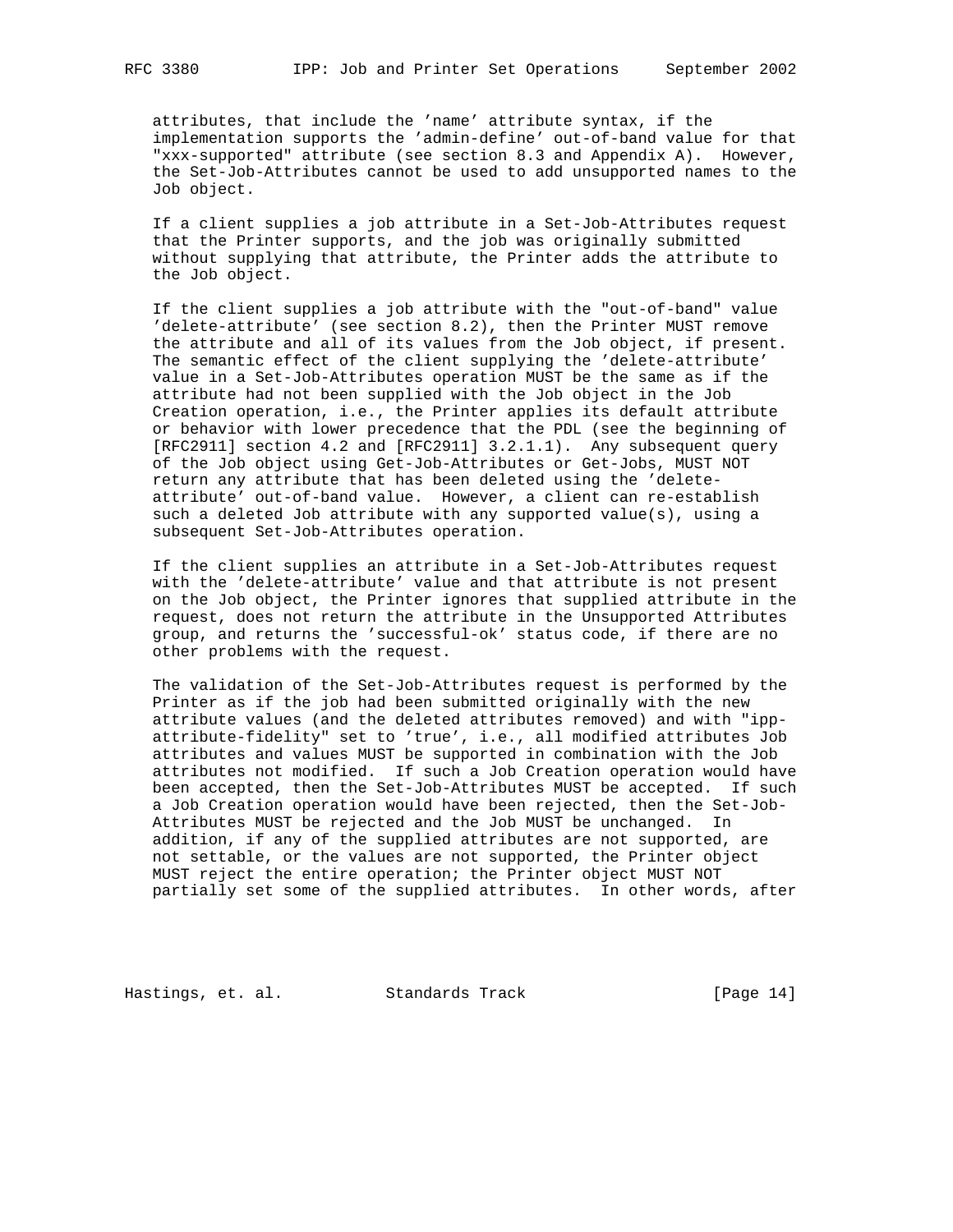attributes, that include the 'name' attribute syntax, if the implementation supports the 'admin-define' out-of-band value for that "xxx-supported" attribute (see section 8.3 and Appendix A). However, the Set-Job-Attributes cannot be used to add unsupported names to the Job object.

If a client supplies a job attribute in a Set-Job-Attributes request that the Printer supports, and the job was originally submitted without supplying that attribute, the Printer adds the attribute to the Job object.

If the client supplies a job attribute with the "out-of-band" value 'delete-attribute' (see section 8.2), then the Printer MUST remove the attribute and all of its values from the Job object, if present. The semantic effect of the client supplying the 'delete-attribute' value in a Set-Job-Attributes operation MUST be the same as if the attribute had not been supplied with the Job object in the Job Creation operation, i.e., the Printer applies its default attribute or behavior with lower precedence that the PDL (see the beginning of [RFC2911] section 4.2 and [RFC2911] 3.2.1.1). Any subsequent query of the Job object using Get-Job-Attributes or Get-Jobs, MUST NOT return any attribute that has been deleted using the 'delete-attribute' out-of-band value. However, a client can re-establish such a deleted Job attribute with any supported value(s), using a subsequent Set-Job-Attributes operation.

If the client supplies an attribute in a Set-Job-Attributes request with the 'delete-attribute' value and that attribute is not present on the Job object, the Printer ignores that supplied attribute in the request, does not return the attribute in the Unsupported Attributes group, and returns the 'successful-ok' status code, if there are no other problems with the request.

The validation of the Set-Job-Attributes request is performed by the Printer as if the job had been submitted originally with the new attribute values (and the deleted attributes removed) and with "ipp-attribute-fidelity" set to 'true', i.e., all modified attributes Job attributes and values MUST be supported in combination with the Job attributes not modified. If such a Job Creation operation would have been accepted, then the Set-Job-Attributes MUST be accepted. If such a Job Creation operation would have been rejected, then the Set-Job-Attributes MUST be rejected and the Job MUST be unchanged. In addition, if any of the supplied attributes are not supported, are not settable, or the values are not supported, the Printer object MUST reject the entire operation; the Printer object MUST NOT partially set some of the supplied attributes. In other words, after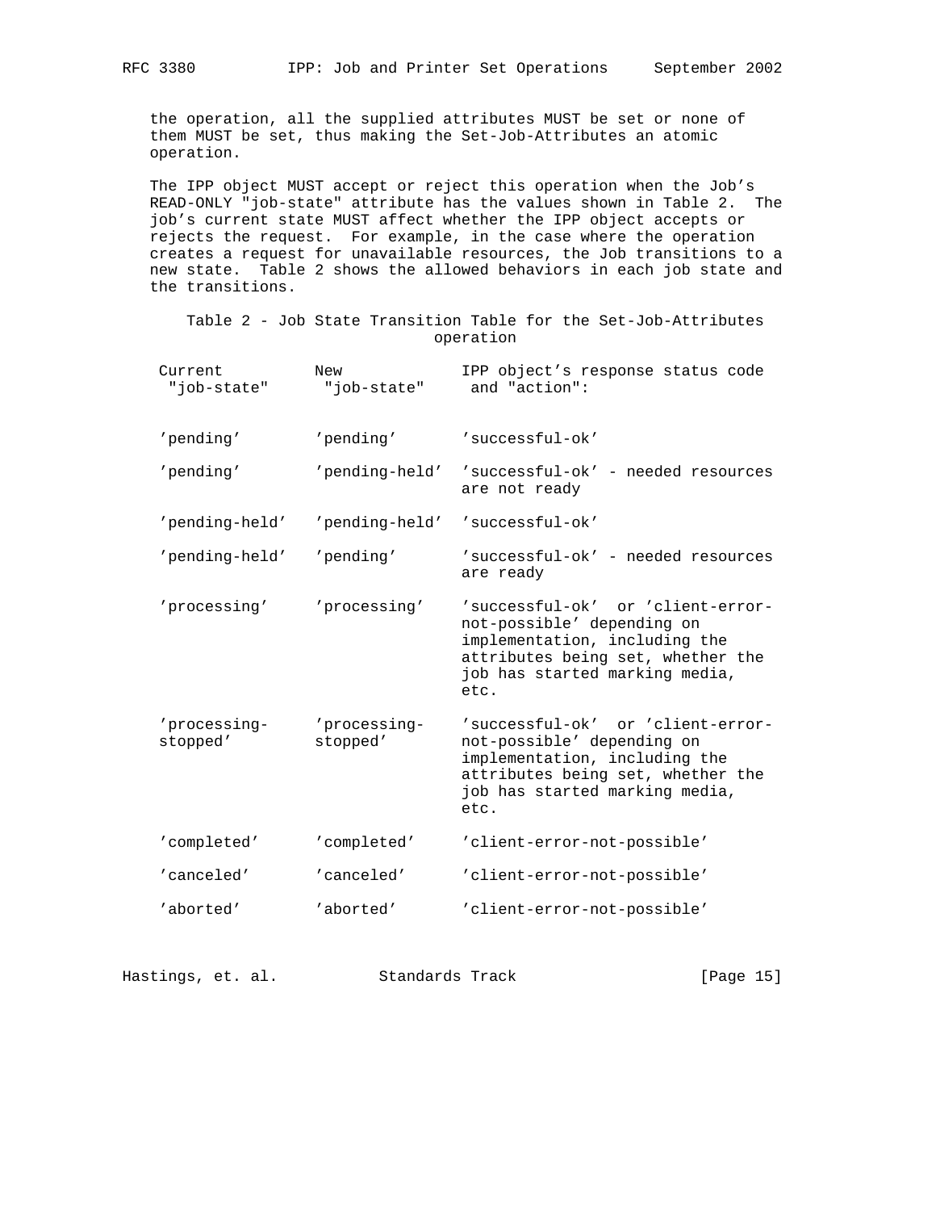the operation, all the supplied attributes MUST be set or none of them MUST be set, thus making the Set-Job-Attributes an atomic operation.

The IPP object MUST accept or reject this operation when the Job's READ-ONLY "job-state" attribute has the values shown in Table 2. The job's current state MUST affect whether the IPP object accepts or rejects the request. For example, in the case where the operation creates a request for unavailable resources, the Job transitions to a new state. Table 2 shows the allowed behaviors in each job state and the transitions.

Table 2 - Job State Transition Table for the Set-Job-Attributes operation

| Current "job-state" | New "job-state" | IPP object's response status code and "action": |
|---|---|---|
| 'pending' | 'pending' | 'successful-ok' |
| 'pending' | 'pending-held' | 'successful-ok' - needed resources are not ready |
| 'pending-held' | 'pending-held' | 'successful-ok' |
| 'pending-held' | 'pending' | 'successful-ok' - needed resources are ready |
| 'processing' | 'processing' | 'successful-ok' or 'client-error-not-possible' depending on implementation, including the attributes being set, whether the job has started marking media, etc. |
| 'processing-stopped' | 'processing-stopped' | 'successful-ok' or 'client-error-not-possible' depending on implementation, including the attributes being set, whether the job has started marking media, etc. |
| 'completed' | 'completed' | 'client-error-not-possible' |
| 'canceled' | 'canceled' | 'client-error-not-possible' |
| 'aborted' | 'aborted' | 'client-error-not-possible' |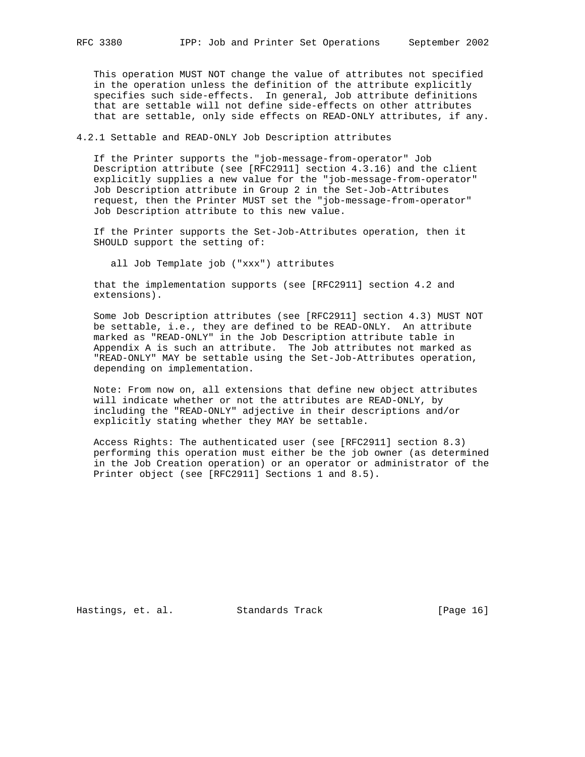This operation MUST NOT change the value of attributes not specified in the operation unless the definition of the attribute explicitly specifies such side-effects. In general, Job attribute definitions that are settable will not define side-effects on other attributes that are settable, only side effects on READ-ONLY attributes, if any.

#### 4.2.1 Settable and READ-ONLY Job Description attributes

If the Printer supports the "job-message-from-operator" Job Description attribute (see [RFC2911] section 4.3.16) and the client explicitly supplies a new value for the "job-message-from-operator" Job Description attribute in Group 2 in the Set-Job-Attributes request, then the Printer MUST set the "job-message-from-operator" Job Description attribute to this new value.

If the Printer supports the Set-Job-Attributes operation, then it SHOULD support the setting of:

all Job Template job ("xxx") attributes

that the implementation supports (see [RFC2911] section 4.2 and extensions).

Some Job Description attributes (see [RFC2911] section 4.3) MUST NOT be settable, i.e., they are defined to be READ-ONLY. An attribute marked as "READ-ONLY" in the Job Description attribute table in Appendix A is such an attribute. The Job attributes not marked as "READ-ONLY" MAY be settable using the Set-Job-Attributes operation, depending on implementation.

Note: From now on, all extensions that define new object attributes will indicate whether or not the attributes are READ-ONLY, by including the "READ-ONLY" adjective in their descriptions and/or explicitly stating whether they MAY be settable.

Access Rights: The authenticated user (see [RFC2911] section 8.3) performing this operation must either be the job owner (as determined in the Job Creation operation) or an operator or administrator of the Printer object (see [RFC2911] Sections 1 and 8.5).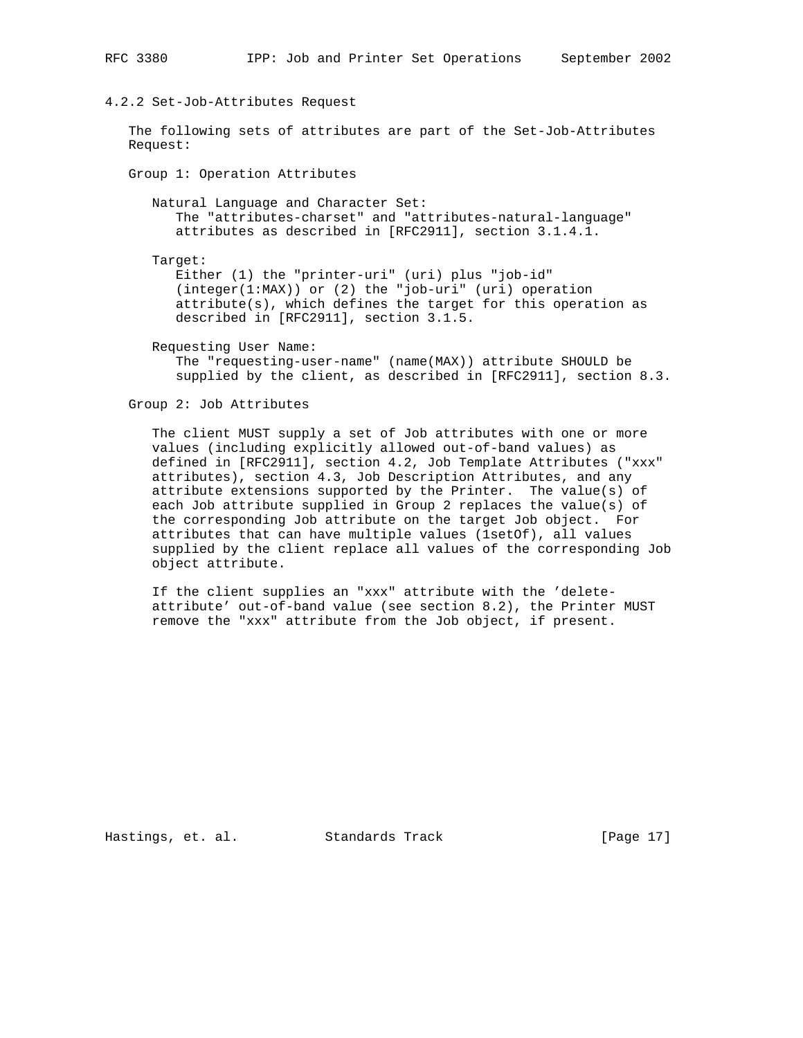### 4.2.2 Set-Job-Attributes Request

The following sets of attributes are part of the Set-Job-Attributes Request:

Group 1: Operation Attributes

Natural Language and Character Set:
The "attributes-charset" and "attributes-natural-language" attributes as described in [RFC2911], section 3.1.4.1.

Target:
Either (1) the "printer-uri" (uri) plus "job-id" (integer(1:MAX)) or (2) the "job-uri" (uri) operation attribute(s), which defines the target for this operation as described in [RFC2911], section 3.1.5.

Requesting User Name:
The "requesting-user-name" (name(MAX)) attribute SHOULD be supplied by the client, as described in [RFC2911], section 8.3.

Group 2: Job Attributes

The client MUST supply a set of Job attributes with one or more values (including explicitly allowed out-of-band values) as defined in [RFC2911], section 4.2, Job Template Attributes ("xxx" attributes), section 4.3, Job Description Attributes, and any attribute extensions supported by the Printer. The value(s) of each Job attribute supplied in Group 2 replaces the value(s) of the corresponding Job attribute on the target Job object. For attributes that can have multiple values (1setOf), all values supplied by the client replace all values of the corresponding Job object attribute.

If the client supplies an "xxx" attribute with the 'delete-attribute' out-of-band value (see section 8.2), the Printer MUST remove the "xxx" attribute from the Job object, if present.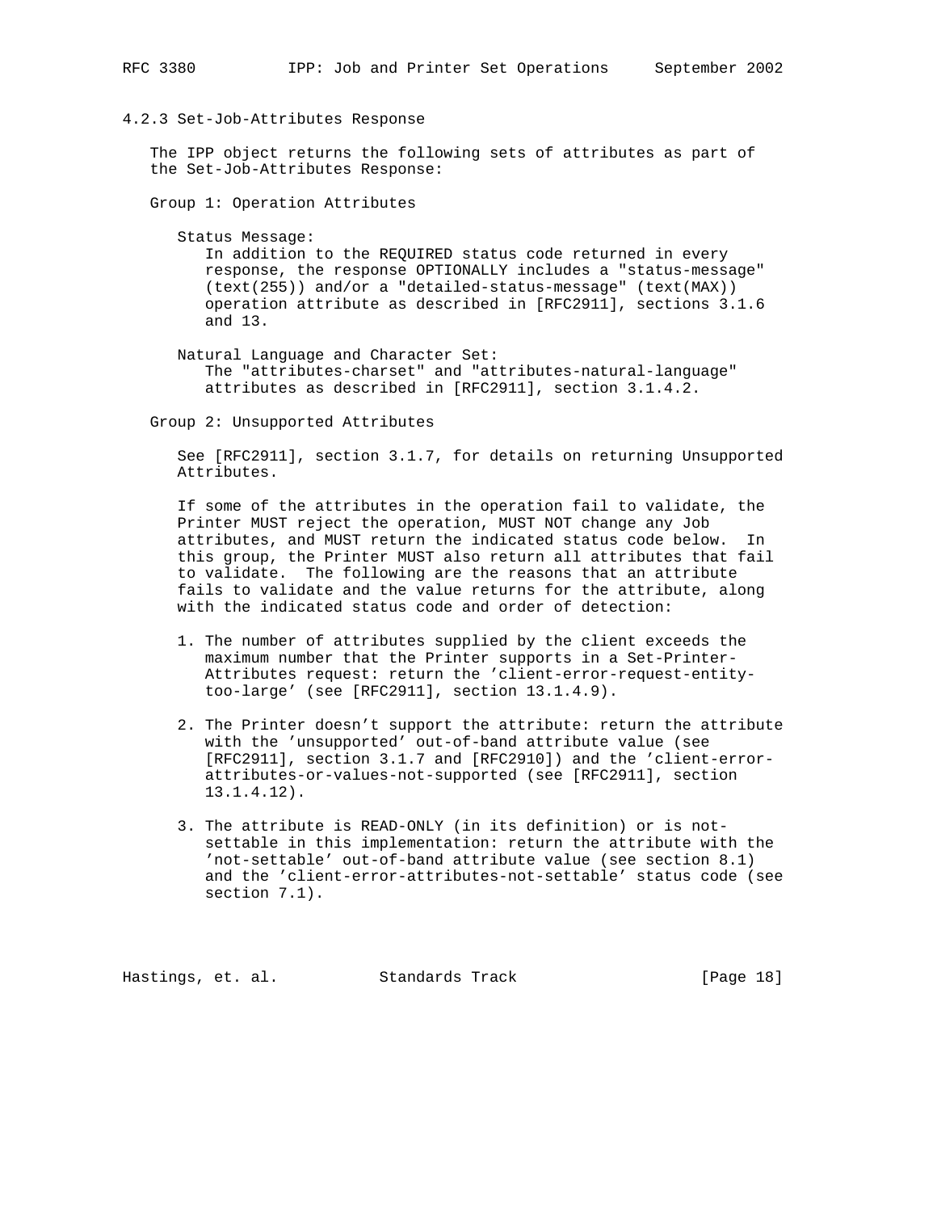### 4.2.3 Set-Job-Attributes Response

The IPP object returns the following sets of attributes as part of the Set-Job-Attributes Response:

Group 1: Operation Attributes

Status Message:
In addition to the REQUIRED status code returned in every response, the response OPTIONALLY includes a "status-message" (text(255)) and/or a "detailed-status-message" (text(MAX)) operation attribute as described in [RFC2911], sections 3.1.6 and 13.

Natural Language and Character Set:
The "attributes-charset" and "attributes-natural-language" attributes as described in [RFC2911], section 3.1.4.2.

Group 2: Unsupported Attributes

See [RFC2911], section 3.1.7, for details on returning Unsupported Attributes.

If some of the attributes in the operation fail to validate, the Printer MUST reject the operation, MUST NOT change any Job attributes, and MUST return the indicated status code below. In this group, the Printer MUST also return all attributes that fail to validate. The following are the reasons that an attribute fails to validate and the value returns for the attribute, along with the indicated status code and order of detection:

1. The number of attributes supplied by the client exceeds the maximum number that the Printer supports in a Set-Printer-Attributes request: return the 'client-error-request-entity-too-large' (see [RFC2911], section 13.1.4.9).

2. The Printer doesn't support the attribute: return the attribute with the 'unsupported' out-of-band attribute value (see [RFC2911], section 3.1.7 and [RFC2910]) and the 'client-error-attributes-or-values-not-supported (see [RFC2911], section 13.1.4.12).

3. The attribute is READ-ONLY (in its definition) or is not-settable in this implementation: return the attribute with the 'not-settable' out-of-band attribute value (see section 8.1) and the 'client-error-attributes-not-settable' status code (see section 7.1).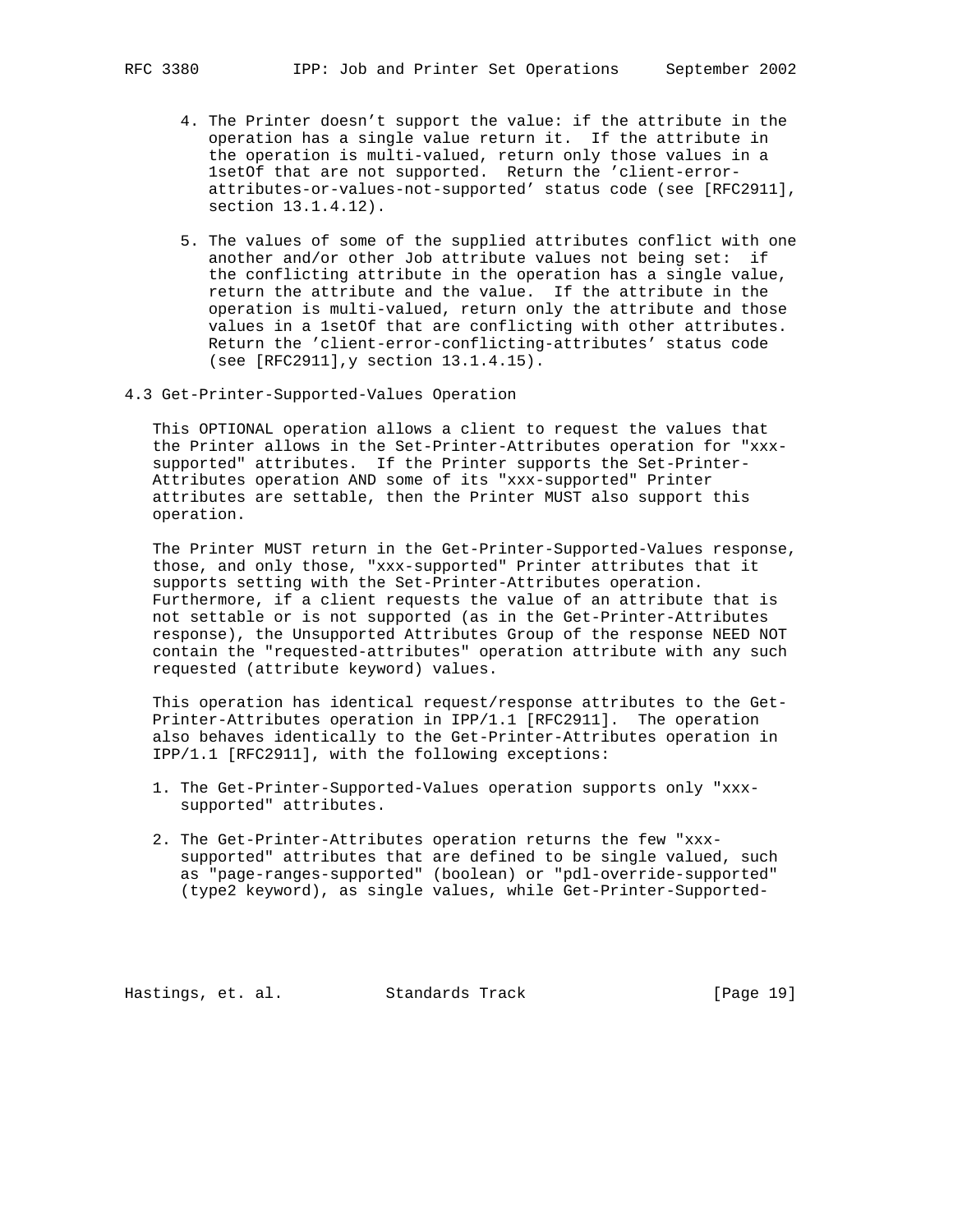4. The Printer doesn't support the value: if the attribute in the operation has a single value return it. If the attribute in the operation is multi-valued, return only those values in a 1setOf that are not supported. Return the 'client-error-attributes-or-values-not-supported' status code (see [RFC2911], section 13.1.4.12).

5. The values of some of the supplied attributes conflict with one another and/or other Job attribute values not being set: if the conflicting attribute in the operation has a single value, return the attribute and the value. If the attribute in the operation is multi-valued, return only the attribute and those values in a 1setOf that are conflicting with other attributes. Return the 'client-error-conflicting-attributes' status code (see [RFC2911],y section 13.1.4.15).

### 4.3 Get-Printer-Supported-Values Operation

This OPTIONAL operation allows a client to request the values that the Printer allows in the Set-Printer-Attributes operation for "xxx-supported" attributes. If the Printer supports the Set-Printer-Attributes operation AND some of its "xxx-supported" Printer attributes are settable, then the Printer MUST also support this operation.

The Printer MUST return in the Get-Printer-Supported-Values response, those, and only those, "xxx-supported" Printer attributes that it supports setting with the Set-Printer-Attributes operation. Furthermore, if a client requests the value of an attribute that is not settable or is not supported (as in the Get-Printer-Attributes response), the Unsupported Attributes Group of the response NEED NOT contain the "requested-attributes" operation attribute with any such requested (attribute keyword) values.

This operation has identical request/response attributes to the Get-Printer-Attributes operation in IPP/1.1 [RFC2911]. The operation also behaves identically to the Get-Printer-Attributes operation in IPP/1.1 [RFC2911], with the following exceptions:

1. The Get-Printer-Supported-Values operation supports only "xxx-supported" attributes.

2. The Get-Printer-Attributes operation returns the few "xxx-supported" attributes that are defined to be single valued, such as "page-ranges-supported" (boolean) or "pdl-override-supported" (type2 keyword), as single values, while Get-Printer-Supported-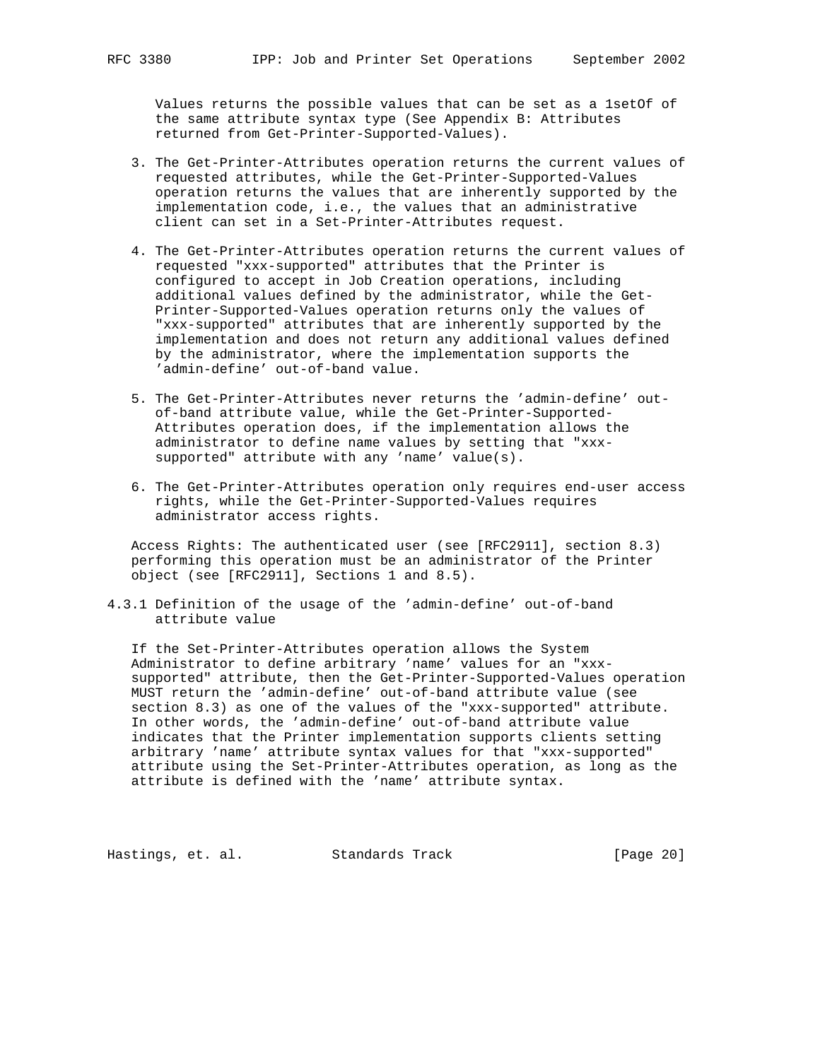Values returns the possible values that can be set as a 1setOf of the same attribute syntax type (See Appendix B: Attributes returned from Get-Printer-Supported-Values).

3. The Get-Printer-Attributes operation returns the current values of requested attributes, while the Get-Printer-Supported-Values operation returns the values that are inherently supported by the implementation code, i.e., the values that an administrative client can set in a Set-Printer-Attributes request.

4. The Get-Printer-Attributes operation returns the current values of requested "xxx-supported" attributes that the Printer is configured to accept in Job Creation operations, including additional values defined by the administrator, while the Get-Printer-Supported-Values operation returns only the values of "xxx-supported" attributes that are inherently supported by the implementation and does not return any additional values defined by the administrator, where the implementation supports the 'admin-define' out-of-band value.

5. The Get-Printer-Attributes never returns the 'admin-define' out-of-band attribute value, while the Get-Printer-Supported-Attributes operation does, if the implementation allows the administrator to define name values by setting that "xxx-supported" attribute with any 'name' value(s).

6. The Get-Printer-Attributes operation only requires end-user access rights, while the Get-Printer-Supported-Values requires administrator access rights.

Access Rights: The authenticated user (see [RFC2911], section 8.3) performing this operation must be an administrator of the Printer object (see [RFC2911], Sections 1 and 8.5).

### 4.3.1 Definition of the usage of the 'admin-define' out-of-band attribute value

If the Set-Printer-Attributes operation allows the System Administrator to define arbitrary 'name' values for an "xxx-supported" attribute, then the Get-Printer-Supported-Values operation MUST return the 'admin-define' out-of-band attribute value (see section 8.3) as one of the values of the "xxx-supported" attribute. In other words, the 'admin-define' out-of-band attribute value indicates that the Printer implementation supports clients setting arbitrary 'name' attribute syntax values for that "xxx-supported" attribute using the Set-Printer-Attributes operation, as long as the attribute is defined with the 'name' attribute syntax.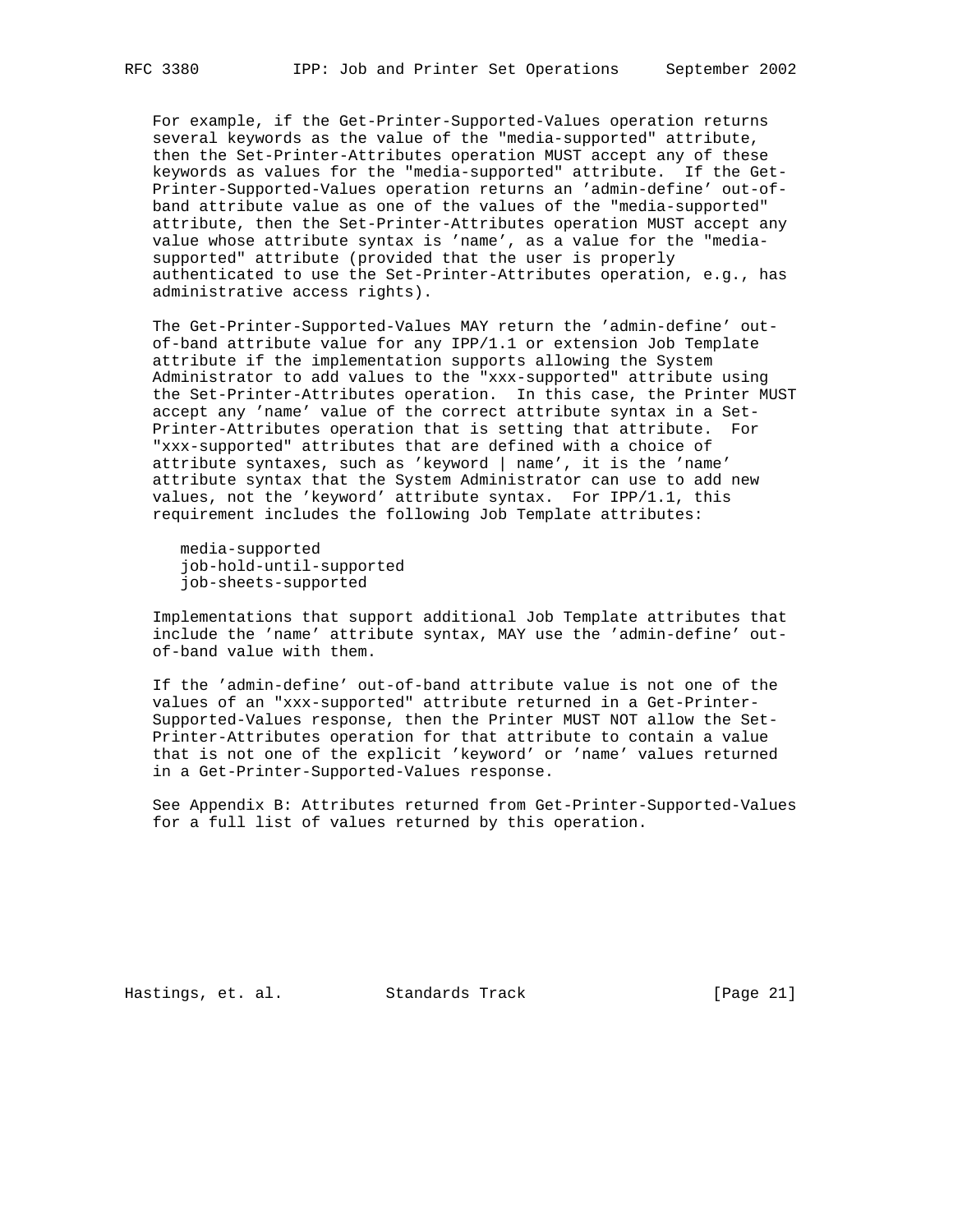For example, if the Get-Printer-Supported-Values operation returns several keywords as the value of the "media-supported" attribute, then the Set-Printer-Attributes operation MUST accept any of these keywords as values for the "media-supported" attribute. If the Get-Printer-Supported-Values operation returns an 'admin-define' out-of-band attribute value as one of the values of the "media-supported" attribute, then the Set-Printer-Attributes operation MUST accept any value whose attribute syntax is 'name', as a value for the "media-supported" attribute (provided that the user is properly authenticated to use the Set-Printer-Attributes operation, e.g., has administrative access rights).

The Get-Printer-Supported-Values MAY return the 'admin-define' out-of-band attribute value for any IPP/1.1 or extension Job Template attribute if the implementation supports allowing the System Administrator to add values to the "xxx-supported" attribute using the Set-Printer-Attributes operation. In this case, the Printer MUST accept any 'name' value of the correct attribute syntax in a Set-Printer-Attributes operation that is setting that attribute. For "xxx-supported" attributes that are defined with a choice of attribute syntaxes, such as 'keyword | name', it is the 'name' attribute syntax that the System Administrator can use to add new values, not the 'keyword' attribute syntax. For IPP/1.1, this requirement includes the following Job Template attributes:

```
media-supported
job-hold-until-supported
job-sheets-supported
```

Implementations that support additional Job Template attributes that include the 'name' attribute syntax, MAY use the 'admin-define' out-of-band value with them.

If the 'admin-define' out-of-band attribute value is not one of the values of an "xxx-supported" attribute returned in a Get-Printer-Supported-Values response, then the Printer MUST NOT allow the Set-Printer-Attributes operation for that attribute to contain a value that is not one of the explicit 'keyword' or 'name' values returned in a Get-Printer-Supported-Values response.

See Appendix B: Attributes returned from Get-Printer-Supported-Values for a full list of values returned by this operation.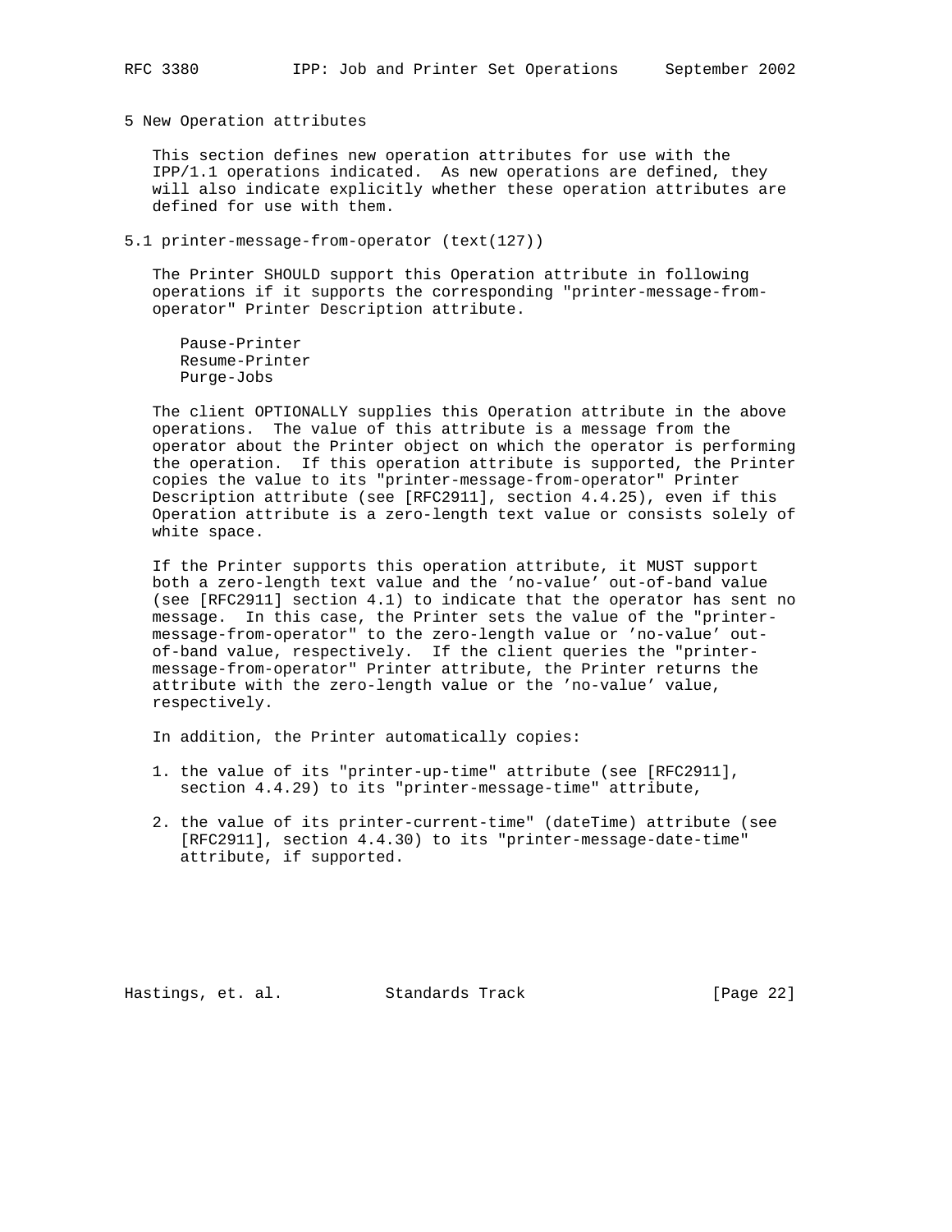# 5 New Operation attributes

This section defines new operation attributes for use with the IPP/1.1 operations indicated. As new operations are defined, they will also indicate explicitly whether these operation attributes are defined for use with them.

## 5.1 printer-message-from-operator (text(127))

The Printer SHOULD support this Operation attribute in following operations if it supports the corresponding "printer-message-from-operator" Printer Description attribute.

Pause-Printer
Resume-Printer
Purge-Jobs

The client OPTIONALLY supplies this Operation attribute in the above operations. The value of this attribute is a message from the operator about the Printer object on which the operator is performing the operation. If this operation attribute is supported, the Printer copies the value to its "printer-message-from-operator" Printer Description attribute (see [RFC2911], section 4.4.25), even if this Operation attribute is a zero-length text value or consists solely of white space.

If the Printer supports this operation attribute, it MUST support both a zero-length text value and the 'no-value' out-of-band value (see [RFC2911] section 4.1) to indicate that the operator has sent no message. In this case, the Printer sets the value of the "printer-message-from-operator" to the zero-length value or 'no-value' out-of-band value, respectively. If the client queries the "printer-message-from-operator" Printer attribute, the Printer returns the attribute with the zero-length value or the 'no-value' value, respectively.

In addition, the Printer automatically copies:

1. the value of its "printer-up-time" attribute (see [RFC2911], section 4.4.29) to its "printer-message-time" attribute,

2. the value of its printer-current-time" (dateTime) attribute (see [RFC2911], section 4.4.30) to its "printer-message-date-time" attribute, if supported.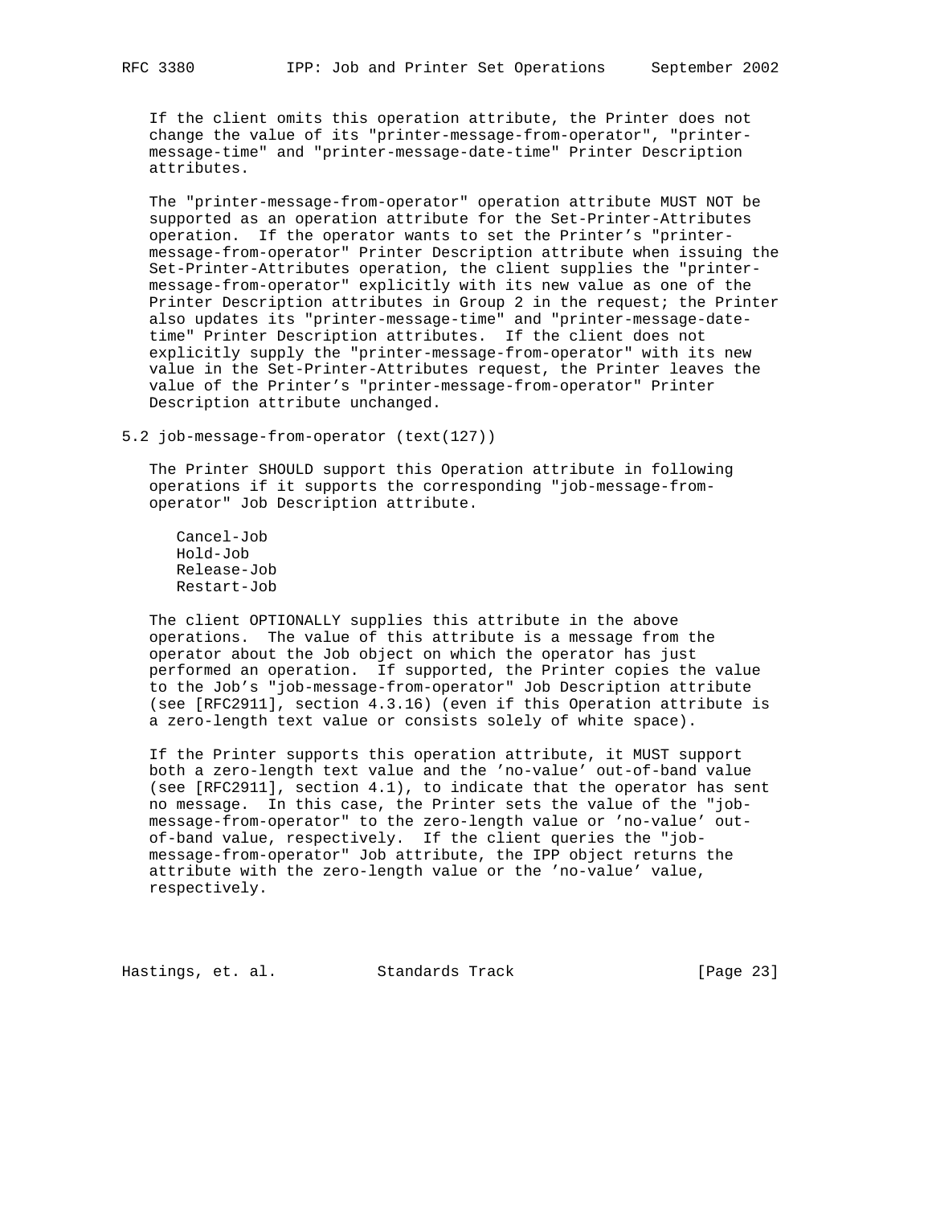If the client omits this operation attribute, the Printer does not change the value of its "printer-message-from-operator", "printer-message-time" and "printer-message-date-time" Printer Description attributes.

The "printer-message-from-operator" operation attribute MUST NOT be supported as an operation attribute for the Set-Printer-Attributes operation. If the operator wants to set the Printer's "printer-message-from-operator" Printer Description attribute when issuing the Set-Printer-Attributes operation, the client supplies the "printer-message-from-operator" explicitly with its new value as one of the Printer Description attributes in Group 2 in the request; the Printer also updates its "printer-message-time" and "printer-message-date-time" Printer Description attributes. If the client does not explicitly supply the "printer-message-from-operator" with its new value in the Set-Printer-Attributes request, the Printer leaves the value of the Printer's "printer-message-from-operator" Printer Description attribute unchanged.

### 5.2 job-message-from-operator (text(127))

The Printer SHOULD support this Operation attribute in following operations if it supports the corresponding "job-message-from-operator" Job Description attribute.

- Cancel-Job
- Hold-Job
- Release-Job
- Restart-Job

The client OPTIONALLY supplies this attribute in the above operations. The value of this attribute is a message from the operator about the Job object on which the operator has just performed an operation. If supported, the Printer copies the value to the Job's "job-message-from-operator" Job Description attribute (see [RFC2911], section 4.3.16) (even if this Operation attribute is a zero-length text value or consists solely of white space).

If the Printer supports this operation attribute, it MUST support both a zero-length text value and the 'no-value' out-of-band value (see [RFC2911], section 4.1), to indicate that the operator has sent no message. In this case, the Printer sets the value of the "job-message-from-operator" to the zero-length value or 'no-value' out-of-band value, respectively. If the client queries the "job-message-from-operator" Job attribute, the IPP object returns the attribute with the zero-length value or the 'no-value' value, respectively.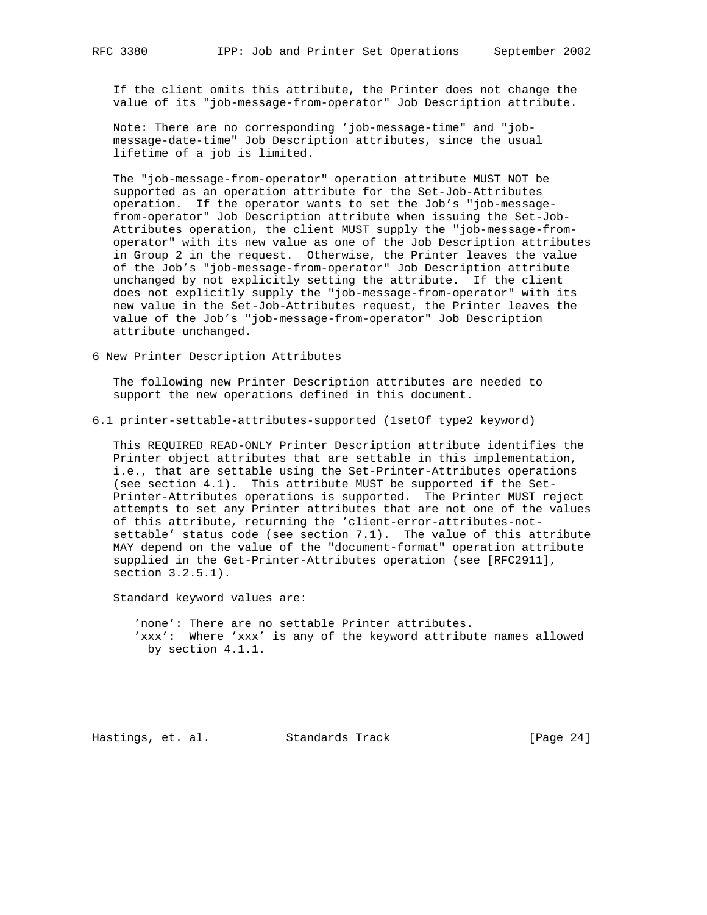If the client omits this attribute, the Printer does not change the value of its "job-message-from-operator" Job Description attribute.

Note: There are no corresponding 'job-message-time" and "job-message-date-time" Job Description attributes, since the usual lifetime of a job is limited.

The "job-message-from-operator" operation attribute MUST NOT be supported as an operation attribute for the Set-Job-Attributes operation. If the operator wants to set the Job's "job-message-from-operator" Job Description attribute when issuing the Set-Job-Attributes operation, the client MUST supply the "job-message-from-operator" with its new value as one of the Job Description attributes in Group 2 in the request. Otherwise, the Printer leaves the value of the Job's "job-message-from-operator" Job Description attribute unchanged by not explicitly setting the attribute. If the client does not explicitly supply the "job-message-from-operator" with its new value in the Set-Job-Attributes request, the Printer leaves the value of the Job's "job-message-from-operator" Job Description attribute unchanged.

# 6 New Printer Description Attributes

The following new Printer Description attributes are needed to support the new operations defined in this document.

## 6.1 printer-settable-attributes-supported (1setOf type2 keyword)

This REQUIRED READ-ONLY Printer Description attribute identifies the Printer object attributes that are settable in this implementation, i.e., that are settable using the Set-Printer-Attributes operations (see section 4.1). This attribute MUST be supported if the Set-Printer-Attributes operations is supported. The Printer MUST reject attempts to set any Printer attributes that are not one of the values of this attribute, returning the 'client-error-attributes-not-settable' status code (see section 7.1). The value of this attribute MAY depend on the value of the "document-format" operation attribute supplied in the Get-Printer-Attributes operation (see [RFC2911], section 3.2.5.1).

Standard keyword values are:

'none': There are no settable Printer attributes.
'xxx': Where 'xxx' is any of the keyword attribute names allowed by section 4.1.1.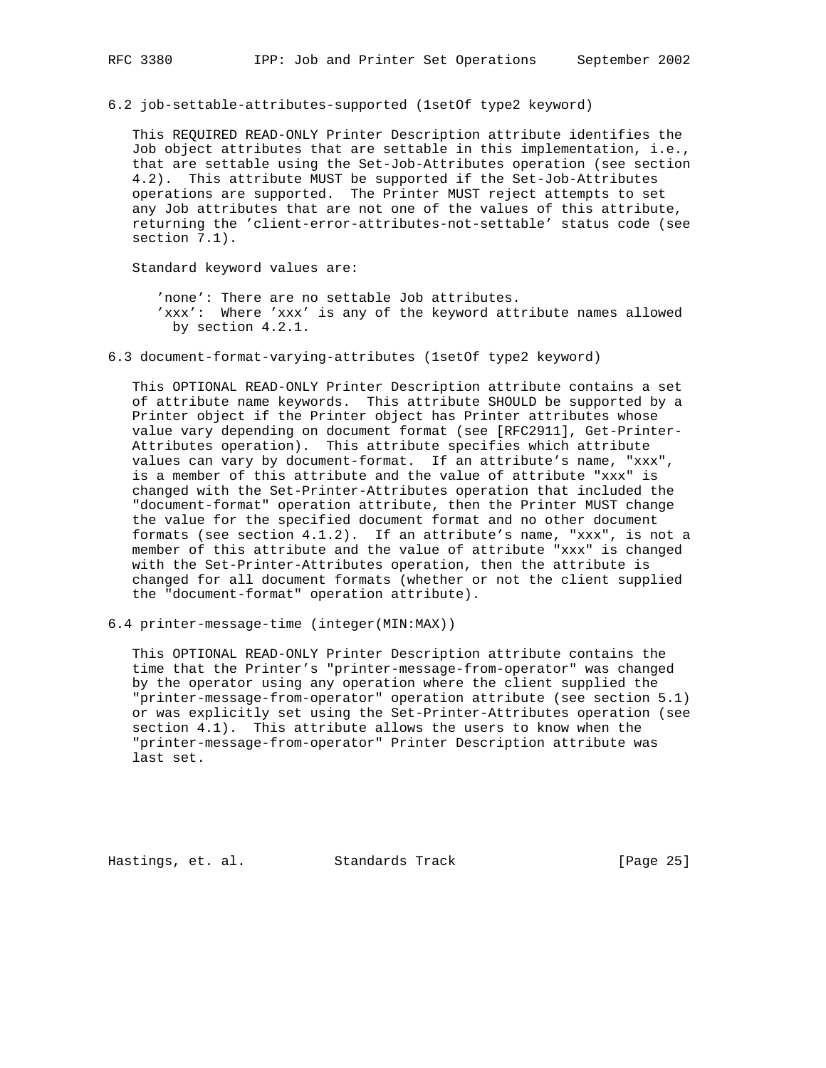### 6.2 job-settable-attributes-supported (1setOf type2 keyword)

This REQUIRED READ-ONLY Printer Description attribute identifies the Job object attributes that are settable in this implementation, i.e., that are settable using the Set-Job-Attributes operation (see section 4.2). This attribute MUST be supported if the Set-Job-Attributes operations are supported. The Printer MUST reject attempts to set any Job attributes that are not one of the values of this attribute, returning the 'client-error-attributes-not-settable' status code (see section 7.1).

Standard keyword values are:

- 'none': There are no settable Job attributes.
- 'xxx': Where 'xxx' is any of the keyword attribute names allowed by section 4.2.1.

### 6.3 document-format-varying-attributes (1setOf type2 keyword)

This OPTIONAL READ-ONLY Printer Description attribute contains a set of attribute name keywords. This attribute SHOULD be supported by a Printer object if the Printer object has Printer attributes whose value vary depending on document format (see [RFC2911], Get-Printer-Attributes operation). This attribute specifies which attribute values can vary by document-format. If an attribute's name, "xxx", is a member of this attribute and the value of attribute "xxx" is changed with the Set-Printer-Attributes operation that included the "document-format" operation attribute, then the Printer MUST change the value for the specified document format and no other document formats (see section 4.1.2). If an attribute's name, "xxx", is not a member of this attribute and the value of attribute "xxx" is changed with the Set-Printer-Attributes operation, then the attribute is changed for all document formats (whether or not the client supplied the "document-format" operation attribute).

### 6.4 printer-message-time (integer(MIN:MAX))

This OPTIONAL READ-ONLY Printer Description attribute contains the time that the Printer's "printer-message-from-operator" was changed by the operator using any operation where the client supplied the "printer-message-from-operator" operation attribute (see section 5.1) or was explicitly set using the Set-Printer-Attributes operation (see section 4.1). This attribute allows the users to know when the "printer-message-from-operator" Printer Description attribute was last set.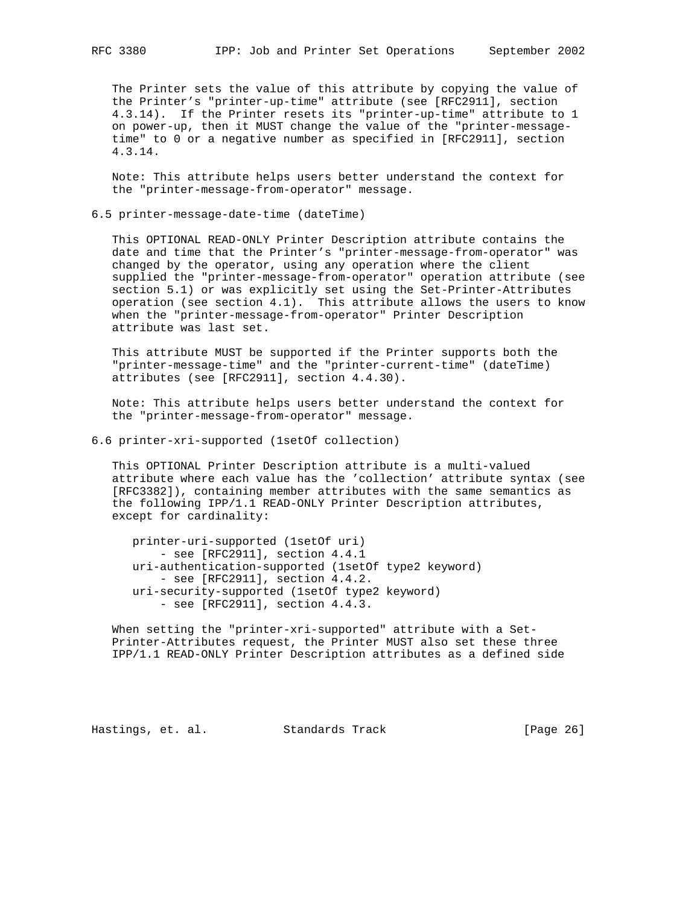The Printer sets the value of this attribute by copying the value of the Printer's "printer-up-time" attribute (see [RFC2911], section 4.3.14). If the Printer resets its "printer-up-time" attribute to 1 on power-up, then it MUST change the value of the "printer-message-time" to 0 or a negative number as specified in [RFC2911], section 4.3.14.

Note: This attribute helps users better understand the context for the "printer-message-from-operator" message.

### 6.5 printer-message-date-time (dateTime)

This OPTIONAL READ-ONLY Printer Description attribute contains the date and time that the Printer's "printer-message-from-operator" was changed by the operator, using any operation where the client supplied the "printer-message-from-operator" operation attribute (see section 5.1) or was explicitly set using the Set-Printer-Attributes operation (see section 4.1). This attribute allows the users to know when the "printer-message-from-operator" Printer Description attribute was last set.

This attribute MUST be supported if the Printer supports both the "printer-message-time" and the "printer-current-time" (dateTime) attributes (see [RFC2911], section 4.4.30).

Note: This attribute helps users better understand the context for the "printer-message-from-operator" message.

### 6.6 printer-xri-supported (1setOf collection)

This OPTIONAL Printer Description attribute is a multi-valued attribute where each value has the 'collection' attribute syntax (see [RFC3382]), containing member attributes with the same semantics as the following IPP/1.1 READ-ONLY Printer Description attributes, except for cardinality:

```
printer-uri-supported (1setOf uri)
    - see [RFC2911], section 4.4.1
uri-authentication-supported (1setOf type2 keyword)
    - see [RFC2911], section 4.4.2.
uri-security-supported (1setOf type2 keyword)
    - see [RFC2911], section 4.4.3.
```

When setting the "printer-xri-supported" attribute with a Set-Printer-Attributes request, the Printer MUST also set these three IPP/1.1 READ-ONLY Printer Description attributes as a defined side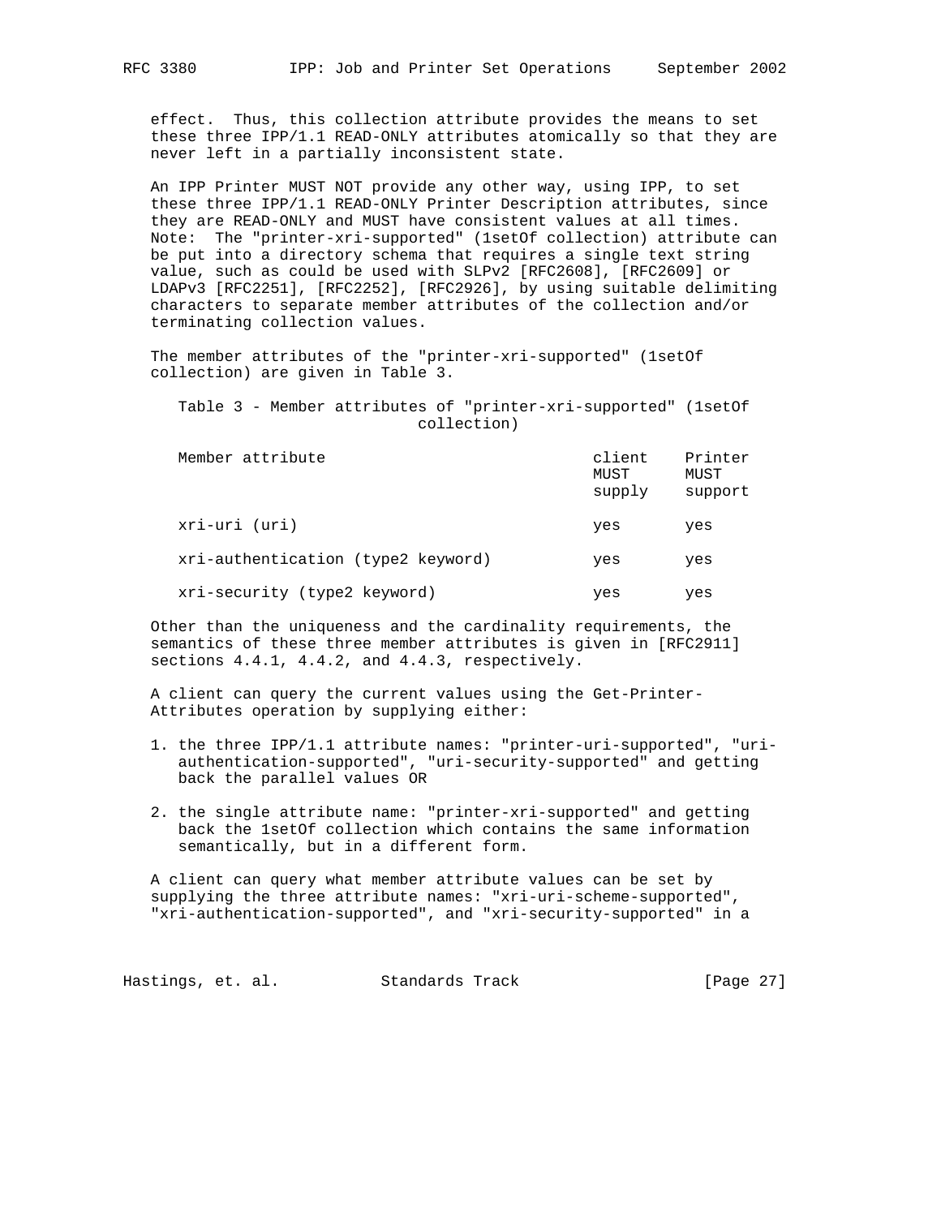effect. Thus, this collection attribute provides the means to set these three IPP/1.1 READ-ONLY attributes atomically so that they are never left in a partially inconsistent state.

An IPP Printer MUST NOT provide any other way, using IPP, to set these three IPP/1.1 READ-ONLY Printer Description attributes, since they are READ-ONLY and MUST have consistent values at all times. Note: The "printer-xri-supported" (1setOf collection) attribute can be put into a directory schema that requires a single text string value, such as could be used with SLPv2 [RFC2608], [RFC2609] or LDAPv3 [RFC2251], [RFC2252], [RFC2926], by using suitable delimiting characters to separate member attributes of the collection and/or terminating collection values.

The member attributes of the "printer-xri-supported" (1setOf collection) are given in Table 3.

Table 3 - Member attributes of "printer-xri-supported" (1setOf collection)

| Member attribute | client MUST supply | Printer MUST support |
|---|---|---|
| xri-uri (uri) | yes | yes |
| xri-authentication (type2 keyword) | yes | yes |
| xri-security (type2 keyword) | yes | yes |

Other than the uniqueness and the cardinality requirements, the semantics of these three member attributes is given in [RFC2911] sections 4.4.1, 4.4.2, and 4.4.3, respectively.

A client can query the current values using the Get-Printer-Attributes operation by supplying either:

1. the three IPP/1.1 attribute names: "printer-uri-supported", "uri-authentication-supported", "uri-security-supported" and getting back the parallel values OR

2. the single attribute name: "printer-xri-supported" and getting back the 1setOf collection which contains the same information semantically, but in a different form.

A client can query what member attribute values can be set by supplying the three attribute names: "xri-uri-scheme-supported", "xri-authentication-supported", and "xri-security-supported" in a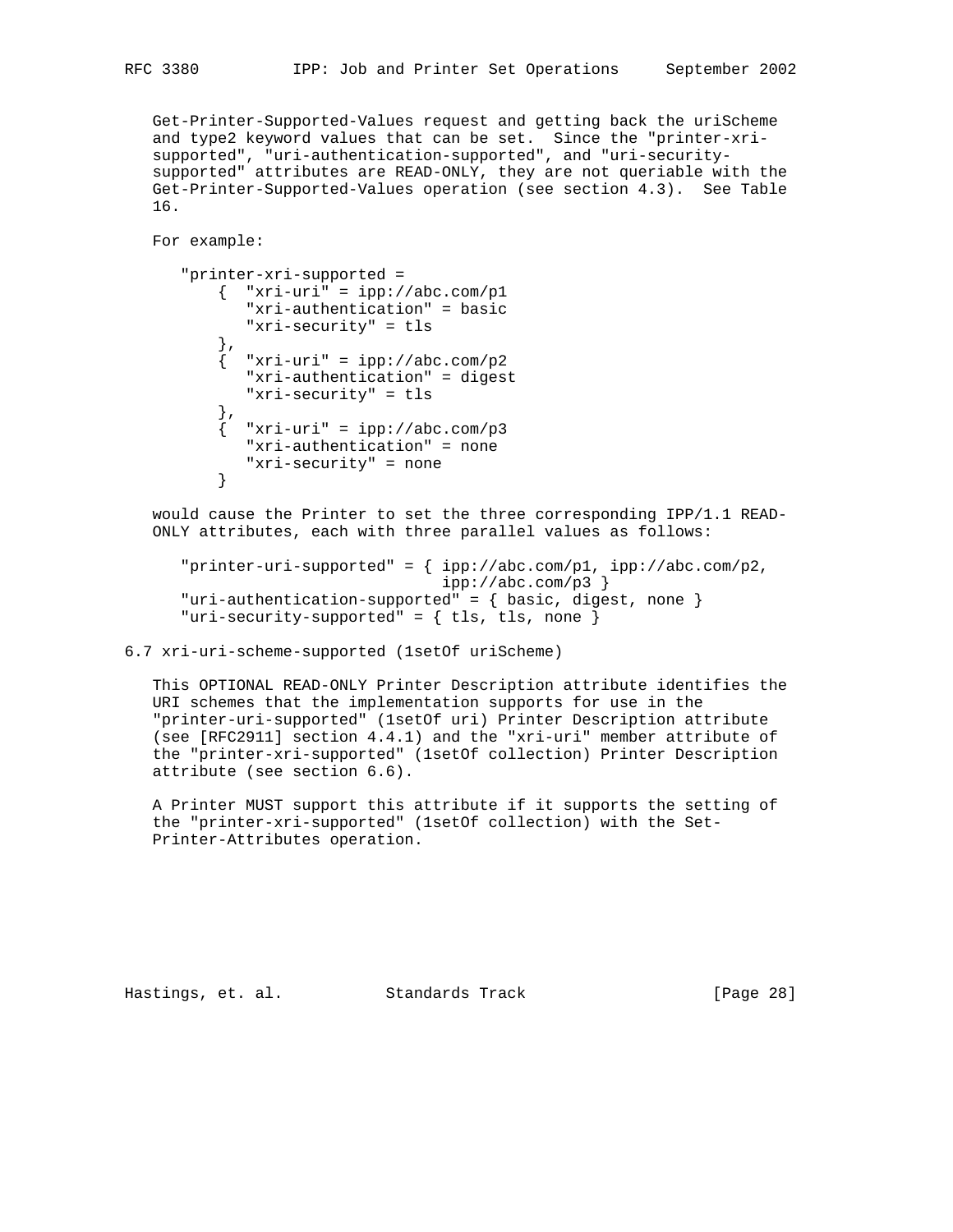Get-Printer-Supported-Values request and getting back the uriScheme and type2 keyword values that can be set. Since the "printer-xri-supported", "uri-authentication-supported", and "uri-security-supported" attributes are READ-ONLY, they are not queriable with the Get-Printer-Supported-Values operation (see section 4.3). See Table 16.

For example:

```
"printer-xri-supported =
    {  "xri-uri" = ipp://abc.com/p1
       "xri-authentication" = basic
       "xri-security" = tls
    },
    {  "xri-uri" = ipp://abc.com/p2
       "xri-authentication" = digest
       "xri-security" = tls
    },
    {  "xri-uri" = ipp://abc.com/p3
       "xri-authentication" = none
       "xri-security" = none
    }
```

would cause the Printer to set the three corresponding IPP/1.1 READ-ONLY attributes, each with three parallel values as follows:

```
"printer-uri-supported" = { ipp://abc.com/p1, ipp://abc.com/p2,
                            ipp://abc.com/p3 }
"uri-authentication-supported" = { basic, digest, none }
"uri-security-supported" = { tls, tls, none }
```

## 6.7 xri-uri-scheme-supported (1setOf uriScheme)

This OPTIONAL READ-ONLY Printer Description attribute identifies the URI schemes that the implementation supports for use in the "printer-uri-supported" (1setOf uri) Printer Description attribute (see [RFC2911] section 4.4.1) and the "xri-uri" member attribute of the "printer-xri-supported" (1setOf collection) Printer Description attribute (see section 6.6).

A Printer MUST support this attribute if it supports the setting of the "printer-xri-supported" (1setOf collection) with the Set-Printer-Attributes operation.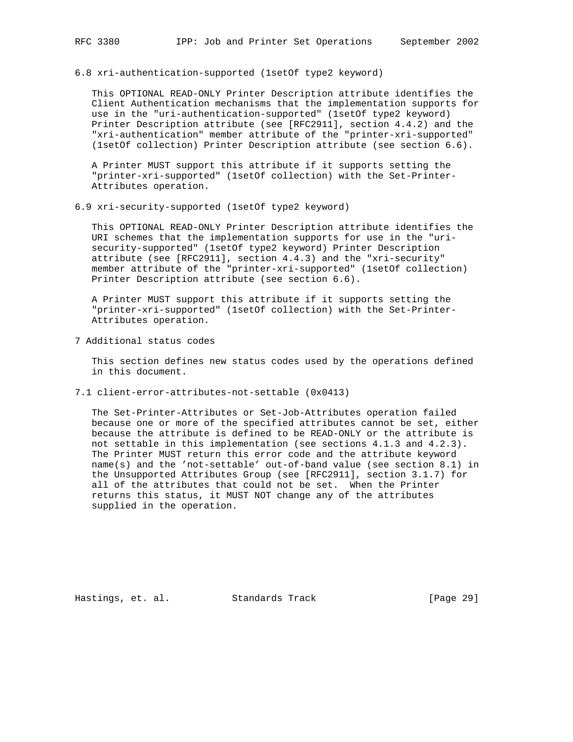### 6.8 xri-authentication-supported (1setOf type2 keyword)

This OPTIONAL READ-ONLY Printer Description attribute identifies the Client Authentication mechanisms that the implementation supports for use in the "uri-authentication-supported" (1setOf type2 keyword) Printer Description attribute (see [RFC2911], section 4.4.2) and the "xri-authentication" member attribute of the "printer-xri-supported" (1setOf collection) Printer Description attribute (see section 6.6).

A Printer MUST support this attribute if it supports setting the "printer-xri-supported" (1setOf collection) with the Set-Printer-Attributes operation.

### 6.9 xri-security-supported (1setOf type2 keyword)

This OPTIONAL READ-ONLY Printer Description attribute identifies the URI schemes that the implementation supports for use in the "uri-security-supported" (1setOf type2 keyword) Printer Description attribute (see [RFC2911], section 4.4.3) and the "xri-security" member attribute of the "printer-xri-supported" (1setOf collection) Printer Description attribute (see section 6.6).

A Printer MUST support this attribute if it supports setting the "printer-xri-supported" (1setOf collection) with the Set-Printer-Attributes operation.

## 7 Additional status codes

This section defines new status codes used by the operations defined in this document.

### 7.1 client-error-attributes-not-settable (0x0413)

The Set-Printer-Attributes or Set-Job-Attributes operation failed because one or more of the specified attributes cannot be set, either because the attribute is defined to be READ-ONLY or the attribute is not settable in this implementation (see sections 4.1.3 and 4.2.3). The Printer MUST return this error code and the attribute keyword name(s) and the 'not-settable' out-of-band value (see section 8.1) in the Unsupported Attributes Group (see [RFC2911], section 3.1.7) for all of the attributes that could not be set. When the Printer returns this status, it MUST NOT change any of the attributes supplied in the operation.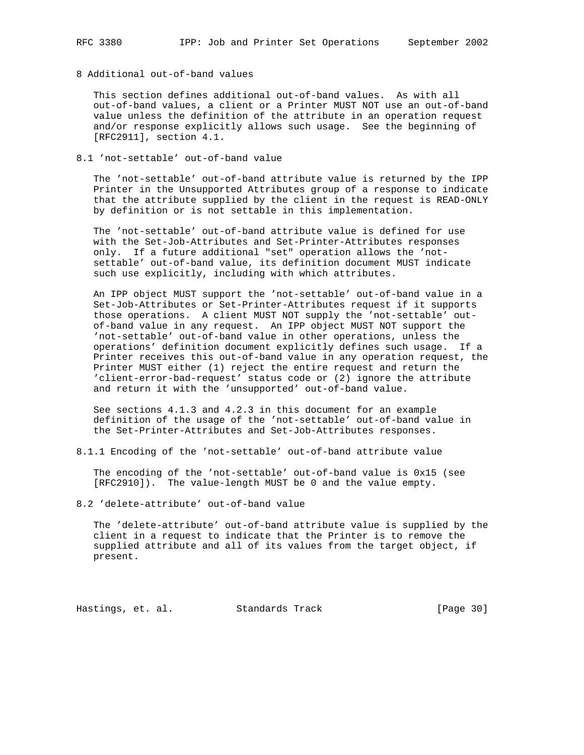## 8 Additional out-of-band values

This section defines additional out-of-band values. As with all out-of-band values, a client or a Printer MUST NOT use an out-of-band value unless the definition of the attribute in an operation request and/or response explicitly allows such usage. See the beginning of [RFC2911], section 4.1.

### 8.1 'not-settable' out-of-band value

The 'not-settable' out-of-band attribute value is returned by the IPP Printer in the Unsupported Attributes group of a response to indicate that the attribute supplied by the client in the request is READ-ONLY by definition or is not settable in this implementation.

The 'not-settable' out-of-band attribute value is defined for use with the Set-Job-Attributes and Set-Printer-Attributes responses only. If a future additional "set" operation allows the 'not-settable' out-of-band value, its definition document MUST indicate such use explicitly, including with which attributes.

An IPP object MUST support the 'not-settable' out-of-band value in a Set-Job-Attributes or Set-Printer-Attributes request if it supports those operations. A client MUST NOT supply the 'not-settable' out-of-band value in any request. An IPP object MUST NOT support the 'not-settable' out-of-band value in other operations, unless the operations' definition document explicitly defines such usage. If a Printer receives this out-of-band value in any operation request, the Printer MUST either (1) reject the entire request and return the 'client-error-bad-request' status code or (2) ignore the attribute and return it with the 'unsupported' out-of-band value.

See sections 4.1.3 and 4.2.3 in this document for an example definition of the usage of the 'not-settable' out-of-band value in the Set-Printer-Attributes and Set-Job-Attributes responses.

#### 8.1.1 Encoding of the 'not-settable' out-of-band attribute value

The encoding of the 'not-settable' out-of-band value is 0x15 (see [RFC2910]). The value-length MUST be 0 and the value empty.

### 8.2 'delete-attribute' out-of-band value

The 'delete-attribute' out-of-band attribute value is supplied by the client in a request to indicate that the Printer is to remove the supplied attribute and all of its values from the target object, if present.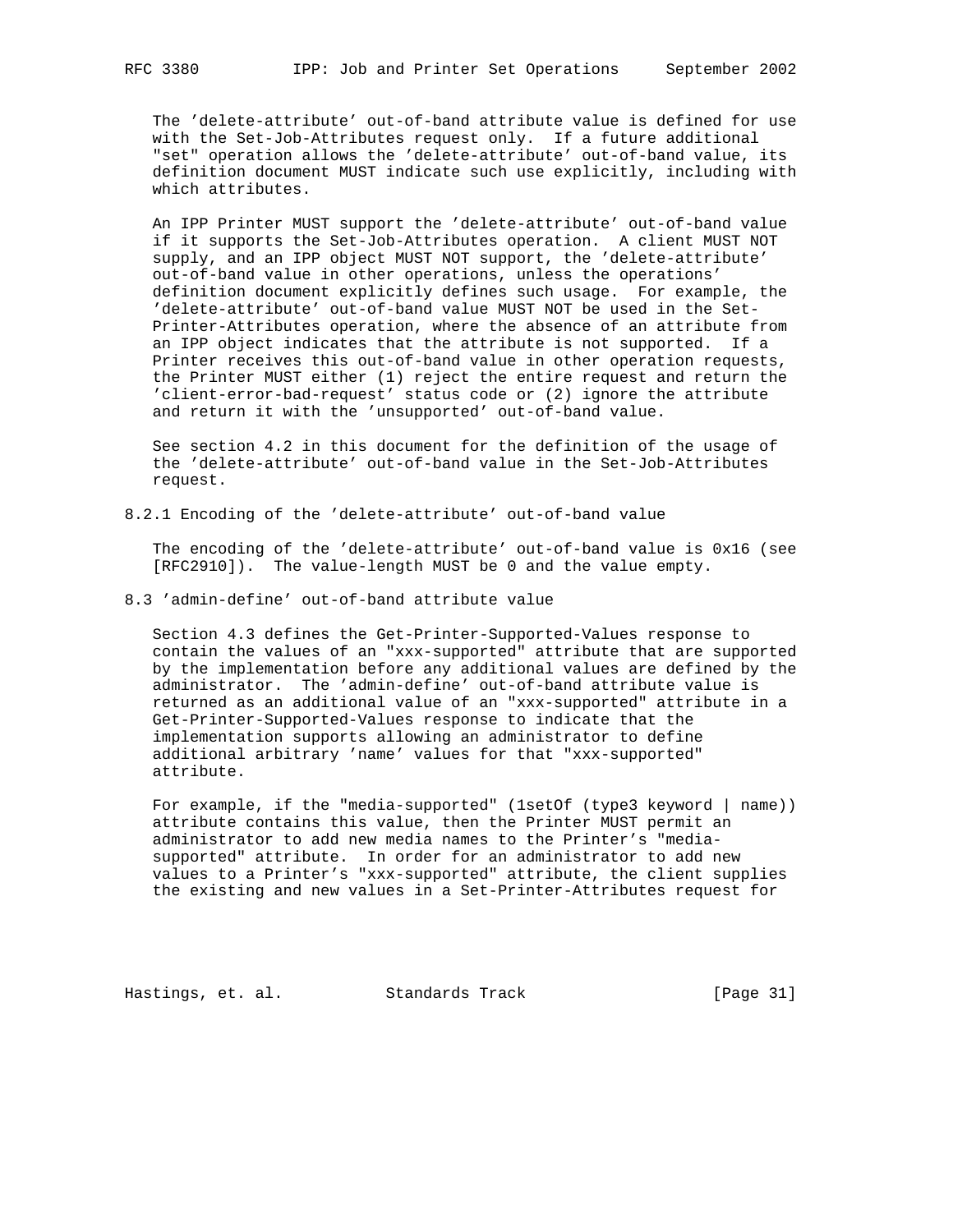The 'delete-attribute' out-of-band attribute value is defined for use with the Set-Job-Attributes request only. If a future additional "set" operation allows the 'delete-attribute' out-of-band value, its definition document MUST indicate such use explicitly, including with which attributes.

An IPP Printer MUST support the 'delete-attribute' out-of-band value if it supports the Set-Job-Attributes operation. A client MUST NOT supply, and an IPP object MUST NOT support, the 'delete-attribute' out-of-band value in other operations, unless the operations' definition document explicitly defines such usage. For example, the 'delete-attribute' out-of-band value MUST NOT be used in the Set-Printer-Attributes operation, where the absence of an attribute from an IPP object indicates that the attribute is not supported. If a Printer receives this out-of-band value in other operation requests, the Printer MUST either (1) reject the entire request and return the 'client-error-bad-request' status code or (2) ignore the attribute and return it with the 'unsupported' out-of-band value.

See section 4.2 in this document for the definition of the usage of the 'delete-attribute' out-of-band value in the Set-Job-Attributes request.

### 8.2.1 Encoding of the 'delete-attribute' out-of-band value

The encoding of the 'delete-attribute' out-of-band value is 0x16 (see [RFC2910]). The value-length MUST be 0 and the value empty.

## 8.3 'admin-define' out-of-band attribute value

Section 4.3 defines the Get-Printer-Supported-Values response to contain the values of an "xxx-supported" attribute that are supported by the implementation before any additional values are defined by the administrator. The 'admin-define' out-of-band attribute value is returned as an additional value of an "xxx-supported" attribute in a Get-Printer-Supported-Values response to indicate that the implementation supports allowing an administrator to define additional arbitrary 'name' values for that "xxx-supported" attribute.

For example, if the "media-supported" (1setOf (type3 keyword | name)) attribute contains this value, then the Printer MUST permit an administrator to add new media names to the Printer's "media-supported" attribute. In order for an administrator to add new values to a Printer's "xxx-supported" attribute, the client supplies the existing and new values in a Set-Printer-Attributes request for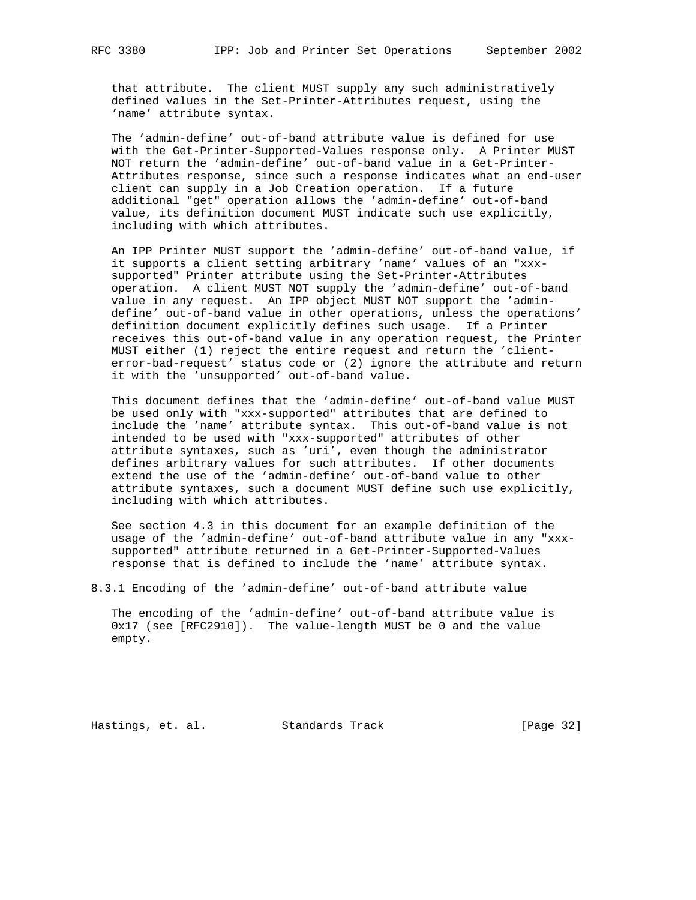that attribute. The client MUST supply any such administratively defined values in the Set-Printer-Attributes request, using the 'name' attribute syntax.

The 'admin-define' out-of-band attribute value is defined for use with the Get-Printer-Supported-Values response only. A Printer MUST NOT return the 'admin-define' out-of-band value in a Get-Printer-Attributes response, since such a response indicates what an end-user client can supply in a Job Creation operation. If a future additional "get" operation allows the 'admin-define' out-of-band value, its definition document MUST indicate such use explicitly, including with which attributes.

An IPP Printer MUST support the 'admin-define' out-of-band value, if it supports a client setting arbitrary 'name' values of an "xxx-supported" Printer attribute using the Set-Printer-Attributes operation. A client MUST NOT supply the 'admin-define' out-of-band value in any request. An IPP object MUST NOT support the 'admin-define' out-of-band value in other operations, unless the operations' definition document explicitly defines such usage. If a Printer receives this out-of-band value in any operation request, the Printer MUST either (1) reject the entire request and return the 'client-error-bad-request' status code or (2) ignore the attribute and return it with the 'unsupported' out-of-band value.

This document defines that the 'admin-define' out-of-band value MUST be used only with "xxx-supported" attributes that are defined to include the 'name' attribute syntax. This out-of-band value is not intended to be used with "xxx-supported" attributes of other attribute syntaxes, such as 'uri', even though the administrator defines arbitrary values for such attributes. If other documents extend the use of the 'admin-define' out-of-band value to other attribute syntaxes, such a document MUST define such use explicitly, including with which attributes.

See section 4.3 in this document for an example definition of the usage of the 'admin-define' out-of-band attribute value in any "xxx-supported" attribute returned in a Get-Printer-Supported-Values response that is defined to include the 'name' attribute syntax.

### 8.3.1 Encoding of the 'admin-define' out-of-band attribute value

The encoding of the 'admin-define' out-of-band attribute value is 0x17 (see [RFC2910]). The value-length MUST be 0 and the value empty.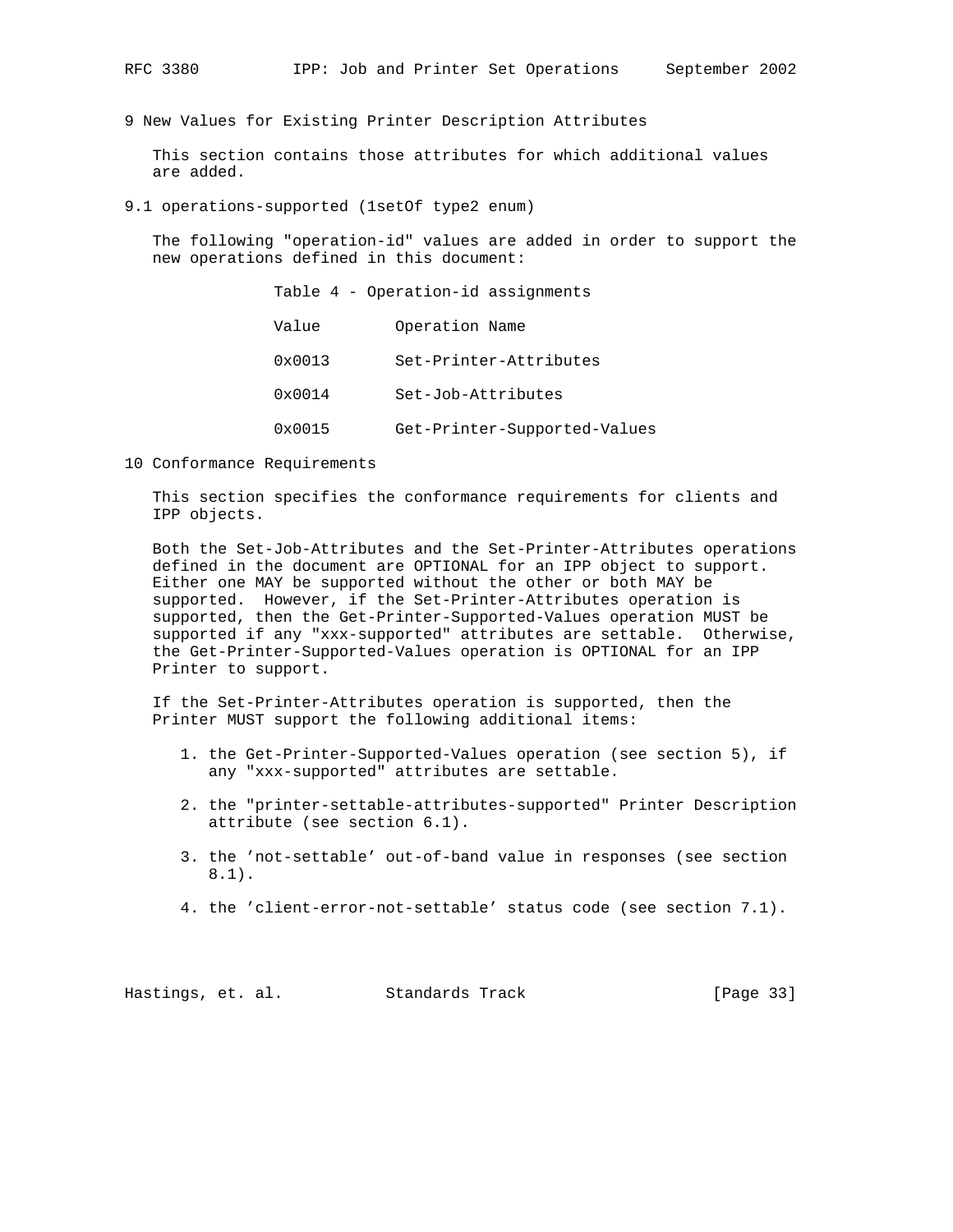## 9 New Values for Existing Printer Description Attributes

This section contains those attributes for which additional values are added.

### 9.1 operations-supported (1setOf type2 enum)

The following "operation-id" values are added in order to support the new operations defined in this document:

Table 4 - Operation-id assignments

| Value | Operation Name |
|---|---|
| 0x0013 | Set-Printer-Attributes |
| 0x0014 | Set-Job-Attributes |
| 0x0015 | Get-Printer-Supported-Values |

## 10 Conformance Requirements

This section specifies the conformance requirements for clients and IPP objects.

Both the Set-Job-Attributes and the Set-Printer-Attributes operations defined in the document are OPTIONAL for an IPP object to support. Either one MAY be supported without the other or both MAY be supported. However, if the Set-Printer-Attributes operation is supported, then the Get-Printer-Supported-Values operation MUST be supported if any "xxx-supported" attributes are settable. Otherwise, the Get-Printer-Supported-Values operation is OPTIONAL for an IPP Printer to support.

If the Set-Printer-Attributes operation is supported, then the Printer MUST support the following additional items:

1. the Get-Printer-Supported-Values operation (see section 5), if any "xxx-supported" attributes are settable.

2. the "printer-settable-attributes-supported" Printer Description attribute (see section 6.1).

3. the 'not-settable' out-of-band value in responses (see section 8.1).

4. the 'client-error-not-settable' status code (see section 7.1).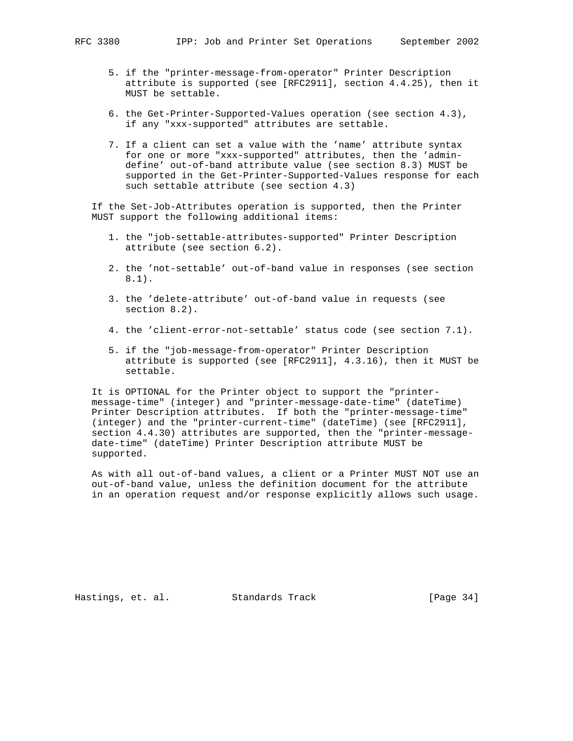5. if the "printer-message-from-operator" Printer Description attribute is supported (see [RFC2911], section 4.4.25), then it MUST be settable.

6. the Get-Printer-Supported-Values operation (see section 4.3), if any "xxx-supported" attributes are settable.

7. If a client can set a value with the 'name' attribute syntax for one or more "xxx-supported" attributes, then the 'admin-define' out-of-band attribute value (see section 8.3) MUST be supported in the Get-Printer-Supported-Values response for each such settable attribute (see section 4.3)

If the Set-Job-Attributes operation is supported, then the Printer MUST support the following additional items:

1. the "job-settable-attributes-supported" Printer Description attribute (see section 6.2).

2. the 'not-settable' out-of-band value in responses (see section 8.1).

3. the 'delete-attribute' out-of-band value in requests (see section 8.2).

4. the 'client-error-not-settable' status code (see section 7.1).

5. if the "job-message-from-operator" Printer Description attribute is supported (see [RFC2911], 4.3.16), then it MUST be settable.

It is OPTIONAL for the Printer object to support the "printer-message-time" (integer) and "printer-message-date-time" (dateTime) Printer Description attributes. If both the "printer-message-time" (integer) and the "printer-current-time" (dateTime) (see [RFC2911], section 4.4.30) attributes are supported, then the "printer-message-date-time" (dateTime) Printer Description attribute MUST be supported.

As with all out-of-band values, a client or a Printer MUST NOT use an out-of-band value, unless the definition document for the attribute in an operation request and/or response explicitly allows such usage.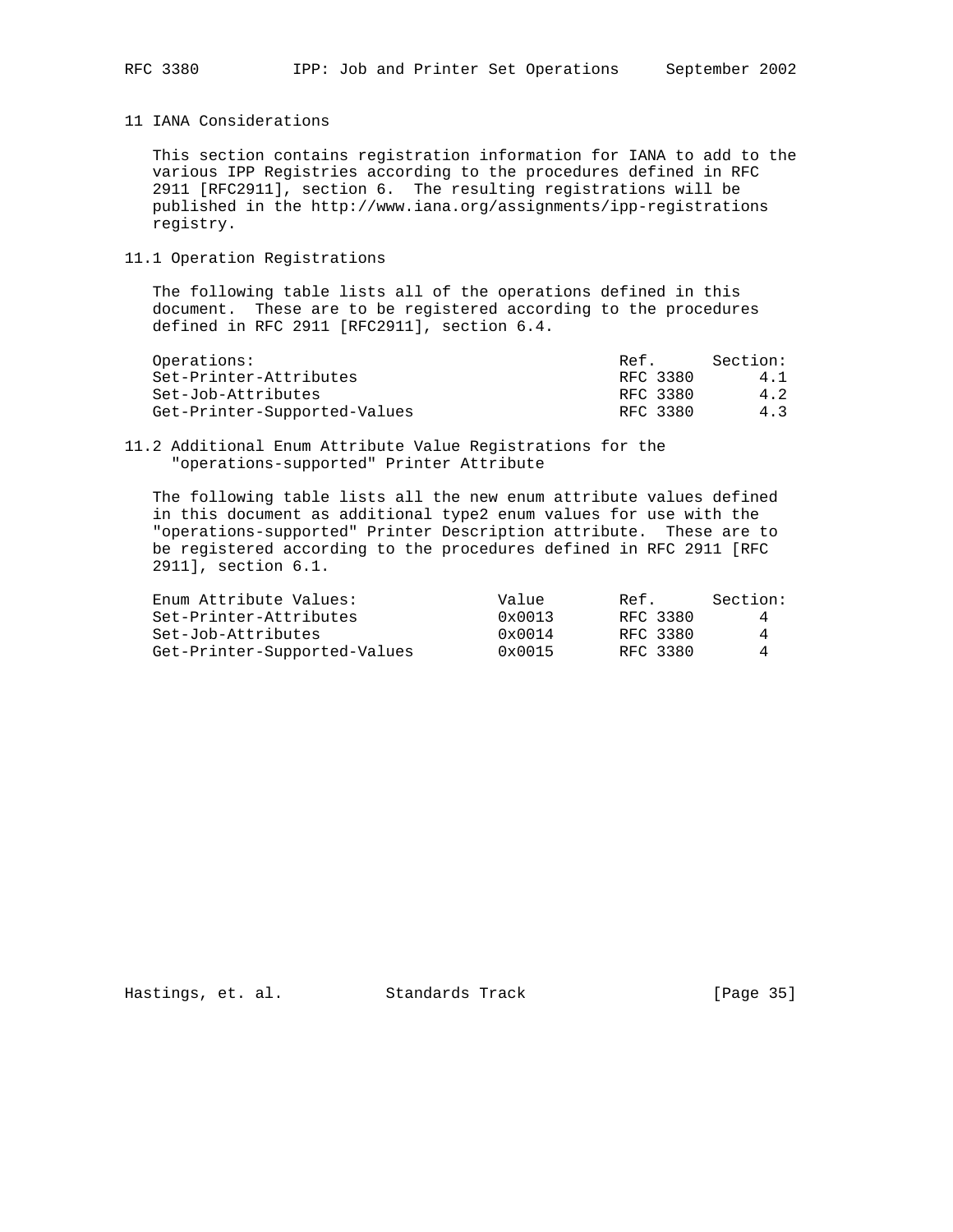# 11 IANA Considerations

This section contains registration information for IANA to add to the various IPP Registries according to the procedures defined in RFC 2911 [RFC2911], section 6. The resulting registrations will be published in the http://www.iana.org/assignments/ipp-registrations registry.

## 11.1 Operation Registrations

The following table lists all of the operations defined in this document. These are to be registered according to the procedures defined in RFC 2911 [RFC2911], section 6.4.

| Operations: | Ref. | Section: |
|---|---|---|
| Set-Printer-Attributes | RFC 3380 | 4.1 |
| Set-Job-Attributes | RFC 3380 | 4.2 |
| Get-Printer-Supported-Values | RFC 3380 | 4.3 |

## 11.2 Additional Enum Attribute Value Registrations for the "operations-supported" Printer Attribute

The following table lists all the new enum attribute values defined in this document as additional type2 enum values for use with the "operations-supported" Printer Description attribute. These are to be registered according to the procedures defined in RFC 2911 [RFC 2911], section 6.1.

| Enum Attribute Values: | Value | Ref. | Section: |
|---|---|---|---|
| Set-Printer-Attributes | 0x0013 | RFC 3380 | 4 |
| Set-Job-Attributes | 0x0014 | RFC 3380 | 4 |
| Get-Printer-Supported-Values | 0x0015 | RFC 3380 | 4 |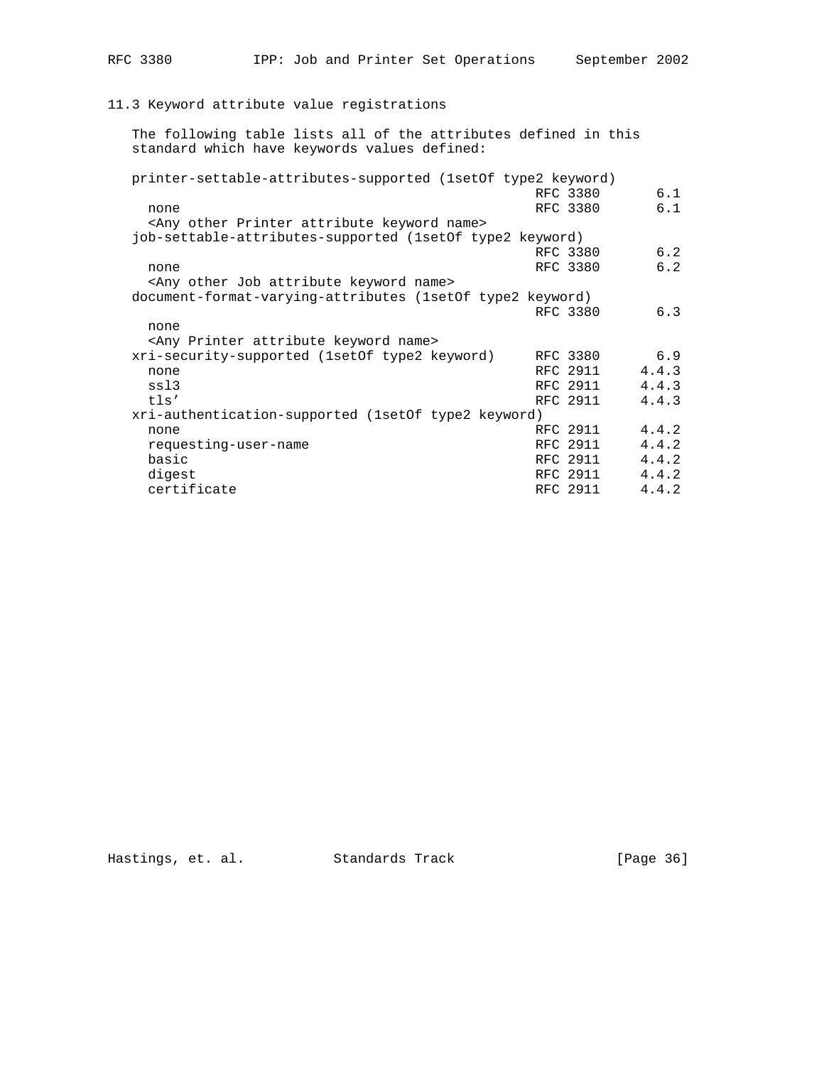### 11.3 Keyword attribute value registrations

The following table lists all of the attributes defined in this standard which have keywords values defined:

```
printer-settable-attributes-supported (1setOf type2 keyword)
                                               RFC 3380       6.1
  none                                         RFC 3380       6.1
  <Any other Printer attribute keyword name>
job-settable-attributes-supported (1setOf type2 keyword)
                                               RFC 3380       6.2
  none                                         RFC 3380       6.2
  <Any other Job attribute keyword name>
document-format-varying-attributes (1setOf type2 keyword)
                                               RFC 3380       6.3
  none
  <Any Printer attribute keyword name>
xri-security-supported (1setOf type2 keyword)  RFC 3380       6.9
  none                                         RFC 2911     4.4.3
  ssl3                                         RFC 2911     4.4.3
  tls'                                         RFC 2911     4.4.3
xri-authentication-supported (1setOf type2 keyword)
  none                                         RFC 2911     4.4.2
  requesting-user-name                         RFC 2911     4.4.2
  basic                                        RFC 2911     4.4.2
  digest                                       RFC 2911     4.4.2
  certificate                                  RFC 2911     4.4.2
```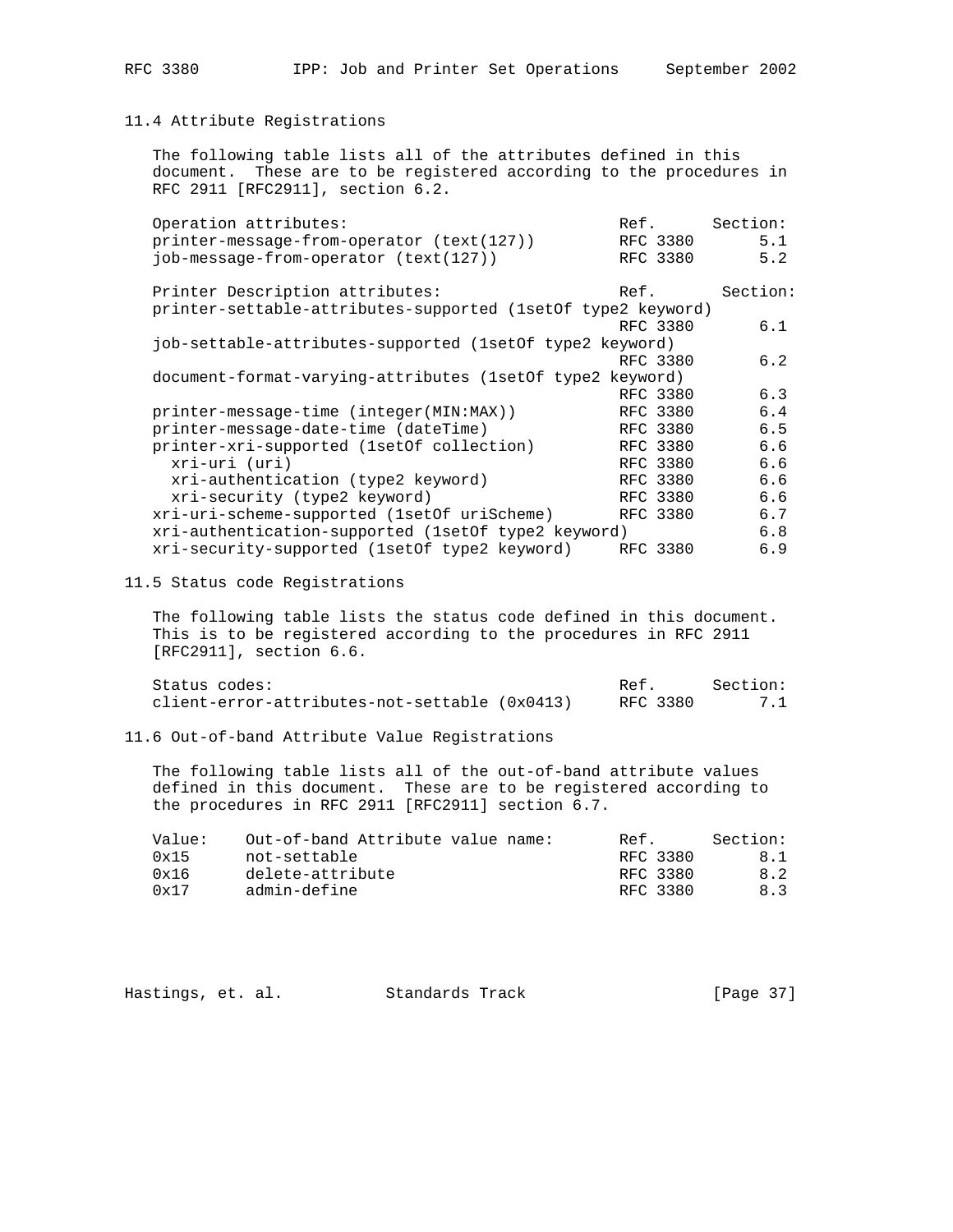## 11.4 Attribute Registrations

The following table lists all of the attributes defined in this document. These are to be registered according to the procedures in RFC 2911 [RFC2911], section 6.2.

| Operation attributes: | Ref. | Section: |
|---|---|---|
| printer-message-from-operator (text(127)) | RFC 3380 | 5.1 |
| job-message-from-operator (text(127)) | RFC 3380 | 5.2 |

| Printer Description attributes: | Ref. | Section: |
|---|---|---|
| printer-settable-attributes-supported (1setOf type2 keyword) | RFC 3380 | 6.1 |
| job-settable-attributes-supported (1setOf type2 keyword) | RFC 3380 | 6.2 |
| document-format-varying-attributes (1setOf type2 keyword) | RFC 3380 | 6.3 |
| printer-message-time (integer(MIN:MAX)) | RFC 3380 | 6.4 |
| printer-message-date-time (dateTime) | RFC 3380 | 6.5 |
| printer-xri-supported (1setOf collection) | RFC 3380 | 6.6 |
| &nbsp;&nbsp;xri-uri (uri) | RFC 3380 | 6.6 |
| &nbsp;&nbsp;xri-authentication (type2 keyword) | RFC 3380 | 6.6 |
| &nbsp;&nbsp;xri-security (type2 keyword) | RFC 3380 | 6.6 |
| xri-uri-scheme-supported (1setOf uriScheme) | RFC 3380 | 6.7 |
| xri-authentication-supported (1setOf type2 keyword) | | 6.8 |
| xri-security-supported (1setOf type2 keyword) | RFC 3380 | 6.9 |

## 11.5 Status code Registrations

The following table lists the status code defined in this document. This is to be registered according to the procedures in RFC 2911 [RFC2911], section 6.6.

| Status codes: | Ref. | Section: |
|---|---|---|
| client-error-attributes-not-settable (0x0413) | RFC 3380 | 7.1 |

## 11.6 Out-of-band Attribute Value Registrations

The following table lists all of the out-of-band attribute values defined in this document. These are to be registered according to the procedures in RFC 2911 [RFC2911] section 6.7.

| Value: | Out-of-band Attribute value name: | Ref. | Section: |
|---|---|---|---|
| 0x15 | not-settable | RFC 3380 | 8.1 |
| 0x16 | delete-attribute | RFC 3380 | 8.2 |
| 0x17 | admin-define | RFC 3380 | 8.3 |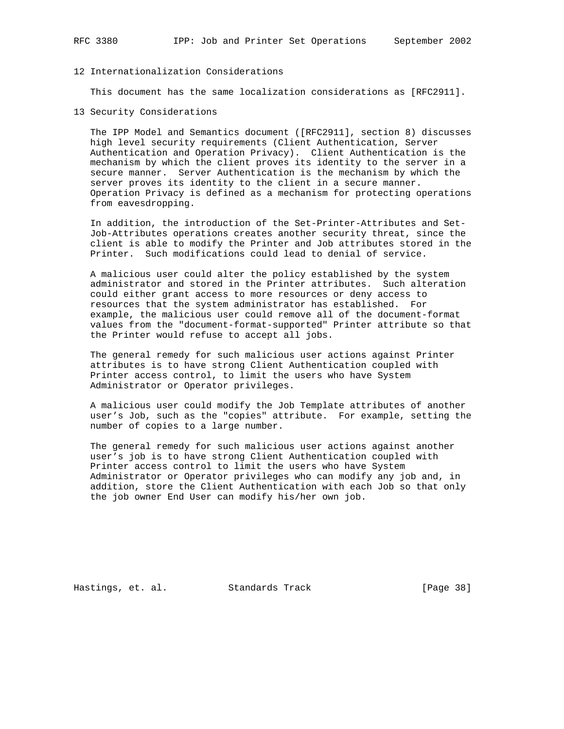## 12 Internationalization Considerations

This document has the same localization considerations as [RFC2911].

## 13 Security Considerations

The IPP Model and Semantics document ([RFC2911], section 8) discusses high level security requirements (Client Authentication, Server Authentication and Operation Privacy). Client Authentication is the mechanism by which the client proves its identity to the server in a secure manner. Server Authentication is the mechanism by which the server proves its identity to the client in a secure manner. Operation Privacy is defined as a mechanism for protecting operations from eavesdropping.

In addition, the introduction of the Set-Printer-Attributes and Set-Job-Attributes operations creates another security threat, since the client is able to modify the Printer and Job attributes stored in the Printer. Such modifications could lead to denial of service.

A malicious user could alter the policy established by the system administrator and stored in the Printer attributes. Such alteration could either grant access to more resources or deny access to resources that the system administrator has established. For example, the malicious user could remove all of the document-format values from the "document-format-supported" Printer attribute so that the Printer would refuse to accept all jobs.

The general remedy for such malicious user actions against Printer attributes is to have strong Client Authentication coupled with Printer access control, to limit the users who have System Administrator or Operator privileges.

A malicious user could modify the Job Template attributes of another user's Job, such as the "copies" attribute. For example, setting the number of copies to a large number.

The general remedy for such malicious user actions against another user's job is to have strong Client Authentication coupled with Printer access control to limit the users who have System Administrator or Operator privileges who can modify any job and, in addition, store the Client Authentication with each Job so that only the job owner End User can modify his/her own job.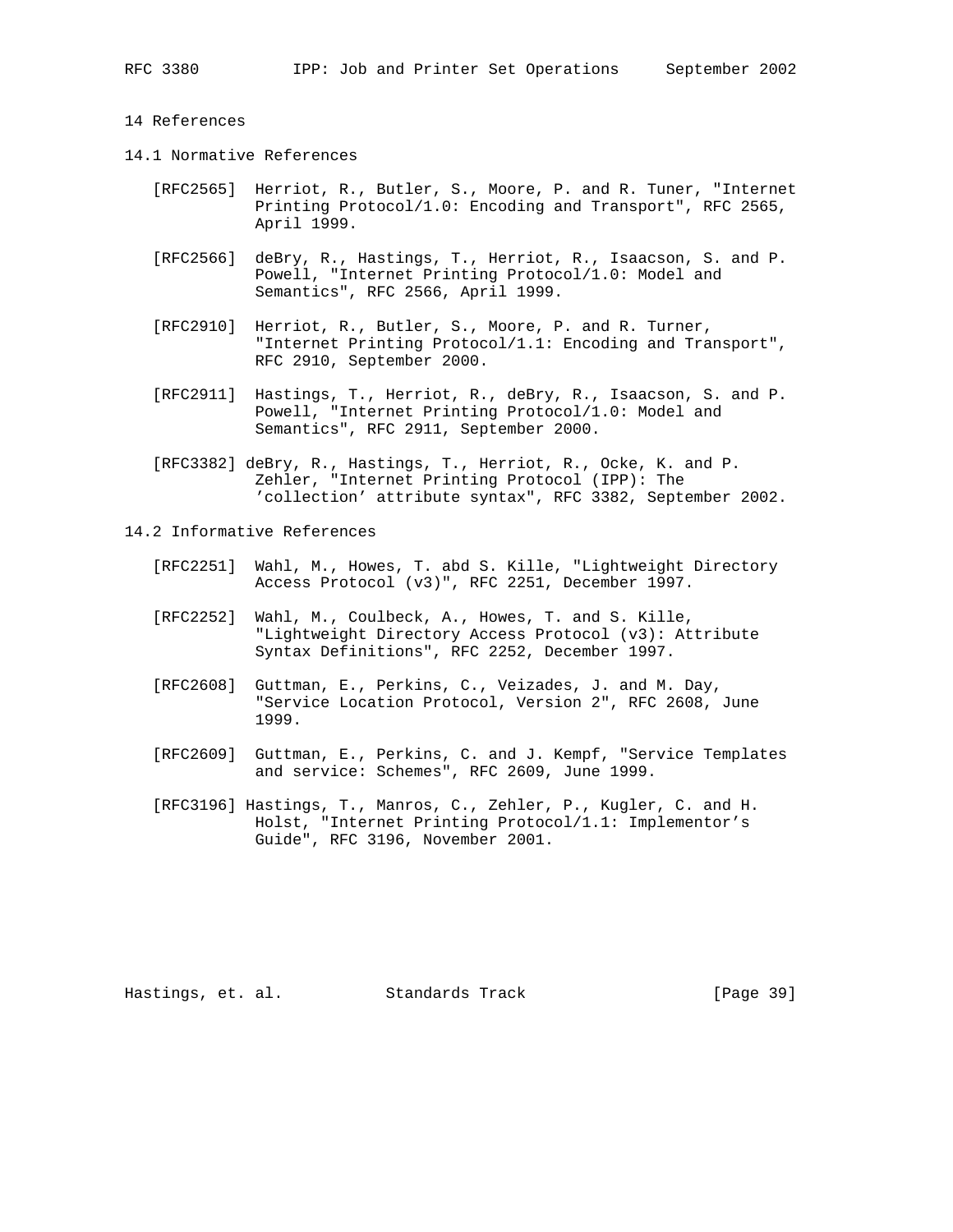## 14 References

### 14.1 Normative References

[RFC2565] Herriot, R., Butler, S., Moore, P. and R. Tuner, "Internet Printing Protocol/1.0: Encoding and Transport", RFC 2565, April 1999.

[RFC2566] deBry, R., Hastings, T., Herriot, R., Isaacson, S. and P. Powell, "Internet Printing Protocol/1.0: Model and Semantics", RFC 2566, April 1999.

[RFC2910] Herriot, R., Butler, S., Moore, P. and R. Turner, "Internet Printing Protocol/1.1: Encoding and Transport", RFC 2910, September 2000.

[RFC2911] Hastings, T., Herriot, R., deBry, R., Isaacson, S. and P. Powell, "Internet Printing Protocol/1.0: Model and Semantics", RFC 2911, September 2000.

[RFC3382] deBry, R., Hastings, T., Herriot, R., Ocke, K. and P. Zehler, "Internet Printing Protocol (IPP): The 'collection' attribute syntax", RFC 3382, September 2002.

### 14.2 Informative References

[RFC2251] Wahl, M., Howes, T. abd S. Kille, "Lightweight Directory Access Protocol (v3)", RFC 2251, December 1997.

[RFC2252] Wahl, M., Coulbeck, A., Howes, T. and S. Kille, "Lightweight Directory Access Protocol (v3): Attribute Syntax Definitions", RFC 2252, December 1997.

[RFC2608] Guttman, E., Perkins, C., Veizades, J. and M. Day, "Service Location Protocol, Version 2", RFC 2608, June 1999.

[RFC2609] Guttman, E., Perkins, C. and J. Kempf, "Service Templates and service: Schemes", RFC 2609, June 1999.

[RFC3196] Hastings, T., Manros, C., Zehler, P., Kugler, C. and H. Holst, "Internet Printing Protocol/1.1: Implementor's Guide", RFC 3196, November 2001.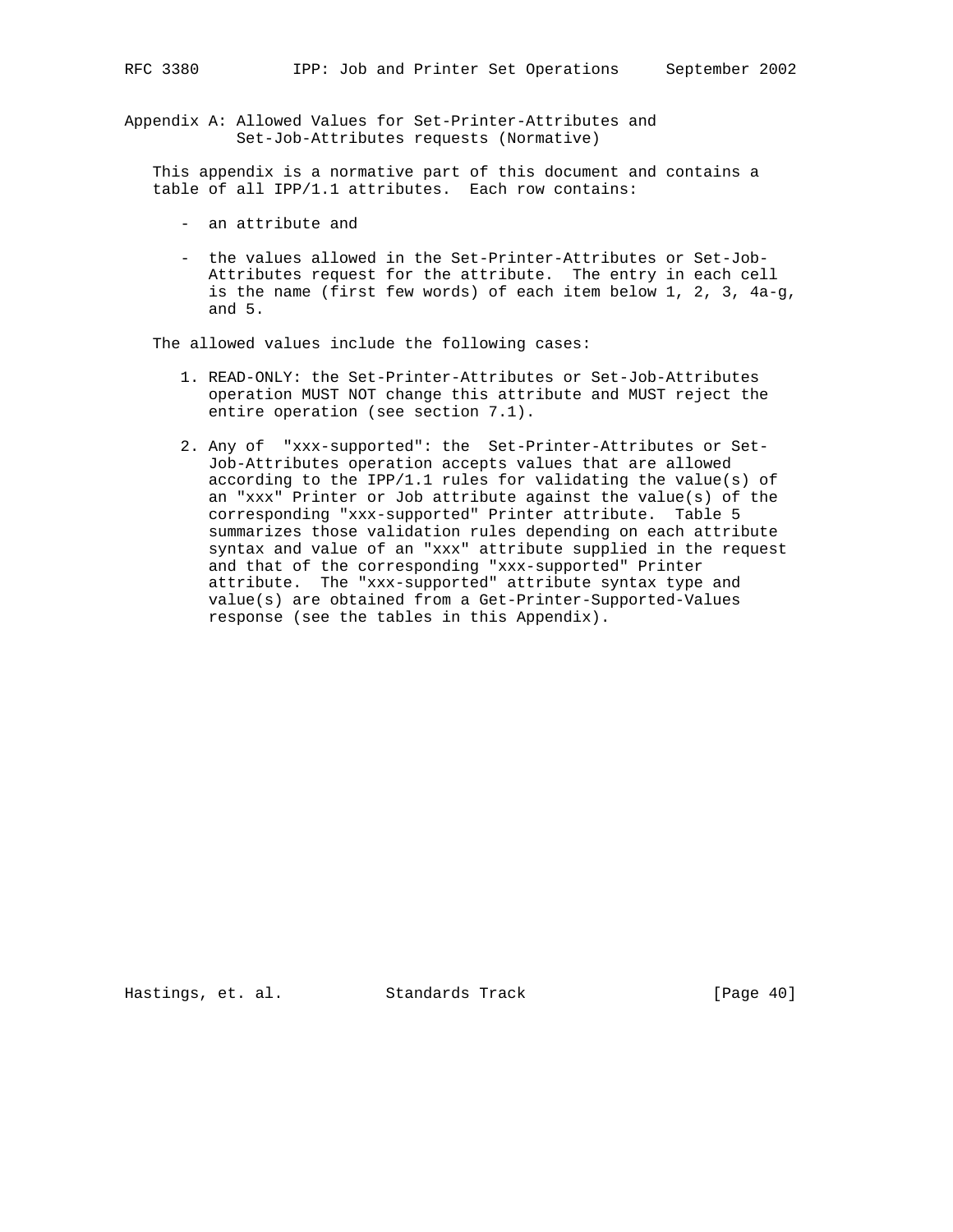# Appendix A: Allowed Values for Set-Printer-Attributes and Set-Job-Attributes requests (Normative)

This appendix is a normative part of this document and contains a table of all IPP/1.1 attributes. Each row contains:

- an attribute and
- the values allowed in the Set-Printer-Attributes or Set-Job-Attributes request for the attribute. The entry in each cell is the name (first few words) of each item below 1, 2, 3, 4a-g, and 5.

The allowed values include the following cases:

1. READ-ONLY: the Set-Printer-Attributes or Set-Job-Attributes operation MUST NOT change this attribute and MUST reject the entire operation (see section 7.1).

2. Any of "xxx-supported": the Set-Printer-Attributes or Set-Job-Attributes operation accepts values that are allowed according to the IPP/1.1 rules for validating the value(s) of an "xxx" Printer or Job attribute against the value(s) of the corresponding "xxx-supported" Printer attribute. Table 5 summarizes those validation rules depending on each attribute syntax and value of an "xxx" attribute supplied in the request and that of the corresponding "xxx-supported" Printer attribute. The "xxx-supported" attribute syntax type and value(s) are obtained from a Get-Printer-Supported-Values response (see the tables in this Appendix).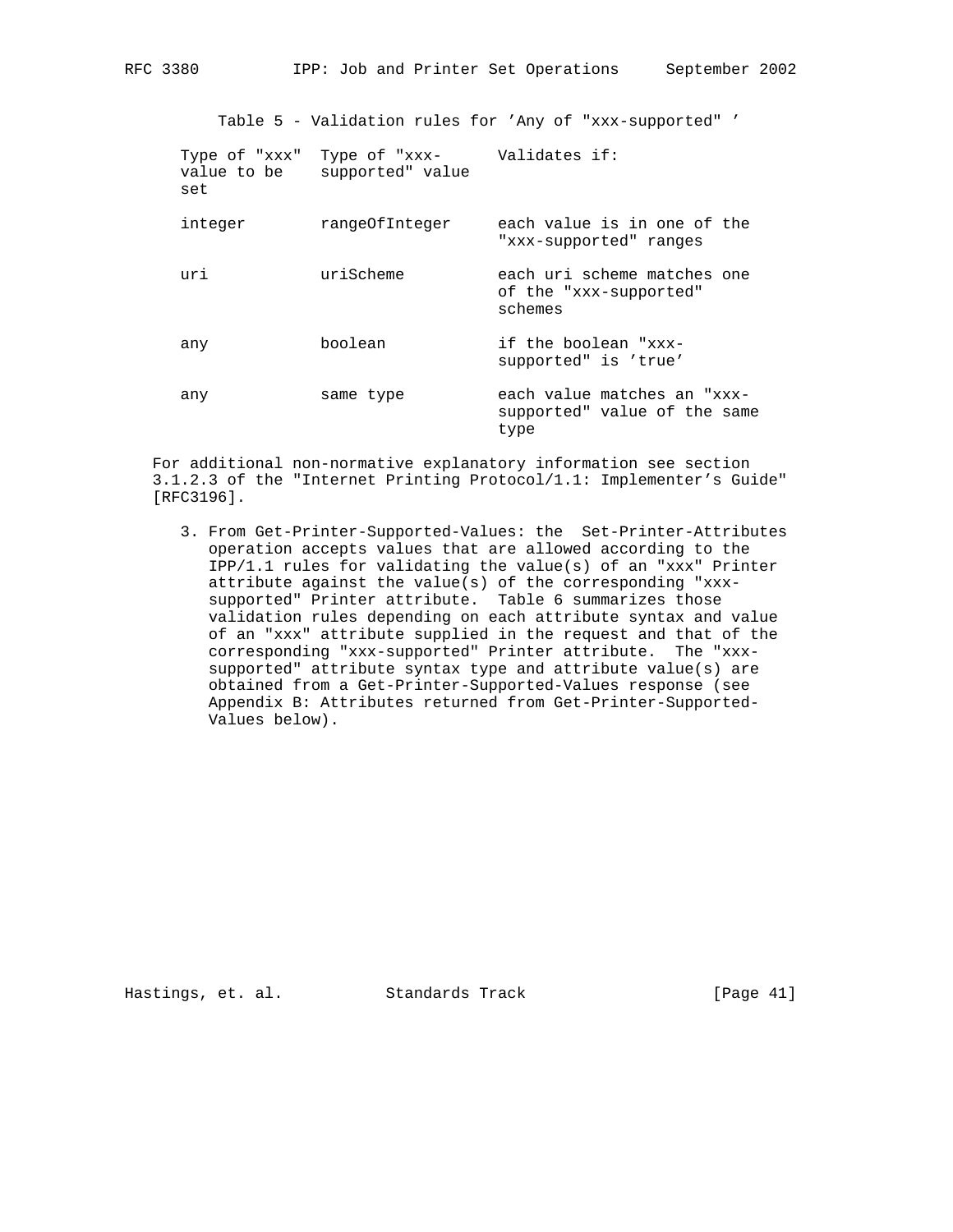Table 5 - Validation rules for 'Any of "xxx-supported" '

| Type of "xxx" value to be set | Type of "xxx-supported" value | Validates if: |
| --- | --- | --- |
| integer | rangeOfInteger | each value is in one of the "xxx-supported" ranges |
| uri | uriScheme | each uri scheme matches one of the "xxx-supported" schemes |
| any | boolean | if the boolean "xxx-supported" is 'true' |
| any | same type | each value matches an "xxx-supported" value of the same type |

For additional non-normative explanatory information see section 3.1.2.3 of the "Internet Printing Protocol/1.1: Implementer's Guide" [RFC3196].

3. From Get-Printer-Supported-Values: the Set-Printer-Attributes operation accepts values that are allowed according to the IPP/1.1 rules for validating the value(s) of an "xxx" Printer attribute against the value(s) of the corresponding "xxx-supported" Printer attribute. Table 6 summarizes those validation rules depending on each attribute syntax and value of an "xxx" attribute supplied in the request and that of the corresponding "xxx-supported" Printer attribute. The "xxx-supported" attribute syntax type and attribute value(s) are obtained from a Get-Printer-Supported-Values response (see Appendix B: Attributes returned from Get-Printer-Supported-Values below).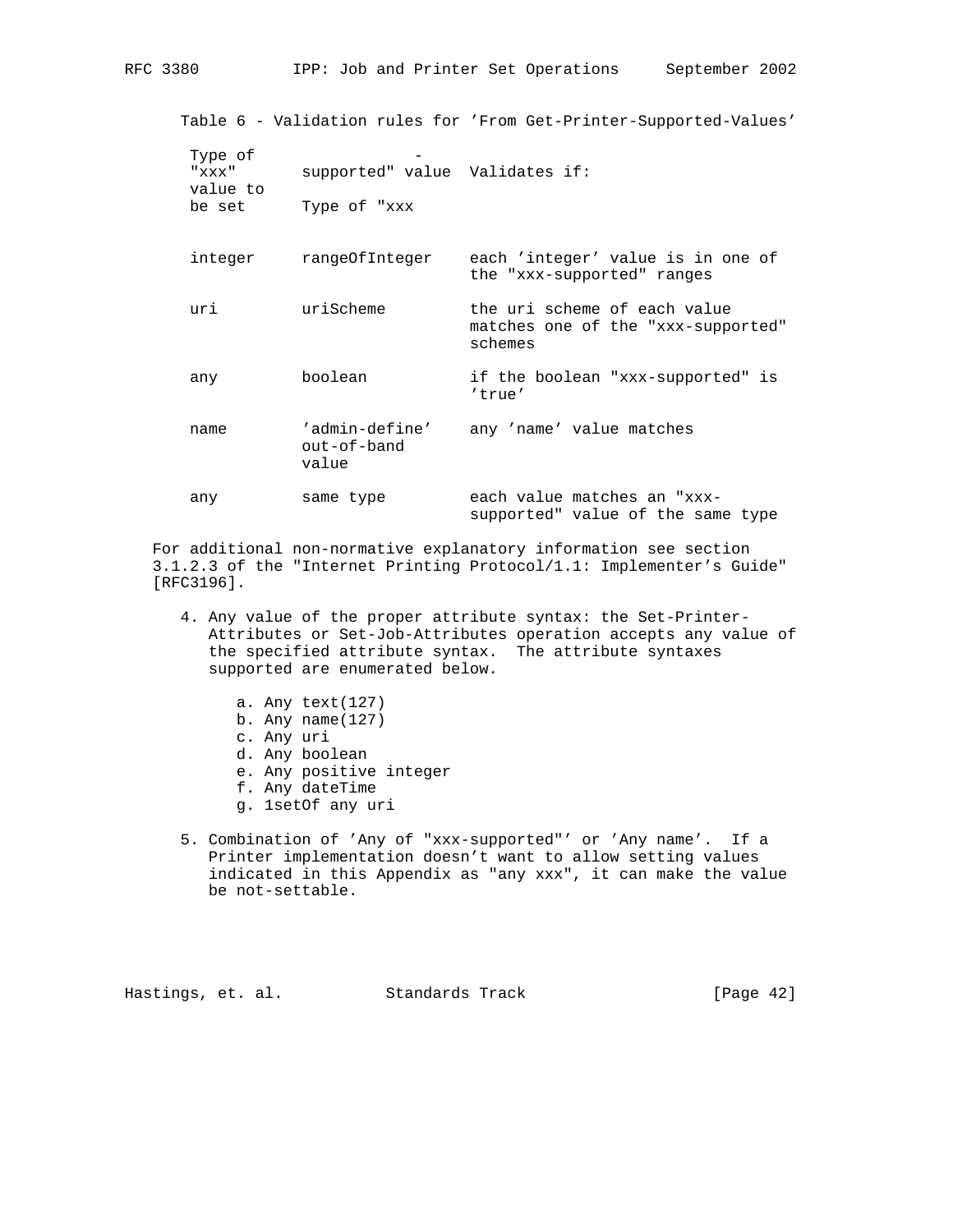Table 6 - Validation rules for 'From Get-Printer-Supported-Values'

| Type of "xxx" value to be set | Type of "xxx-supported" value | Validates if: |
|---|---|---|
| integer | rangeOfInteger | each 'integer' value is in one of the "xxx-supported" ranges |
| uri | uriScheme | the uri scheme of each value matches one of the "xxx-supported" schemes |
| any | boolean | if the boolean "xxx-supported" is 'true' |
| name | 'admin-define' out-of-band value | any 'name' value matches |
| any | same type | each value matches an "xxx-supported" value of the same type |

For additional non-normative explanatory information see section 3.1.2.3 of the "Internet Printing Protocol/1.1: Implementer's Guide" [RFC3196].

4. Any value of the proper attribute syntax: the Set-Printer-Attributes or Set-Job-Attributes operation accepts any value of the specified attribute syntax. The attribute syntaxes supported are enumerated below.

   a. Any text(127)
   b. Any name(127)
   c. Any uri
   d. Any boolean
   e. Any positive integer
   f. Any dateTime
   g. 1setOf any uri

5. Combination of 'Any of "xxx-supported"' or 'Any name'. If a Printer implementation doesn't want to allow setting values indicated in this Appendix as "any xxx", it can make the value be not-settable.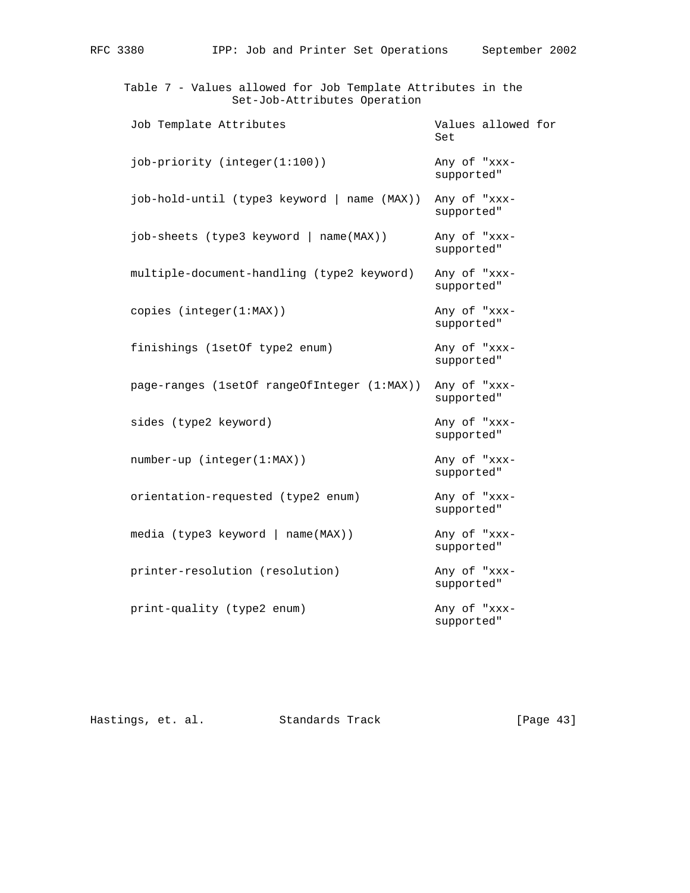Table 7 - Values allowed for Job Template Attributes in the Set-Job-Attributes Operation

| Job Template Attributes | Values allowed for Set |
|---|---|
| job-priority (integer(1:100)) | Any of "xxx-supported" |
| job-hold-until (type3 keyword \| name (MAX)) | Any of "xxx-supported" |
| job-sheets (type3 keyword \| name(MAX)) | Any of "xxx-supported" |
| multiple-document-handling (type2 keyword) | Any of "xxx-supported" |
| copies (integer(1:MAX)) | Any of "xxx-supported" |
| finishings (1setOf type2 enum) | Any of "xxx-supported" |
| page-ranges (1setOf rangeOfInteger (1:MAX)) | Any of "xxx-supported" |
| sides (type2 keyword) | Any of "xxx-supported" |
| number-up (integer(1:MAX)) | Any of "xxx-supported" |
| orientation-requested (type2 enum) | Any of "xxx-supported" |
| media (type3 keyword \| name(MAX)) | Any of "xxx-supported" |
| printer-resolution (resolution) | Any of "xxx-supported" |
| print-quality (type2 enum) | Any of "xxx-supported" |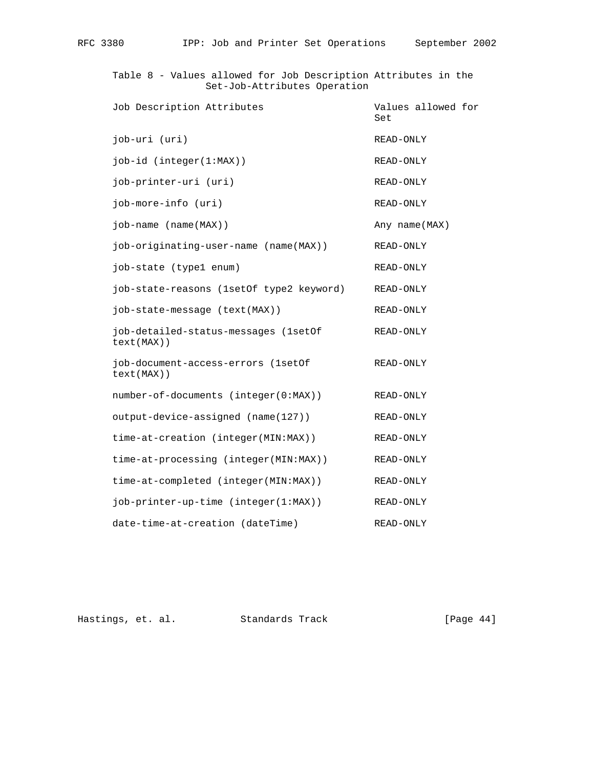Table 8 - Values allowed for Job Description Attributes in the Set-Job-Attributes Operation

| Job Description Attributes | Values allowed for Set |
| --- | --- |
| job-uri (uri) | READ-ONLY |
| job-id (integer(1:MAX)) | READ-ONLY |
| job-printer-uri (uri) | READ-ONLY |
| job-more-info (uri) | READ-ONLY |
| job-name (name(MAX)) | Any name(MAX) |
| job-originating-user-name (name(MAX)) | READ-ONLY |
| job-state (type1 enum) | READ-ONLY |
| job-state-reasons (1setOf type2 keyword) | READ-ONLY |
| job-state-message (text(MAX)) | READ-ONLY |
| job-detailed-status-messages (1setOf text(MAX)) | READ-ONLY |
| job-document-access-errors (1setOf text(MAX)) | READ-ONLY |
| number-of-documents (integer(0:MAX)) | READ-ONLY |
| output-device-assigned (name(127)) | READ-ONLY |
| time-at-creation (integer(MIN:MAX)) | READ-ONLY |
| time-at-processing (integer(MIN:MAX)) | READ-ONLY |
| time-at-completed (integer(MIN:MAX)) | READ-ONLY |
| job-printer-up-time (integer(1:MAX)) | READ-ONLY |
| date-time-at-creation (dateTime) | READ-ONLY |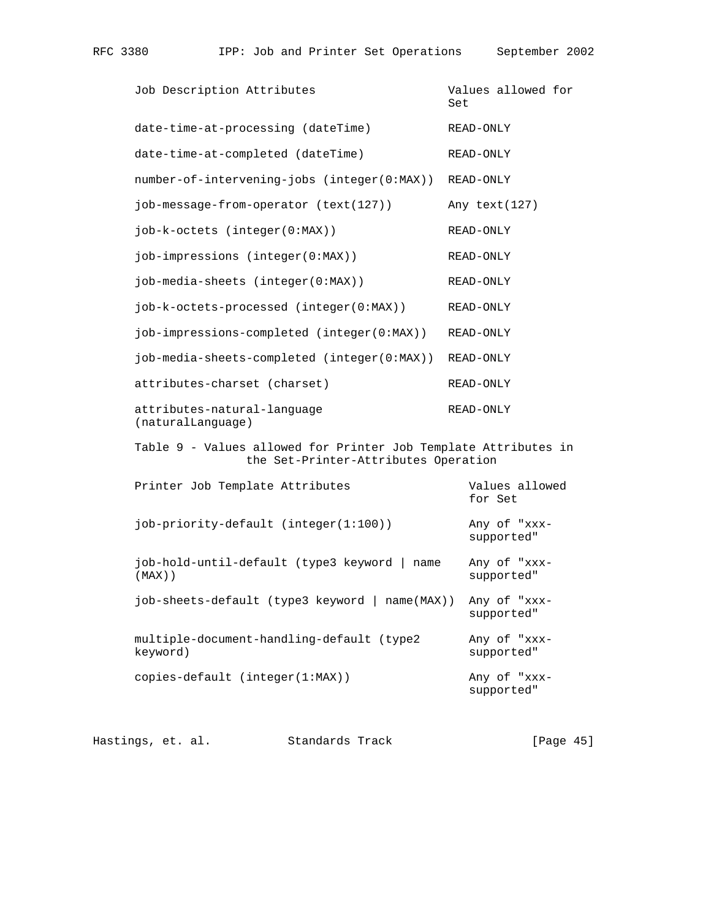| Job Description Attributes | Values allowed for Set |
| --- | --- |
| date-time-at-processing (dateTime) | READ-ONLY |
| date-time-at-completed (dateTime) | READ-ONLY |
| number-of-intervening-jobs (integer(0:MAX)) | READ-ONLY |
| job-message-from-operator (text(127)) | Any text(127) |
| job-k-octets (integer(0:MAX)) | READ-ONLY |
| job-impressions (integer(0:MAX)) | READ-ONLY |
| job-media-sheets (integer(0:MAX)) | READ-ONLY |
| job-k-octets-processed (integer(0:MAX)) | READ-ONLY |
| job-impressions-completed (integer(0:MAX)) | READ-ONLY |
| job-media-sheets-completed (integer(0:MAX)) | READ-ONLY |
| attributes-charset (charset) | READ-ONLY |
| attributes-natural-language (naturalLanguage) | READ-ONLY |

Table 9 - Values allowed for Printer Job Template Attributes in the Set-Printer-Attributes Operation

| Printer Job Template Attributes | Values allowed for Set |
| --- | --- |
| job-priority-default (integer(1:100)) | Any of "xxx-supported" |
| job-hold-until-default (type3 keyword \| name (MAX)) | Any of "xxx-supported" |
| job-sheets-default (type3 keyword \| name(MAX)) | Any of "xxx-supported" |
| multiple-document-handling-default (type2 keyword) | Any of "xxx-supported" |
| copies-default (integer(1:MAX)) | Any of "xxx-supported" |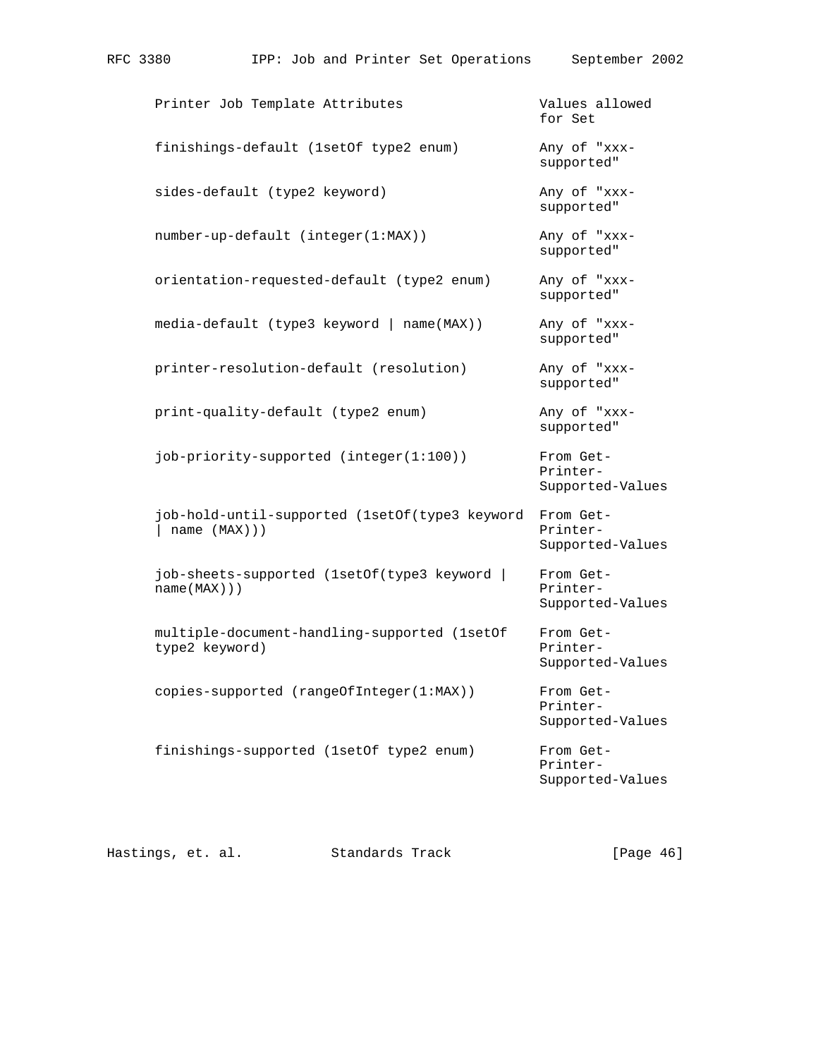| Printer Job Template Attributes | Values allowed for Set |
|---|---|
| finishings-default (1setOf type2 enum) | Any of "xxx-supported" |
| sides-default (type2 keyword) | Any of "xxx-supported" |
| number-up-default (integer(1:MAX)) | Any of "xxx-supported" |
| orientation-requested-default (type2 enum) | Any of "xxx-supported" |
| media-default (type3 keyword \| name(MAX)) | Any of "xxx-supported" |
| printer-resolution-default (resolution) | Any of "xxx-supported" |
| print-quality-default (type2 enum) | Any of "xxx-supported" |
| job-priority-supported (integer(1:100)) | From Get-Printer-Supported-Values |
| job-hold-until-supported (1setOf(type3 keyword \| name (MAX))) | From Get-Printer-Supported-Values |
| job-sheets-supported (1setOf(type3 keyword \| name(MAX))) | From Get-Printer-Supported-Values |
| multiple-document-handling-supported (1setOf type2 keyword) | From Get-Printer-Supported-Values |
| copies-supported (rangeOfInteger(1:MAX)) | From Get-Printer-Supported-Values |
| finishings-supported (1setOf type2 enum) | From Get-Printer-Supported-Values |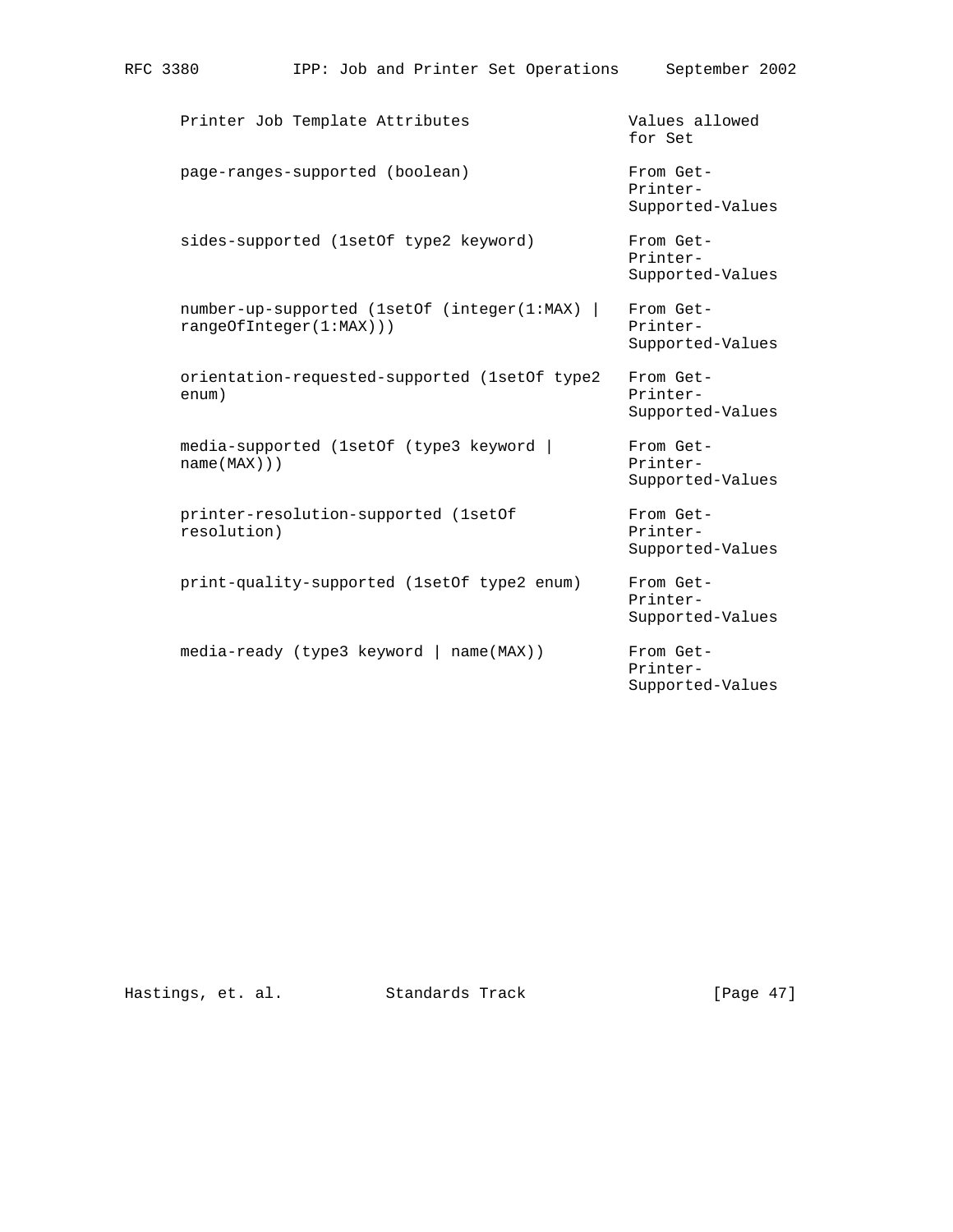| Printer Job Template Attributes | Values allowed for Set |
| --- | --- |
| page-ranges-supported (boolean) | From Get-Printer-Supported-Values |
| sides-supported (1setOf type2 keyword) | From Get-Printer-Supported-Values |
| number-up-supported (1setOf (integer(1:MAX) \| rangeOfInteger(1:MAX))) | From Get-Printer-Supported-Values |
| orientation-requested-supported (1setOf type2 enum) | From Get-Printer-Supported-Values |
| media-supported (1setOf (type3 keyword \| name(MAX))) | From Get-Printer-Supported-Values |
| printer-resolution-supported (1setOf resolution) | From Get-Printer-Supported-Values |
| print-quality-supported (1setOf type2 enum) | From Get-Printer-Supported-Values |
| media-ready (type3 keyword \| name(MAX)) | From Get-Printer-Supported-Values |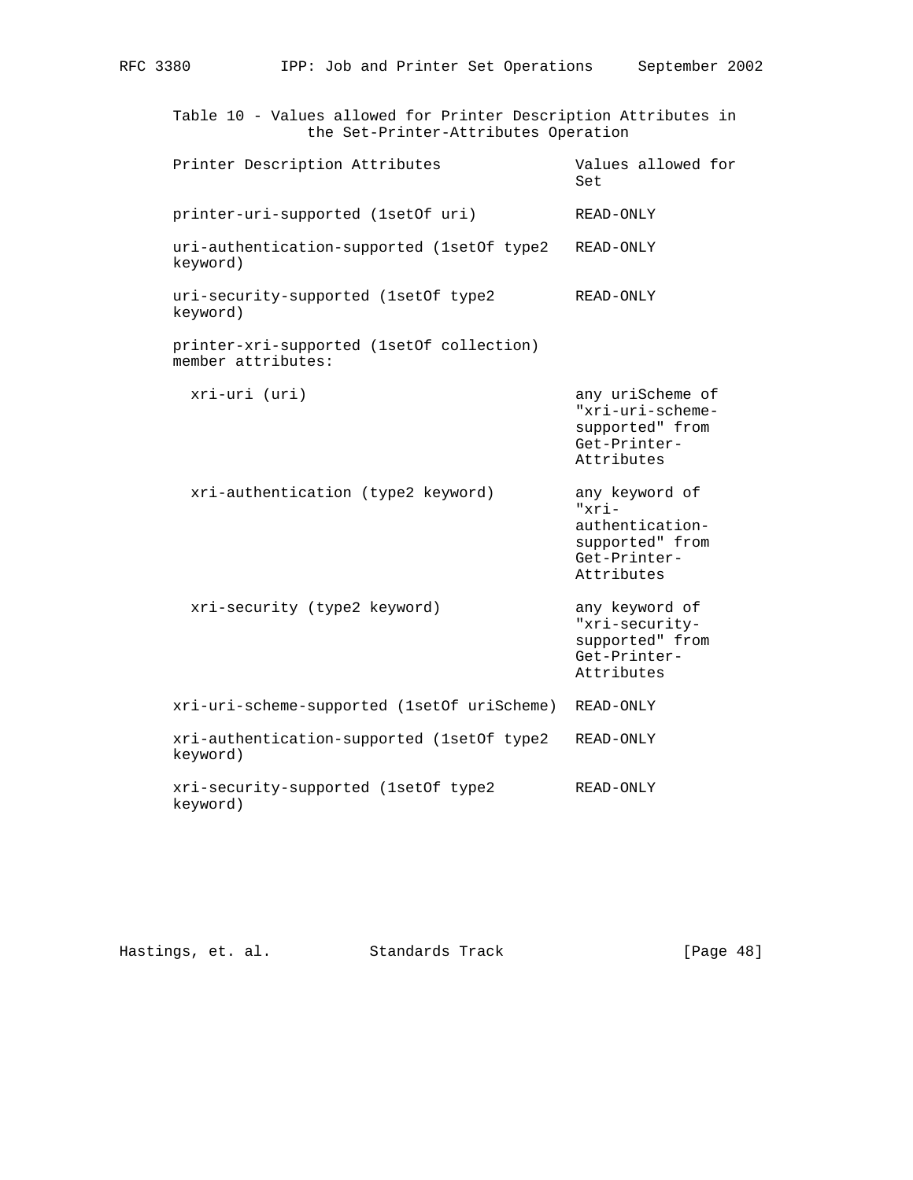Table 10 - Values allowed for Printer Description Attributes in the Set-Printer-Attributes Operation

| Printer Description Attributes | Values allowed for Set |
|---|---|
| printer-uri-supported (1setOf uri) | READ-ONLY |
| uri-authentication-supported (1setOf type2 keyword) | READ-ONLY |
| uri-security-supported (1setOf type2 keyword) | READ-ONLY |
| printer-xri-supported (1setOf collection) member attributes: | |
| xri-uri (uri) | any uriScheme of "xri-uri-scheme-supported" from Get-Printer-Attributes |
| xri-authentication (type2 keyword) | any keyword of "xri-authentication-supported" from Get-Printer-Attributes |
| xri-security (type2 keyword) | any keyword of "xri-security-supported" from Get-Printer-Attributes |
| xri-uri-scheme-supported (1setOf uriScheme) | READ-ONLY |
| xri-authentication-supported (1setOf type2 keyword) | READ-ONLY |
| xri-security-supported (1setOf type2 keyword) | READ-ONLY |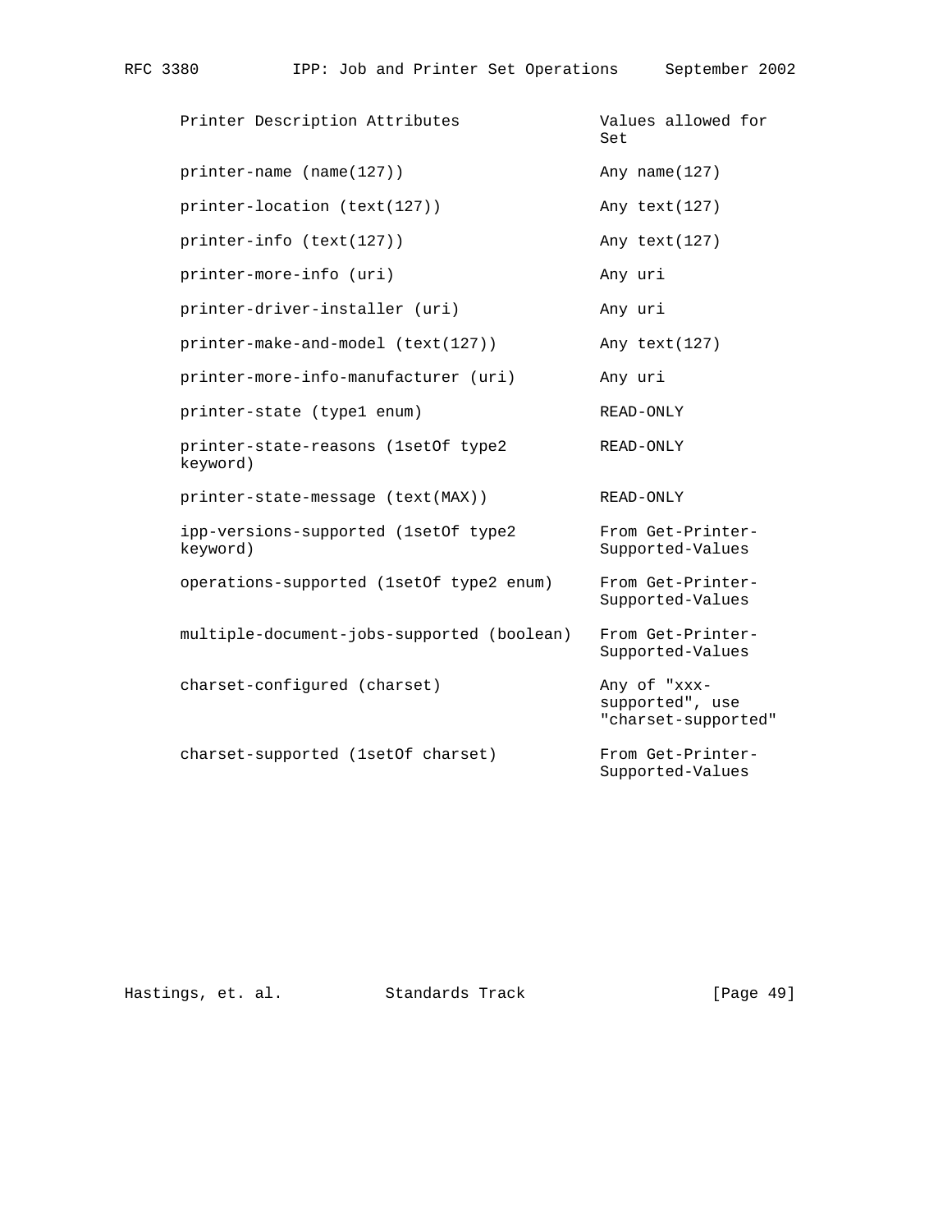| Printer Description Attributes | Values allowed for Set |
| --- | --- |
| printer-name (name(127)) | Any name(127) |
| printer-location (text(127)) | Any text(127) |
| printer-info (text(127)) | Any text(127) |
| printer-more-info (uri) | Any uri |
| printer-driver-installer (uri) | Any uri |
| printer-make-and-model (text(127)) | Any text(127) |
| printer-more-info-manufacturer (uri) | Any uri |
| printer-state (type1 enum) | READ-ONLY |
| printer-state-reasons (1setOf type2 keyword) | READ-ONLY |
| printer-state-message (text(MAX)) | READ-ONLY |
| ipp-versions-supported (1setOf type2 keyword) | From Get-Printer-Supported-Values |
| operations-supported (1setOf type2 enum) | From Get-Printer-Supported-Values |
| multiple-document-jobs-supported (boolean) | From Get-Printer-Supported-Values |
| charset-configured (charset) | Any of "xxx-supported", use "charset-supported" |
| charset-supported (1setOf charset) | From Get-Printer-Supported-Values |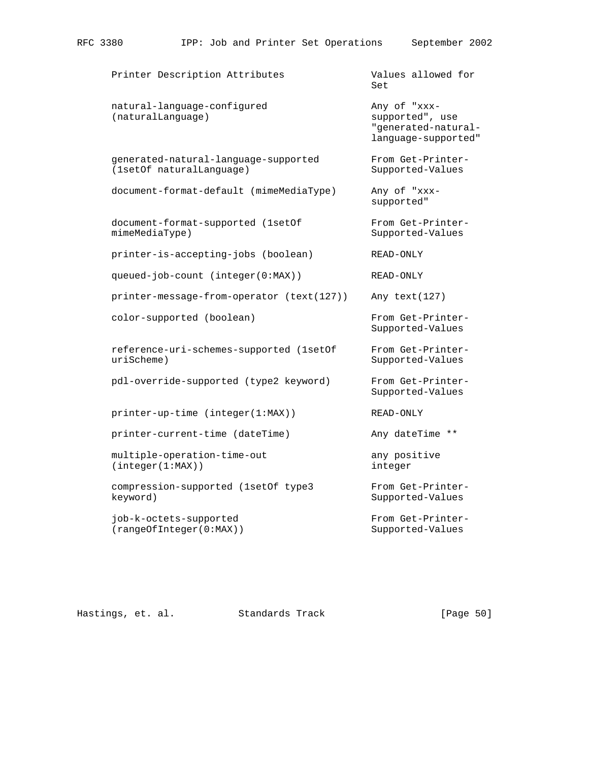| Printer Description Attributes | Values allowed for Set |
| --- | --- |
| natural-language-configured (naturalLanguage) | Any of "xxx-supported", use "generated-natural-language-supported" |
| generated-natural-language-supported (1setOf naturalLanguage) | From Get-Printer-Supported-Values |
| document-format-default (mimeMediaType) | Any of "xxx-supported" |
| document-format-supported (1setOf mimeMediaType) | From Get-Printer-Supported-Values |
| printer-is-accepting-jobs (boolean) | READ-ONLY |
| queued-job-count (integer(0:MAX)) | READ-ONLY |
| printer-message-from-operator (text(127)) | Any text(127) |
| color-supported (boolean) | From Get-Printer-Supported-Values |
| reference-uri-schemes-supported (1setOf uriScheme) | From Get-Printer-Supported-Values |
| pdl-override-supported (type2 keyword) | From Get-Printer-Supported-Values |
| printer-up-time (integer(1:MAX)) | READ-ONLY |
| printer-current-time (dateTime) | Any dateTime ** |
| multiple-operation-time-out (integer(1:MAX)) | any positive integer |
| compression-supported (1setOf type3 keyword) | From Get-Printer-Supported-Values |
| job-k-octets-supported (rangeOfInteger(0:MAX)) | From Get-Printer-Supported-Values |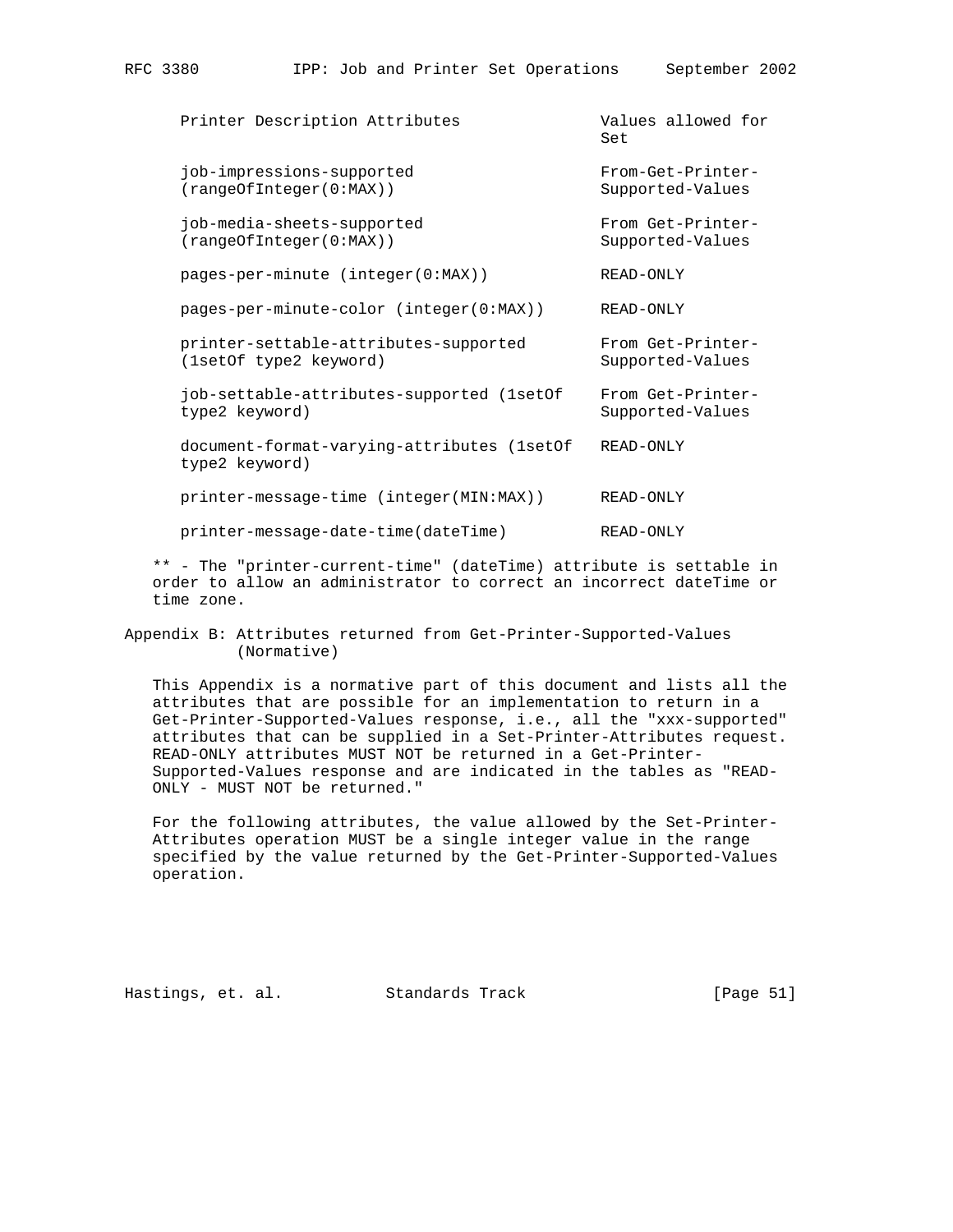| Printer Description Attributes | Values allowed for Set |
| --- | --- |
| job-impressions-supported (rangeOfInteger(0:MAX)) | From-Get-Printer-Supported-Values |
| job-media-sheets-supported (rangeOfInteger(0:MAX)) | From Get-Printer-Supported-Values |
| pages-per-minute (integer(0:MAX)) | READ-ONLY |
| pages-per-minute-color (integer(0:MAX)) | READ-ONLY |
| printer-settable-attributes-supported (1setOf type2 keyword) | From Get-Printer-Supported-Values |
| job-settable-attributes-supported (1setOf type2 keyword) | From Get-Printer-Supported-Values |
| document-format-varying-attributes (1setOf type2 keyword) | READ-ONLY |
| printer-message-time (integer(MIN:MAX)) | READ-ONLY |
| printer-message-date-time(dateTime) | READ-ONLY |

** - The "printer-current-time" (dateTime) attribute is settable in order to allow an administrator to correct an incorrect dateTime or time zone.

## Appendix B: Attributes returned from Get-Printer-Supported-Values (Normative)

This Appendix is a normative part of this document and lists all the attributes that are possible for an implementation to return in a Get-Printer-Supported-Values response, i.e., all the "xxx-supported" attributes that can be supplied in a Set-Printer-Attributes request. READ-ONLY attributes MUST NOT be returned in a Get-Printer-Supported-Values response and are indicated in the tables as "READ-ONLY - MUST NOT be returned."

For the following attributes, the value allowed by the Set-Printer-Attributes operation MUST be a single integer value in the range specified by the value returned by the Get-Printer-Supported-Values operation.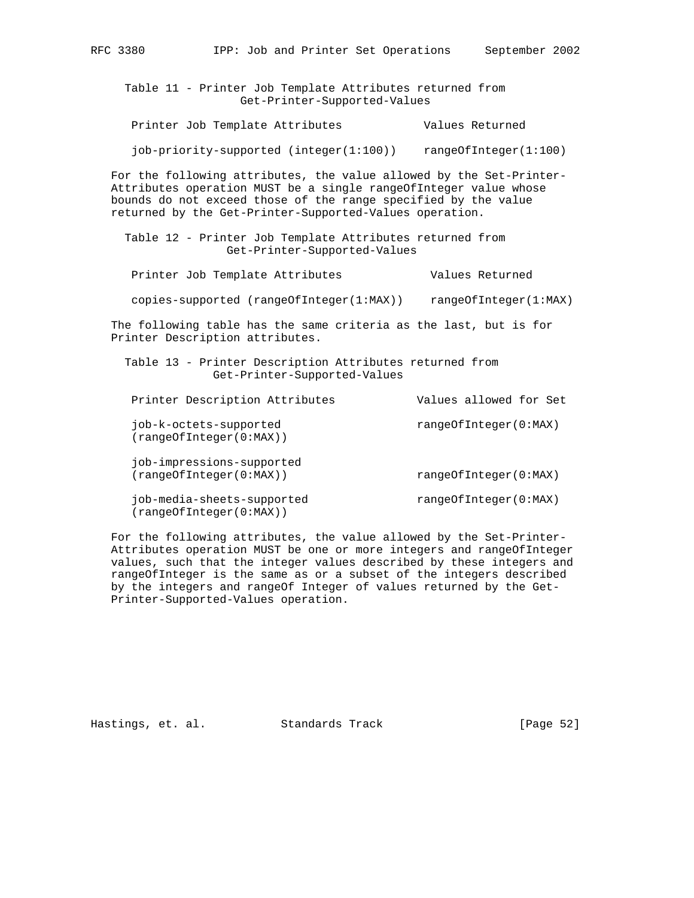Table 11 - Printer Job Template Attributes returned from Get-Printer-Supported-Values

| Printer Job Template Attributes | Values Returned |
| --- | --- |
| job-priority-supported (integer(1:100)) | rangeOfInteger(1:100) |

For the following attributes, the value allowed by the Set-Printer-Attributes operation MUST be a single rangeOfInteger value whose bounds do not exceed those of the range specified by the value returned by the Get-Printer-Supported-Values operation.

Table 12 - Printer Job Template Attributes returned from Get-Printer-Supported-Values

| Printer Job Template Attributes | Values Returned |
| --- | --- |
| copies-supported (rangeOfInteger(1:MAX)) | rangeOfInteger(1:MAX) |

The following table has the same criteria as the last, but is for Printer Description attributes.

Table 13 - Printer Description Attributes returned from Get-Printer-Supported-Values

| Printer Description Attributes | Values allowed for Set |
| --- | --- |
| job-k-octets-supported (rangeOfInteger(0:MAX)) | rangeOfInteger(0:MAX) |
| job-impressions-supported (rangeOfInteger(0:MAX)) | rangeOfInteger(0:MAX) |
| job-media-sheets-supported (rangeOfInteger(0:MAX)) | rangeOfInteger(0:MAX) |

For the following attributes, the value allowed by the Set-Printer-Attributes operation MUST be one or more integers and rangeOfInteger values, such that the integer values described by these integers and rangeOfInteger is the same as or a subset of the integers described by the integers and rangeOf Integer of values returned by the Get-Printer-Supported-Values operation.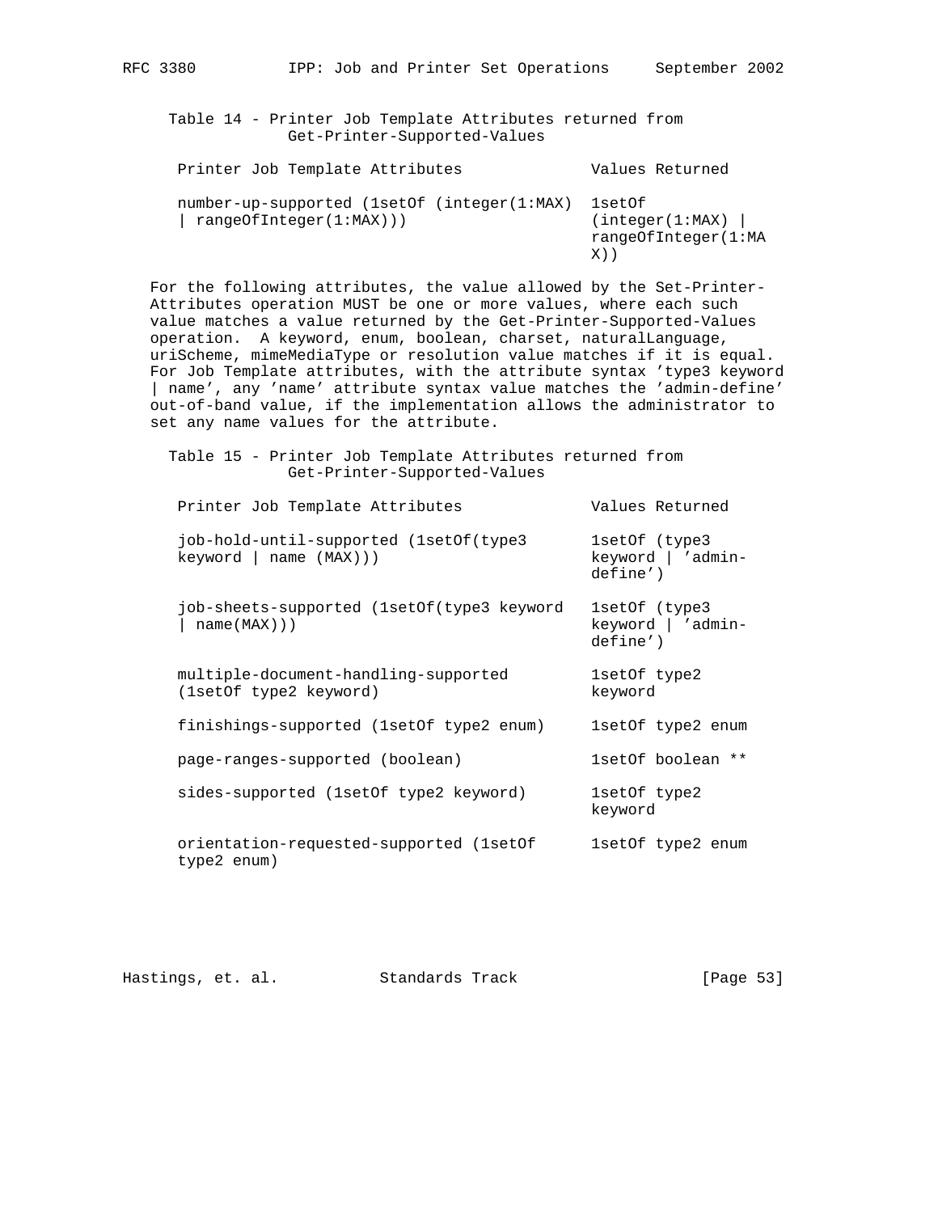Table 14 - Printer Job Template Attributes returned from Get-Printer-Supported-Values

| Printer Job Template Attributes | Values Returned |
|---|---|
| number-up-supported (1setOf (integer(1:MAX) \| rangeOfInteger(1:MAX))) | 1setOf (integer(1:MAX) \| rangeOfInteger(1:MAX)) |

For the following attributes, the value allowed by the Set-Printer-Attributes operation MUST be one or more values, where each such value matches a value returned by the Get-Printer-Supported-Values operation. A keyword, enum, boolean, charset, naturalLanguage, uriScheme, mimeMediaType or resolution value matches if it is equal. For Job Template attributes, with the attribute syntax 'type3 keyword | name', any 'name' attribute syntax value matches the 'admin-define' out-of-band value, if the implementation allows the administrator to set any name values for the attribute.

Table 15 - Printer Job Template Attributes returned from Get-Printer-Supported-Values

| Printer Job Template Attributes | Values Returned |
|---|---|
| job-hold-until-supported (1setOf(type3 keyword \| name (MAX))) | 1setOf (type3 keyword \| 'admin-define') |
| job-sheets-supported (1setOf(type3 keyword \| name(MAX))) | 1setOf (type3 keyword \| 'admin-define') |
| multiple-document-handling-supported (1setOf type2 keyword) | 1setOf type2 keyword |
| finishings-supported (1setOf type2 enum) | 1setOf type2 enum |
| page-ranges-supported (boolean) | 1setOf boolean ** |
| sides-supported (1setOf type2 keyword) | 1setOf type2 keyword |
| orientation-requested-supported (1setOf type2 enum) | 1setOf type2 enum |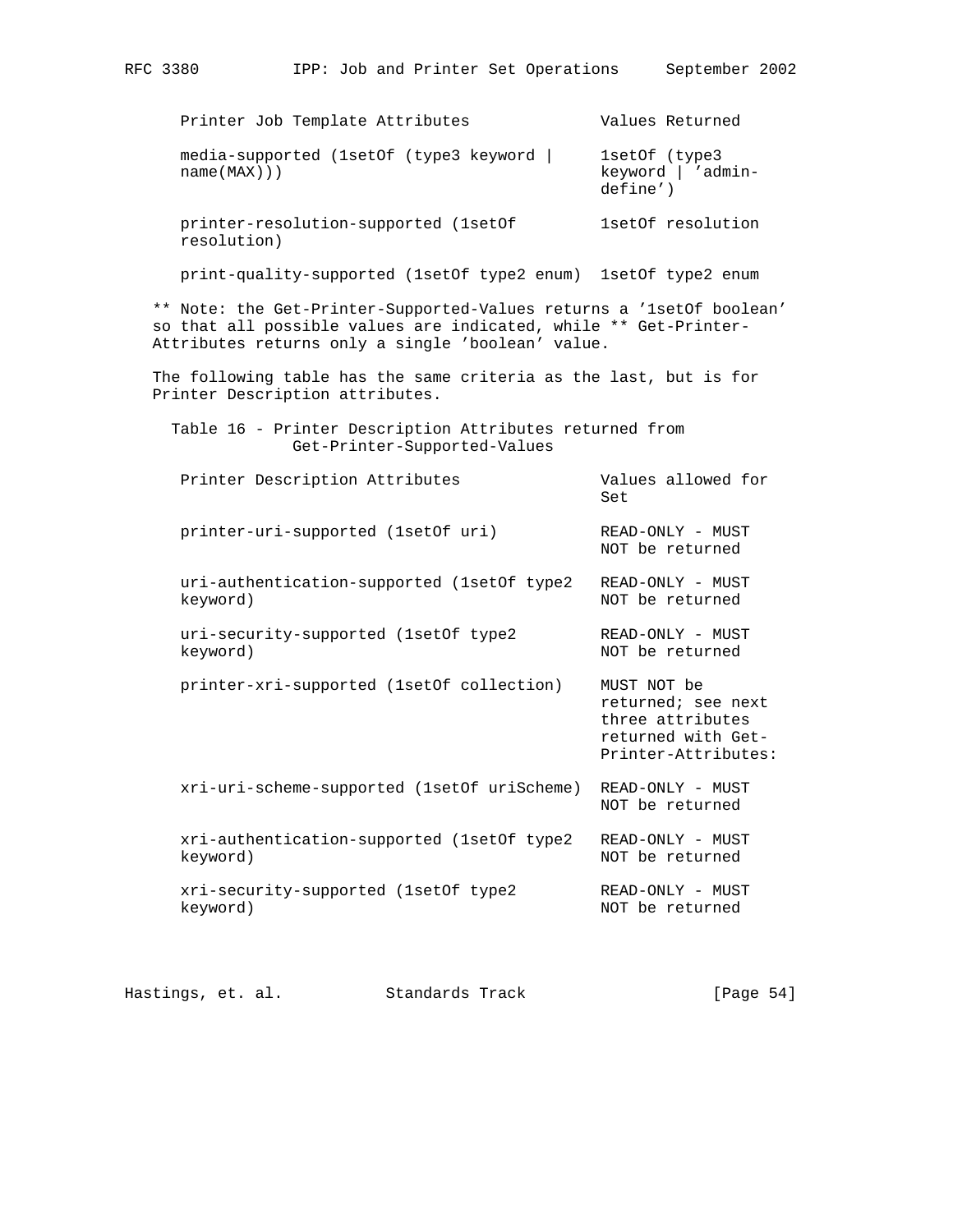| Printer Job Template Attributes | Values Returned |
| --- | --- |
| media-supported (1setOf (type3 keyword \| name(MAX))) | 1setOf (type3 keyword \| 'admin-define') |
| printer-resolution-supported (1setOf resolution) | 1setOf resolution |
| print-quality-supported (1setOf type2 enum) | 1setOf type2 enum |

** Note: the Get-Printer-Supported-Values returns a '1setOf boolean' so that all possible values are indicated, while ** Get-Printer-Attributes returns only a single 'boolean' value.

The following table has the same criteria as the last, but is for Printer Description attributes.

Table 16 - Printer Description Attributes returned from Get-Printer-Supported-Values

| Printer Description Attributes | Values allowed for Set |
| --- | --- |
| printer-uri-supported (1setOf uri) | READ-ONLY - MUST NOT be returned |
| uri-authentication-supported (1setOf type2 keyword) | READ-ONLY - MUST NOT be returned |
| uri-security-supported (1setOf type2 keyword) | READ-ONLY - MUST NOT be returned |
| printer-xri-supported (1setOf collection) | MUST NOT be returned; see next three attributes returned with Get-Printer-Attributes: |
| xri-uri-scheme-supported (1setOf uriScheme) | READ-ONLY - MUST NOT be returned |
| xri-authentication-supported (1setOf type2 keyword) | READ-ONLY - MUST NOT be returned |
| xri-security-supported (1setOf type2 keyword) | READ-ONLY - MUST NOT be returned |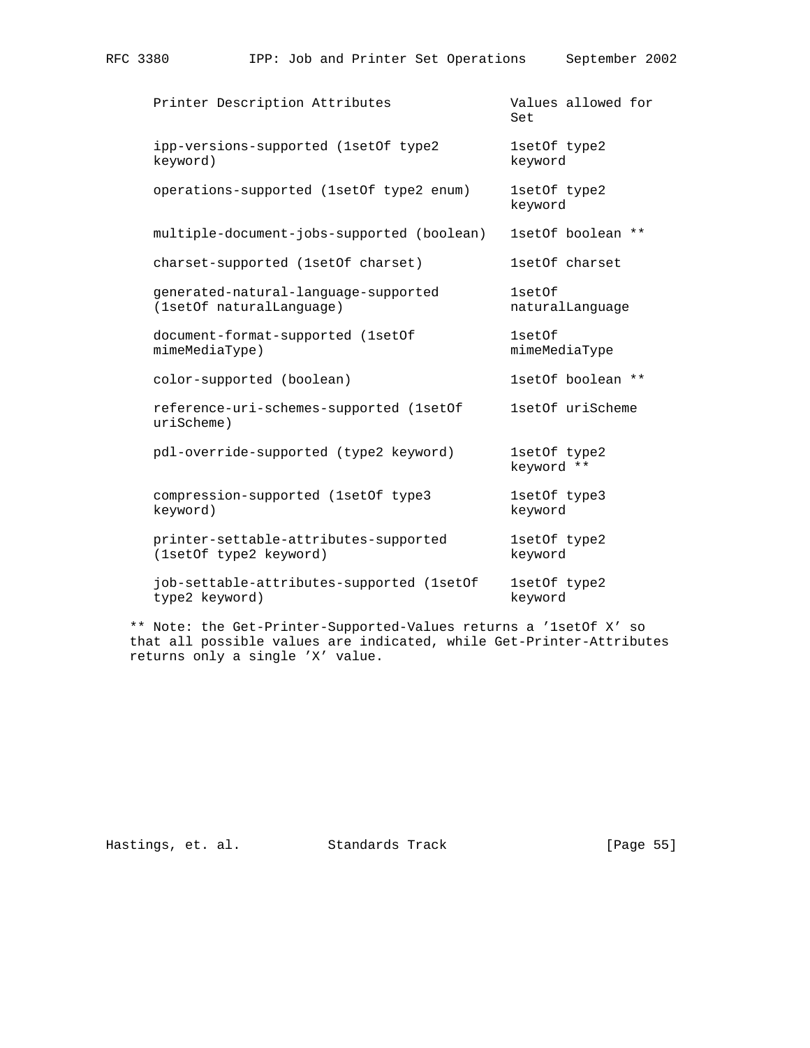| Printer Description Attributes | Values allowed for Set |
| --- | --- |
| ipp-versions-supported (1setOf type2 keyword) | 1setOf type2 keyword |
| operations-supported (1setOf type2 enum) | 1setOf type2 keyword |
| multiple-document-jobs-supported (boolean) | 1setOf boolean ** |
| charset-supported (1setOf charset) | 1setOf charset |
| generated-natural-language-supported (1setOf naturalLanguage) | 1setOf naturalLanguage |
| document-format-supported (1setOf mimeMediaType) | 1setOf mimeMediaType |
| color-supported (boolean) | 1setOf boolean ** |
| reference-uri-schemes-supported (1setOf uriScheme) | 1setOf uriScheme |
| pdl-override-supported (type2 keyword) | 1setOf type2 keyword ** |
| compression-supported (1setOf type3 keyword) | 1setOf type3 keyword |
| printer-settable-attributes-supported (1setOf type2 keyword) | 1setOf type2 keyword |
| job-settable-attributes-supported (1setOf type2 keyword) | 1setOf type2 keyword |

** Note: the Get-Printer-Supported-Values returns a '1setOf X' so that all possible values are indicated, while Get-Printer-Attributes returns only a single 'X' value.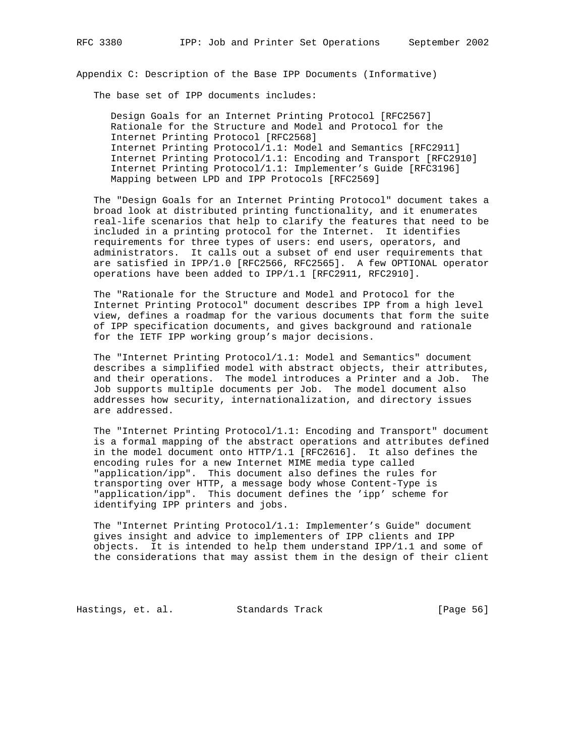## Appendix C: Description of the Base IPP Documents (Informative)

The base set of IPP documents includes:

- Design Goals for an Internet Printing Protocol [RFC2567]
- Rationale for the Structure and Model and Protocol for the Internet Printing Protocol [RFC2568]
- Internet Printing Protocol/1.1: Model and Semantics [RFC2911]
- Internet Printing Protocol/1.1: Encoding and Transport [RFC2910]
- Internet Printing Protocol/1.1: Implementer's Guide [RFC3196]
- Mapping between LPD and IPP Protocols [RFC2569]

The "Design Goals for an Internet Printing Protocol" document takes a broad look at distributed printing functionality, and it enumerates real-life scenarios that help to clarify the features that need to be included in a printing protocol for the Internet. It identifies requirements for three types of users: end users, operators, and administrators. It calls out a subset of end user requirements that are satisfied in IPP/1.0 [RFC2566, RFC2565]. A few OPTIONAL operator operations have been added to IPP/1.1 [RFC2911, RFC2910].

The "Rationale for the Structure and Model and Protocol for the Internet Printing Protocol" document describes IPP from a high level view, defines a roadmap for the various documents that form the suite of IPP specification documents, and gives background and rationale for the IETF IPP working group's major decisions.

The "Internet Printing Protocol/1.1: Model and Semantics" document describes a simplified model with abstract objects, their attributes, and their operations. The model introduces a Printer and a Job. The Job supports multiple documents per Job. The model document also addresses how security, internationalization, and directory issues are addressed.

The "Internet Printing Protocol/1.1: Encoding and Transport" document is a formal mapping of the abstract operations and attributes defined in the model document onto HTTP/1.1 [RFC2616]. It also defines the encoding rules for a new Internet MIME media type called "application/ipp". This document also defines the rules for transporting over HTTP, a message body whose Content-Type is "application/ipp". This document defines the 'ipp' scheme for identifying IPP printers and jobs.

The "Internet Printing Protocol/1.1: Implementer's Guide" document gives insight and advice to implementers of IPP clients and IPP objects. It is intended to help them understand IPP/1.1 and some of the considerations that may assist them in the design of their client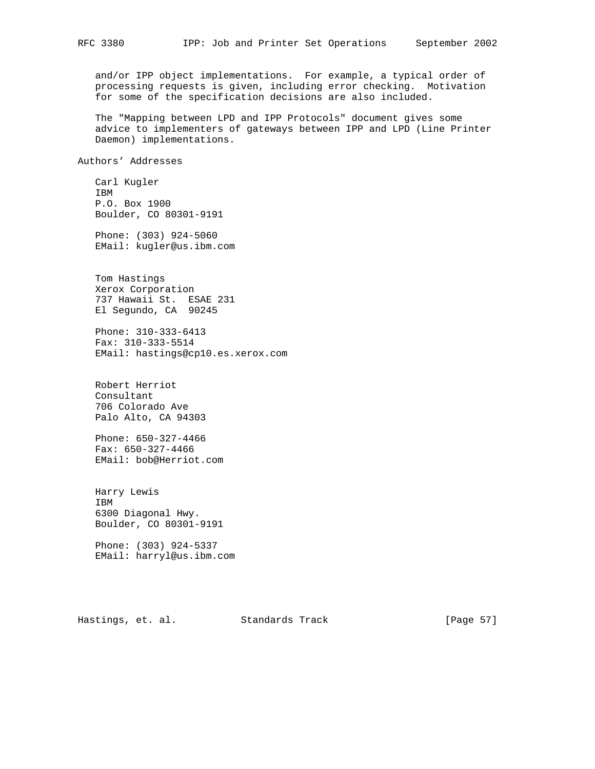and/or IPP object implementations. For example, a typical order of processing requests is given, including error checking. Motivation for some of the specification decisions are also included.

The "Mapping between LPD and IPP Protocols" document gives some advice to implementers of gateways between IPP and LPD (Line Printer Daemon) implementations.

## Authors' Addresses

Carl Kugler
IBM
P.O. Box 1900
Boulder, CO 80301-9191

Phone: (303) 924-5060
EMail: kugler@us.ibm.com

Tom Hastings
Xerox Corporation
737 Hawaii St. ESAE 231
El Segundo, CA 90245

Phone: 310-333-6413
Fax: 310-333-5514
EMail: hastings@cp10.es.xerox.com

Robert Herriot
Consultant
706 Colorado Ave
Palo Alto, CA 94303

Phone: 650-327-4466
Fax: 650-327-4466
EMail: bob@Herriot.com

Harry Lewis
IBM
6300 Diagonal Hwy.
Boulder, CO 80301-9191

Phone: (303) 924-5337
EMail: harryl@us.ibm.com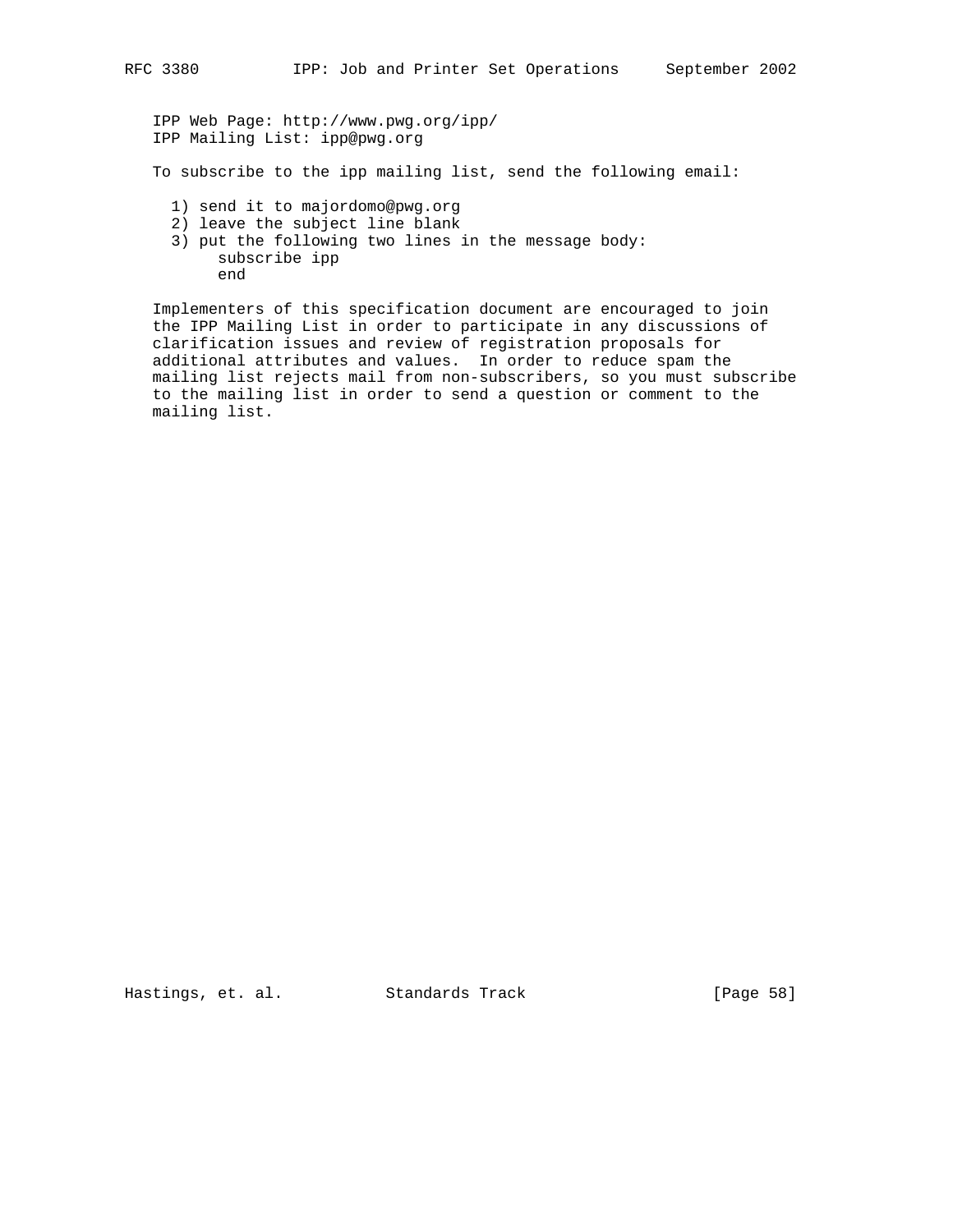IPP Web Page: http://www.pwg.org/ipp/
IPP Mailing List: ipp@pwg.org

To subscribe to the ipp mailing list, send the following email:

1) send it to majordomo@pwg.org
2) leave the subject line blank
3) put the following two lines in the message body:

```
subscribe ipp
end
```

Implementers of this specification document are encouraged to join the IPP Mailing List in order to participate in any discussions of clarification issues and review of registration proposals for additional attributes and values. In order to reduce spam the mailing list rejects mail from non-subscribers, so you must subscribe to the mailing list in order to send a question or comment to the mailing list.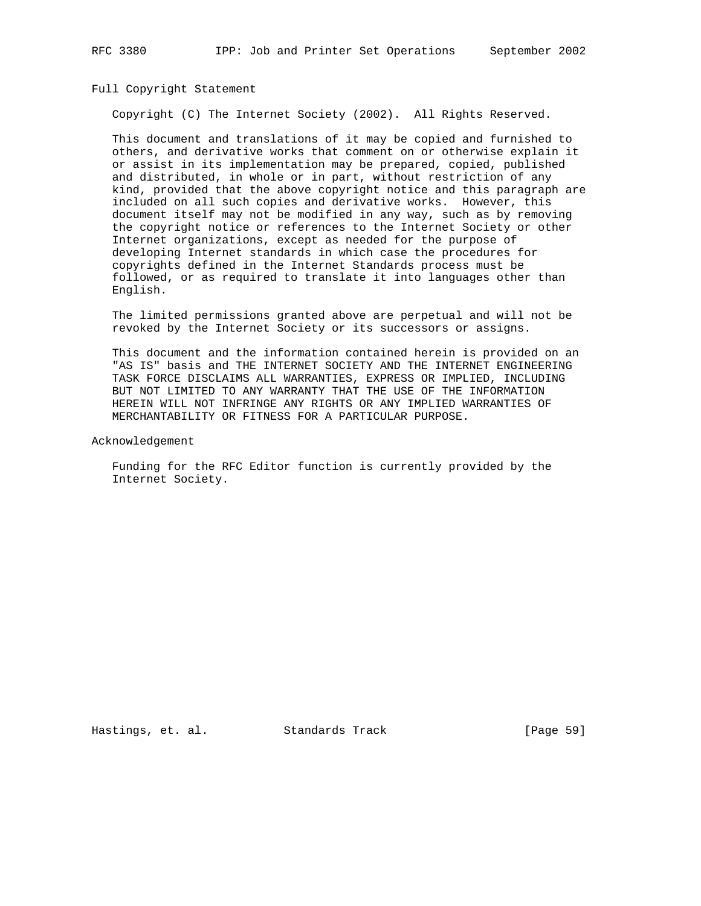## Full Copyright Statement

Copyright (C) The Internet Society (2002). All Rights Reserved.

This document and translations of it may be copied and furnished to others, and derivative works that comment on or otherwise explain it or assist in its implementation may be prepared, copied, published and distributed, in whole or in part, without restriction of any kind, provided that the above copyright notice and this paragraph are included on all such copies and derivative works. However, this document itself may not be modified in any way, such as by removing the copyright notice or references to the Internet Society or other Internet organizations, except as needed for the purpose of developing Internet standards in which case the procedures for copyrights defined in the Internet Standards process must be followed, or as required to translate it into languages other than English.

The limited permissions granted above are perpetual and will not be revoked by the Internet Society or its successors or assigns.

This document and the information contained herein is provided on an "AS IS" basis and THE INTERNET SOCIETY AND THE INTERNET ENGINEERING TASK FORCE DISCLAIMS ALL WARRANTIES, EXPRESS OR IMPLIED, INCLUDING BUT NOT LIMITED TO ANY WARRANTY THAT THE USE OF THE INFORMATION HEREIN WILL NOT INFRINGE ANY RIGHTS OR ANY IMPLIED WARRANTIES OF MERCHANTABILITY OR FITNESS FOR A PARTICULAR PURPOSE.

## Acknowledgement

Funding for the RFC Editor function is currently provided by the Internet Society.